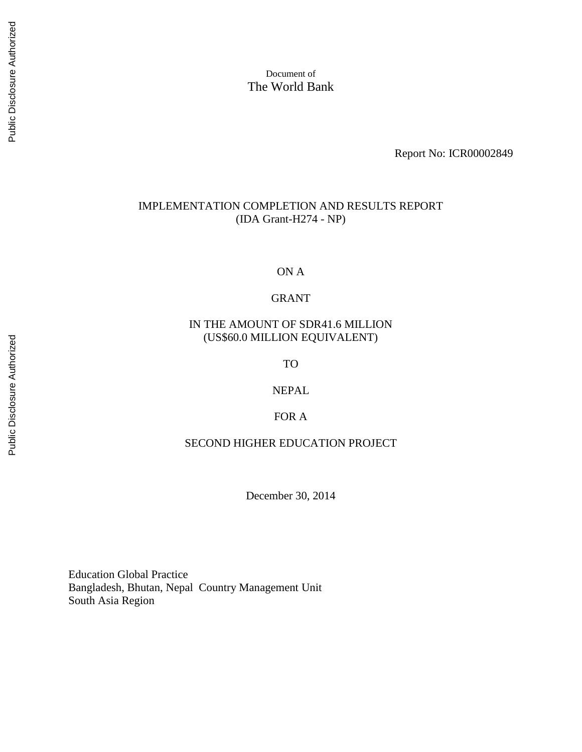Document of
The World Bank

Report No: ICR00002849

# IMPLEMENTATION COMPLETION AND RESULTS REPORT
(IDA Grant-H274 - NP)

ON A

GRANT

IN THE AMOUNT OF SDR41.6 MILLION
(US$60.0 MILLION EQUIVALENT)

TO

NEPAL

FOR A

SECOND HIGHER EDUCATION PROJECT

December 30, 2014

Education Global Practice
Bangladesh, Bhutan, Nepal Country Management Unit
South Asia Region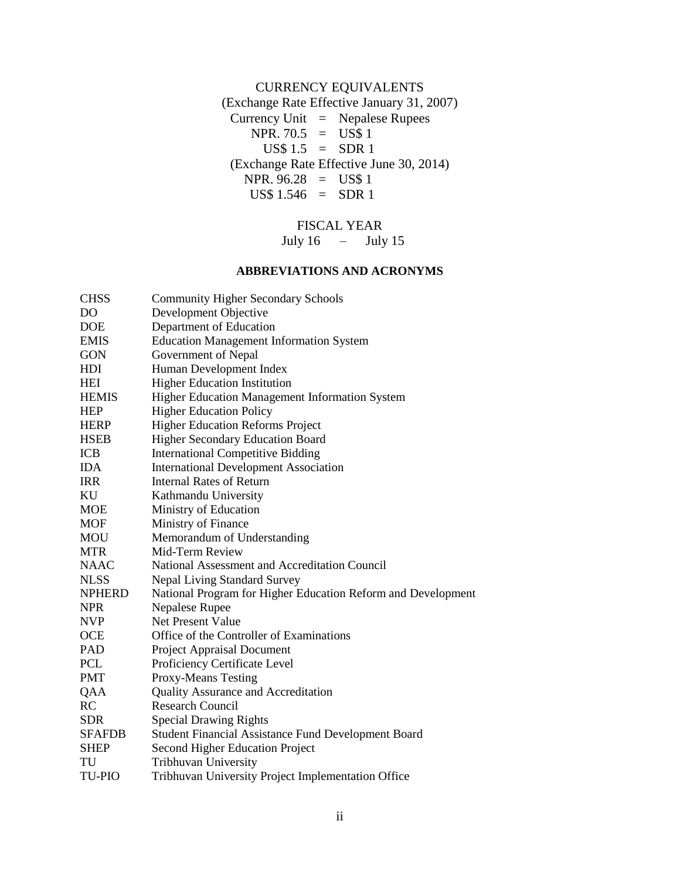CURRENCY EQUIVALENTS

(Exchange Rate Effective January 31, 2007)

Currency Unit = Nepalese Rupees

NPR. 70.5 = US$ 1

US$ 1.5 = SDR 1

(Exchange Rate Effective June 30, 2014)

NPR. 96.28 = US$ 1

US$ 1.546 = SDR 1

FISCAL YEAR

July 16 – July 15

**ABBREVIATIONS AND ACRONYMS**

| | |
|---|---|
| CHSS | Community Higher Secondary Schools |
| DO | Development Objective |
| DOE | Department of Education |
| EMIS | Education Management Information System |
| GON | Government of Nepal |
| HDI | Human Development Index |
| HEI | Higher Education Institution |
| HEMIS | Higher Education Management Information System |
| HEP | Higher Education Policy |
| HERP | Higher Education Reforms Project |
| HSEB | Higher Secondary Education Board |
| ICB | International Competitive Bidding |
| IDA | International Development Association |
| IRR | Internal Rates of Return |
| KU | Kathmandu University |
| MOE | Ministry of Education |
| MOF | Ministry of Finance |
| MOU | Memorandum of Understanding |
| MTR | Mid-Term Review |
| NAAC | National Assessment and Accreditation Council |
| NLSS | Nepal Living Standard Survey |
| NPHERD | National Program for Higher Education Reform and Development |
| NPR | Nepalese Rupee |
| NVP | Net Present Value |
| OCE | Office of the Controller of Examinations |
| PAD | Project Appraisal Document |
| PCL | Proficiency Certificate Level |
| PMT | Proxy-Means Testing |
| QAA | Quality Assurance and Accreditation |
| RC | Research Council |
| SDR | Special Drawing Rights |
| SFAFDB | Student Financial Assistance Fund Development Board |
| SHEP | Second Higher Education Project |
| TU | Tribhuvan University |
| TU-PIO | Tribhuvan University Project Implementation Office |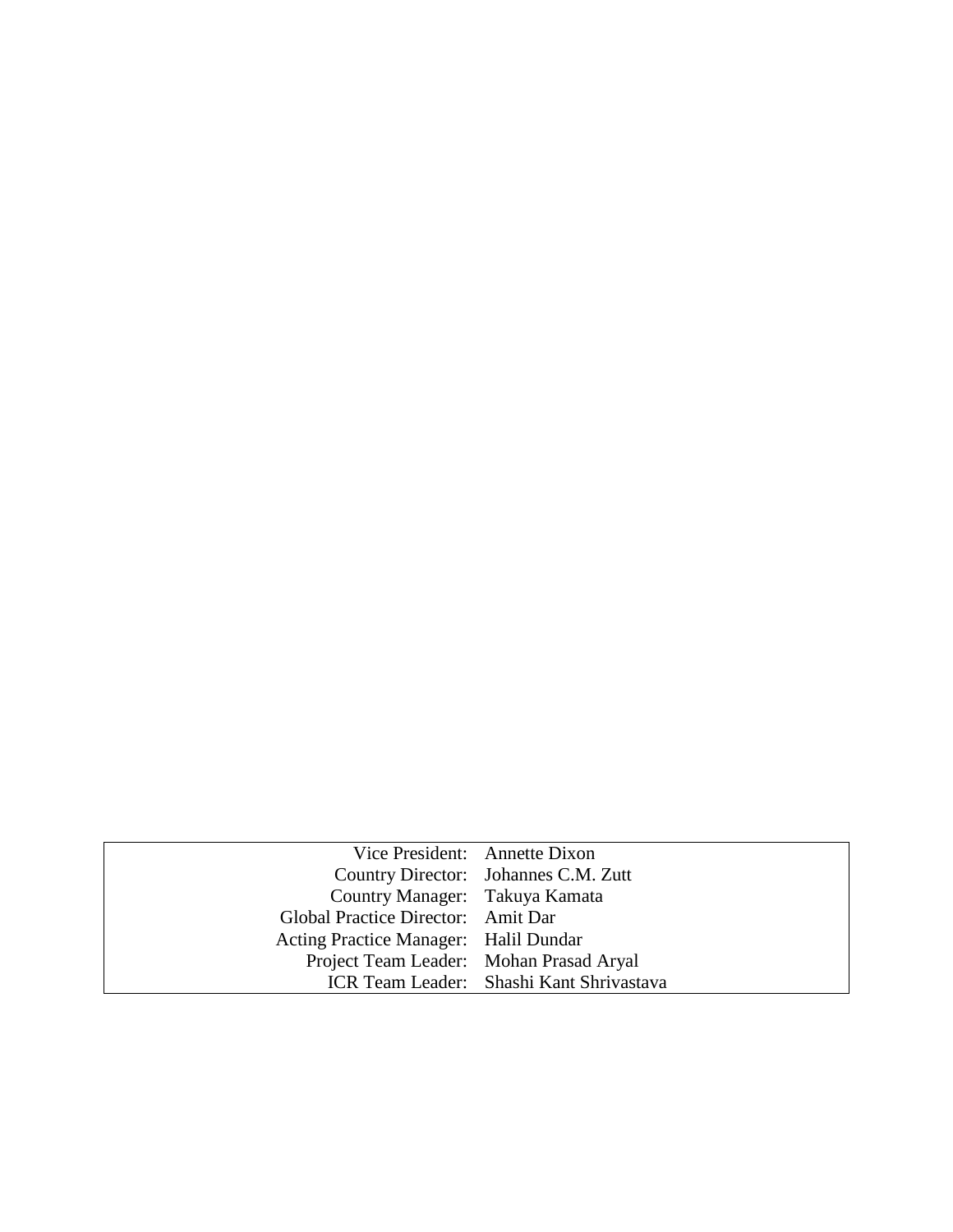| | |
|---:|---|
| Vice President: | Annette Dixon |
| Country Director: | Johannes C.M. Zutt |
| Country Manager: | Takuya Kamata |
| Global Practice Director: | Amit Dar |
| Acting Practice Manager: | Halil Dundar |
| Project Team Leader: | Mohan Prasad Aryal |
| ICR Team Leader: | Shashi Kant Shrivastava |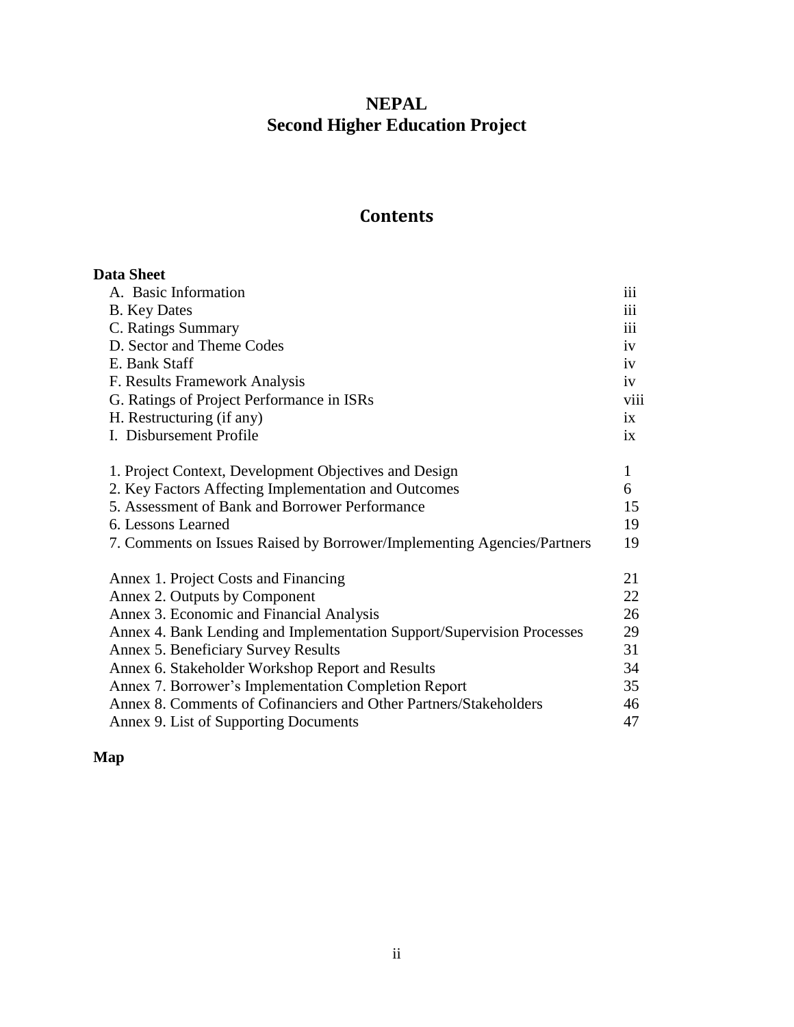# NEPAL
# Second Higher Education Project

## Contents

**Data Sheet**

| | |
|---|---|
| A. Basic Information | iii |
| B. Key Dates | iii |
| C. Ratings Summary | iii |
| D. Sector and Theme Codes | iv |
| E. Bank Staff | iv |
| F. Results Framework Analysis | iv |
| G. Ratings of Project Performance in ISRs | viii |
| H. Restructuring (if any) | ix |
| I. Disbursement Profile | ix |
| 1. Project Context, Development Objectives and Design | 1 |
| 2. Key Factors Affecting Implementation and Outcomes | 6 |
| 5. Assessment of Bank and Borrower Performance | 15 |
| 6. Lessons Learned | 19 |
| 7. Comments on Issues Raised by Borrower/Implementing Agencies/Partners | 19 |
| Annex 1. Project Costs and Financing | 21 |
| Annex 2. Outputs by Component | 22 |
| Annex 3. Economic and Financial Analysis | 26 |
| Annex 4. Bank Lending and Implementation Support/Supervision Processes | 29 |
| Annex 5. Beneficiary Survey Results | 31 |
| Annex 6. Stakeholder Workshop Report and Results | 34 |
| Annex 7. Borrower's Implementation Completion Report | 35 |
| Annex 8. Comments of Cofinanciers and Other Partners/Stakeholders | 46 |
| Annex 9. List of Supporting Documents | 47 |

**Map**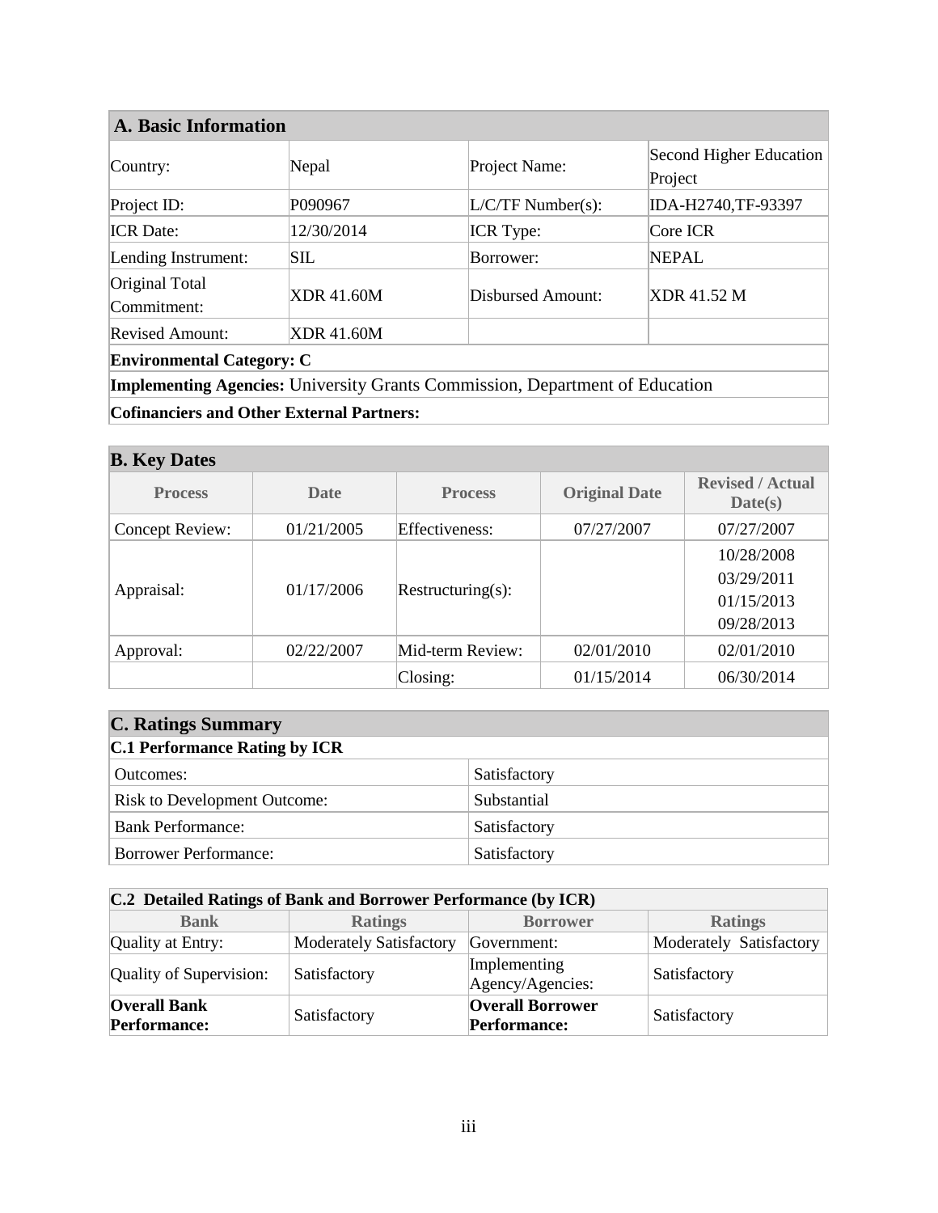## A. Basic Information

| | | | |
|---|---|---|---|
| Country: | Nepal | Project Name: | Second Higher Education Project |
| Project ID: | P090967 | L/C/TF Number(s): | IDA-H2740,TF-93397 |
| ICR Date: | 12/30/2014 | ICR Type: | Core ICR |
| Lending Instrument: | SIL | Borrower: | NEPAL |
| Original Total Commitment: | XDR 41.60M | Disbursed Amount: | XDR 41.52 M |
| Revised Amount: | XDR 41.60M | | |

**Environmental Category: C**

**Implementing Agencies:** University Grants Commission, Department of Education

**Cofinanciers and Other External Partners:**

## B. Key Dates

| Process | Date | Process | Original Date | Revised / Actual Date(s) |
|---|---|---|---|---|
| Concept Review: | 01/21/2005 | Effectiveness: | 07/27/2007 | 07/27/2007 |
| Appraisal: | 01/17/2006 | Restructuring(s): | | 10/28/2008<br>03/29/2011<br>01/15/2013<br>09/28/2013 |
| Approval: | 02/22/2007 | Mid-term Review: | 02/01/2010 | 02/01/2010 |
| | | Closing: | 01/15/2014 | 06/30/2014 |

## C. Ratings Summary

### C.1 Performance Rating by ICR

| | |
|---|---|
| Outcomes: | Satisfactory |
| Risk to Development Outcome: | Substantial |
| Bank Performance: | Satisfactory |
| Borrower Performance: | Satisfactory |

### C.2 Detailed Ratings of Bank and Borrower Performance (by ICR)

| Bank | Ratings | Borrower | Ratings |
|---|---|---|---|
| Quality at Entry: | Moderately Satisfactory | Government: | Moderately Satisfactory |
| Quality of Supervision: | Satisfactory | Implementing Agency/Agencies: | Satisfactory |
| **Overall Bank Performance:** | Satisfactory | **Overall Borrower Performance:** | Satisfactory |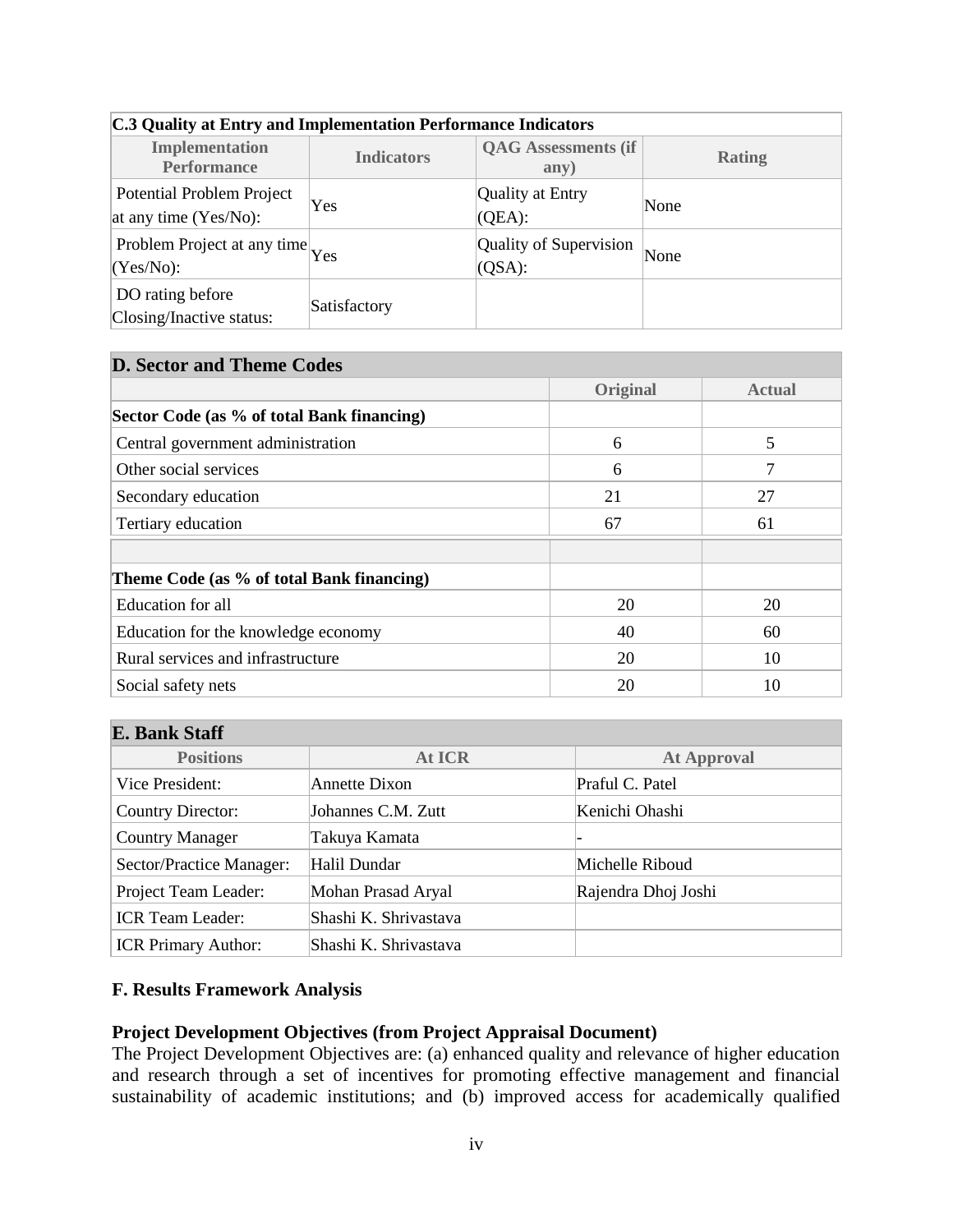| C.3 Quality at Entry and Implementation Performance Indicators | | | |
|---|---|---|---|
| **Implementation Performance** | **Indicators** | **QAG Assessments (if any)** | **Rating** |
| Potential Problem Project at any time (Yes/No): | Yes | Quality at Entry (QEA): | None |
| Problem Project at any time (Yes/No): | Yes | Quality of Supervision (QSA): | None |
| DO rating before Closing/Inactive status: | Satisfactory | | |

| D. Sector and Theme Codes | | |
|---|---|---|
| | **Original** | **Actual** |
| **Sector Code (as % of total Bank financing)** | | |
| Central government administration | 6 | 5 |
| Other social services | 6 | 7 |
| Secondary education | 21 | 27 |
| Tertiary education | 67 | 61 |
| | | |
| **Theme Code (as % of total Bank financing)** | | |
| Education for all | 20 | 20 |
| Education for the knowledge economy | 40 | 60 |
| Rural services and infrastructure | 20 | 10 |
| Social safety nets | 20 | 10 |

| E. Bank Staff | | |
|---|---|---|
| **Positions** | **At ICR** | **At Approval** |
| Vice President: | Annette Dixon | Praful C. Patel |
| Country Director: | Johannes C.M. Zutt | Kenichi Ohashi |
| Country Manager | Takuya Kamata | - |
| Sector/Practice Manager: | Halil Dundar | Michelle Riboud |
| Project Team Leader: | Mohan Prasad Aryal | Rajendra Dhoj Joshi |
| ICR Team Leader: | Shashi K. Shrivastava | |
| ICR Primary Author: | Shashi K. Shrivastava | |

**F. Results Framework Analysis**

**Project Development Objectives (from Project Appraisal Document)**
The Project Development Objectives are: (a) enhanced quality and relevance of higher education and research through a set of incentives for promoting effective management and financial sustainability of academic institutions; and (b) improved access for academically qualified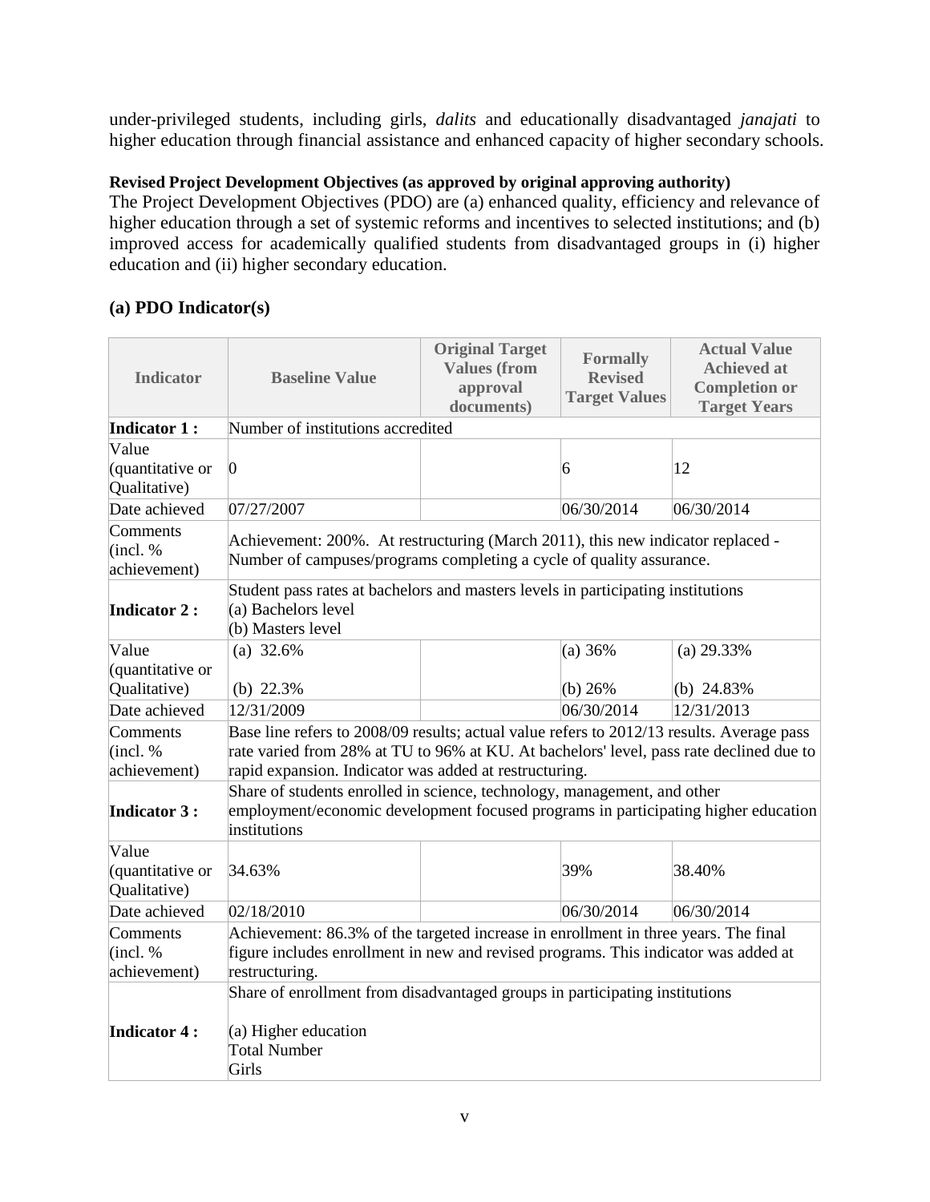under-privileged students, including girls, *dalits* and educationally disadvantaged *janajati* to higher education through financial assistance and enhanced capacity of higher secondary schools.

**Revised Project Development Objectives (as approved by original approving authority)**

The Project Development Objectives (PDO) are (a) enhanced quality, efficiency and relevance of higher education through a set of systemic reforms and incentives to selected institutions; and (b) improved access for academically qualified students from disadvantaged groups in (i) higher education and (ii) higher secondary education.

## (a) PDO Indicator(s)

| Indicator | Baseline Value | Original Target Values (from approval documents) | Formally Revised Target Values | Actual Value Achieved at Completion or Target Years |
|---|---|---|---|---|
| **Indicator 1 :** | Number of institutions accredited | | | |
| Value (quantitative or Qualitative) | 0 | | 6 | 12 |
| Date achieved | 07/27/2007 | | 06/30/2014 | 06/30/2014 |
| Comments (incl. % achievement) | Achievement: 200%. At restructuring (March 2011), this new indicator replaced - Number of campuses/programs completing a cycle of quality assurance. | | | |
| **Indicator 2 :** | Student pass rates at bachelors and masters levels in participating institutions<br>(a) Bachelors level<br>(b) Masters level | | | |
| Value (quantitative or Qualitative) | (a) 32.6%<br><br>(b) 22.3% | | (a) 36%<br><br>(b) 26% | (a) 29.33%<br><br>(b) 24.83% |
| Date achieved | 12/31/2009 | | 06/30/2014 | 12/31/2013 |
| Comments (incl. % achievement) | Base line refers to 2008/09 results; actual value refers to 2012/13 results. Average pass rate varied from 28% at TU to 96% at KU. At bachelors' level, pass rate declined due to rapid expansion. Indicator was added at restructuring. | | | |
| **Indicator 3 :** | Share of students enrolled in science, technology, management, and other employment/economic development focused programs in participating higher education institutions | | | |
| Value (quantitative or Qualitative) | 34.63% | | 39% | 38.40% |
| Date achieved | 02/18/2010 | | 06/30/2014 | 06/30/2014 |
| Comments (incl. % achievement) | Achievement: 86.3% of the targeted increase in enrollment in three years. The final figure includes enrollment in new and revised programs. This indicator was added at restructuring. | | | |
| **Indicator 4 :** | Share of enrollment from disadvantaged groups in participating institutions<br><br>(a) Higher education<br>Total Number<br>Girls | | | |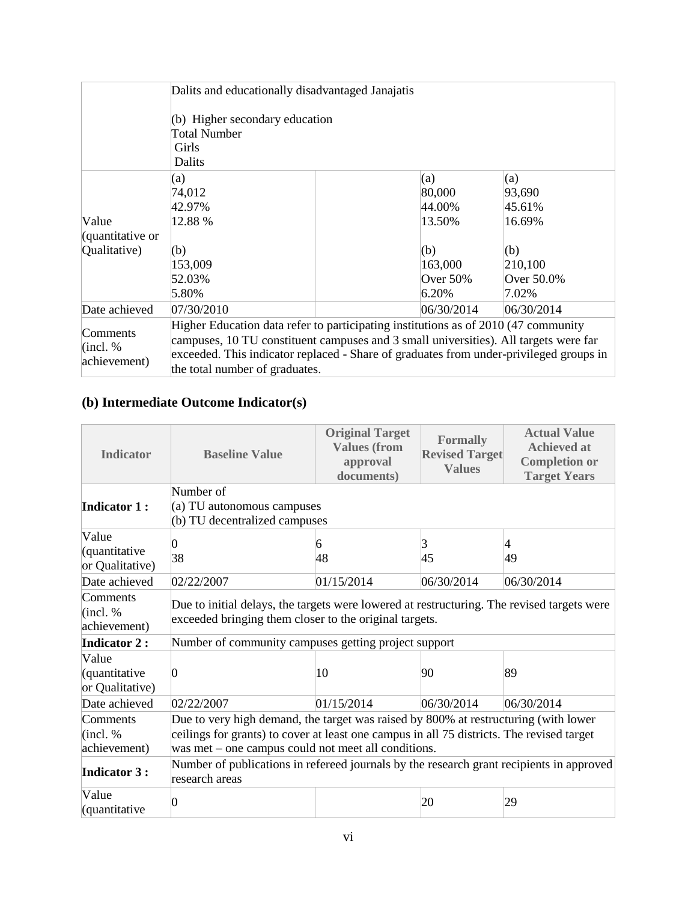| | | | | |
|---|---|---|---|---|
| | Dalits and educationally disadvantaged Janajatis<br><br>(b) Higher secondary education<br>Total Number<br>Girls<br>Dalits | | | |
| Value (quantitative or Qualitative) | (a)<br>74,012<br>42.97%<br>12.88 %<br><br>(b)<br>153,009<br>52.03%<br>5.80% | | (a)<br>80,000<br>44.00%<br>13.50%<br><br>(b)<br>163,000<br>Over 50%<br>6.20% | (a)<br>93,690<br>45.61%<br>16.69%<br><br>(b)<br>210,100<br>Over 50.0%<br>7.02% |
| Date achieved | 07/30/2010 | | 06/30/2014 | 06/30/2014 |
| Comments (incl. % achievement) | Higher Education data refer to participating institutions as of 2010 (47 community campuses, 10 TU constituent campuses and 3 small universities). All targets were far exceeded. This indicator replaced - Share of graduates from under-privileged groups in the total number of graduates. | | | |

## (b) Intermediate Outcome Indicator(s)

| Indicator | Baseline Value | Original Target Values (from approval documents) | Formally Revised Target Values | Actual Value Achieved at Completion or Target Years |
|---|---|---|---|---|
| **Indicator 1 :** | Number of<br>(a) TU autonomous campuses<br>(b) TU decentralized campuses | | | |
| Value (quantitative or Qualitative) | 0<br>38 | 6<br>48 | 3<br>45 | 4<br>49 |
| Date achieved | 02/22/2007 | 01/15/2014 | 06/30/2014 | 06/30/2014 |
| Comments (incl. % achievement) | Due to initial delays, the targets were lowered at restructuring. The revised targets were exceeded bringing them closer to the original targets. | | | |
| **Indicator 2 :** | Number of community campuses getting project support | | | |
| Value (quantitative or Qualitative) | 0 | 10 | 90 | 89 |
| Date achieved | 02/22/2007 | 01/15/2014 | 06/30/2014 | 06/30/2014 |
| Comments (incl. % achievement) | Due to very high demand, the target was raised by 800% at restructuring (with lower ceilings for grants) to cover at least one campus in all 75 districts. The revised target was met – one campus could not meet all conditions. | | | |
| **Indicator 3 :** | Number of publications in refereed journals by the research grant recipients in approved research areas | | | |
| Value (quantitative | 0 | | 20 | 29 |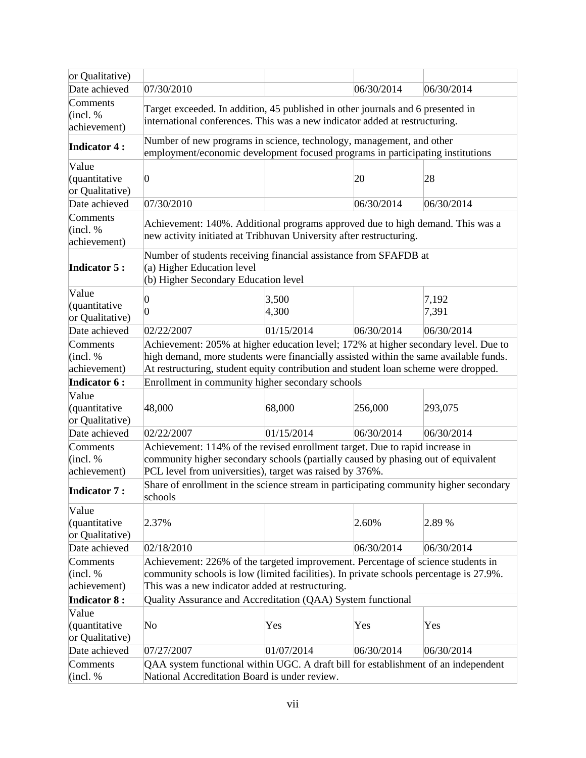| | | | | |
|---|---|---|---|---|
| or Qualitative) | | | | |
| Date achieved | 07/30/2010 | | 06/30/2014 | 06/30/2014 |
| Comments (incl. % achievement) | Target exceeded. In addition, 45 published in other journals and 6 presented in international conferences. This was a new indicator added at restructuring. | | | |
| **Indicator 4 :** | Number of new programs in science, technology, management, and other employment/economic development focused programs in participating institutions | | | |
| Value (quantitative or Qualitative) | 0 | | 20 | 28 |
| Date achieved | 07/30/2010 | | 06/30/2014 | 06/30/2014 |
| Comments (incl. % achievement) | Achievement: 140%. Additional programs approved due to high demand. This was a new activity initiated at Tribhuvan University after restructuring. | | | |
| **Indicator 5 :** | Number of students receiving financial assistance from SFAFDB at<br>(a) Higher Education level<br>(b) Higher Secondary Education level | | | |
| Value (quantitative or Qualitative) | 0<br>0 | 3,500<br>4,300 | | 7,192<br>7,391 |
| Date achieved | 02/22/2007 | 01/15/2014 | 06/30/2014 | 06/30/2014 |
| Comments (incl. % achievement) | Achievement: 205% at higher education level; 172% at higher secondary level. Due to high demand, more students were financially assisted within the same available funds. At restructuring, student equity contribution and student loan scheme were dropped. | | | |
| **Indicator 6 :** | Enrollment in community higher secondary schools | | | |
| Value (quantitative or Qualitative) | 48,000 | 68,000 | 256,000 | 293,075 |
| Date achieved | 02/22/2007 | 01/15/2014 | 06/30/2014 | 06/30/2014 |
| Comments (incl. % achievement) | Achievement: 114% of the revised enrollment target. Due to rapid increase in community higher secondary schools (partially caused by phasing out of equivalent PCL level from universities), target was raised by 376%. | | | |
| **Indicator 7 :** | Share of enrollment in the science stream in participating community higher secondary schools | | | |
| Value (quantitative or Qualitative) | 2.37% | | 2.60% | 2.89 % |
| Date achieved | 02/18/2010 | | 06/30/2014 | 06/30/2014 |
| Comments (incl. % achievement) | Achievement: 226% of the targeted improvement. Percentage of science students in community schools is low (limited facilities). In private schools percentage is 27.9%. This was a new indicator added at restructuring. | | | |
| **Indicator 8 :** | Quality Assurance and Accreditation (QAA) System functional | | | |
| Value (quantitative or Qualitative) | No | Yes | Yes | Yes |
| Date achieved | 07/27/2007 | 01/07/2014 | 06/30/2014 | 06/30/2014 |
| Comments (incl. % | QAA system functional within UGC. A draft bill for establishment of an independent National Accreditation Board is under review. | | | |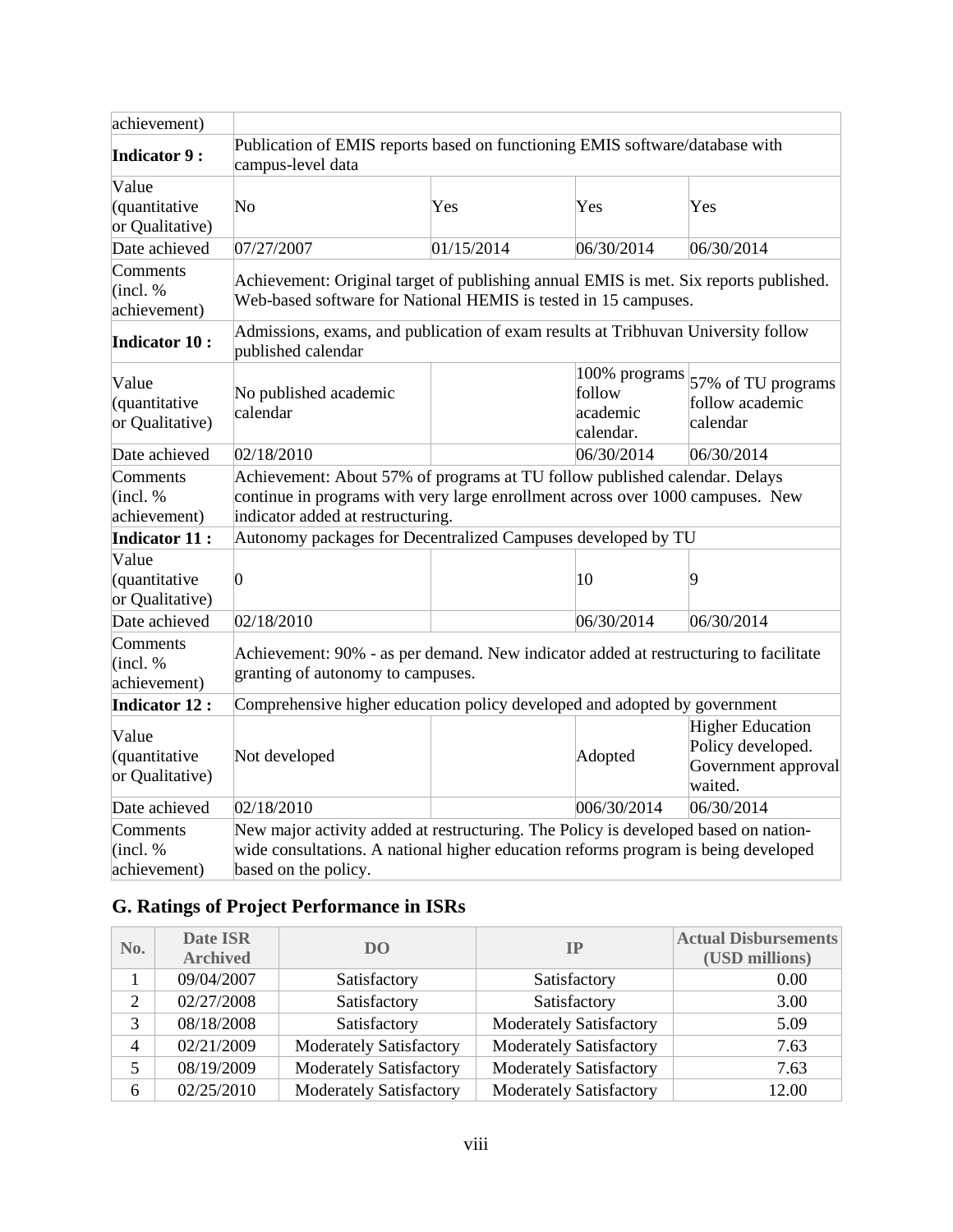| achievement) | | | | |
|---|---|---|---|---|
| **Indicator 9 :** | Publication of EMIS reports based on functioning EMIS software/database with campus-level data | | | |
| Value (quantitative or Qualitative) | No | Yes | Yes | Yes |
| Date achieved | 07/27/2007 | 01/15/2014 | 06/30/2014 | 06/30/2014 |
| Comments (incl. % achievement) | Achievement: Original target of publishing annual EMIS is met. Six reports published. Web-based software for National HEMIS is tested in 15 campuses. | | | |
| **Indicator 10 :** | Admissions, exams, and publication of exam results at Tribhuvan University follow published calendar | | | |
| Value (quantitative or Qualitative) | No published academic calendar | | 100% programs follow academic calendar. | 57% of TU programs follow academic calendar |
| Date achieved | 02/18/2010 | | 06/30/2014 | 06/30/2014 |
| Comments (incl. % achievement) | Achievement: About 57% of programs at TU follow published calendar. Delays continue in programs with very large enrollment across over 1000 campuses. New indicator added at restructuring. | | | |
| **Indicator 11 :** | Autonomy packages for Decentralized Campuses developed by TU | | | |
| Value (quantitative or Qualitative) | 0 | | 10 | 9 |
| Date achieved | 02/18/2010 | | 06/30/2014 | 06/30/2014 |
| Comments (incl. % achievement) | Achievement: 90% - as per demand. New indicator added at restructuring to facilitate granting of autonomy to campuses. | | | |
| **Indicator 12 :** | Comprehensive higher education policy developed and adopted by government | | | |
| Value (quantitative or Qualitative) | Not developed | | Adopted | Higher Education Policy developed. Government approval waited. |
| Date achieved | 02/18/2010 | | 006/30/2014 | 06/30/2014 |
| Comments (incl. % achievement) | New major activity added at restructuring. The Policy is developed based on nation-wide consultations. A national higher education reforms program is being developed based on the policy. | | | |

## G. Ratings of Project Performance in ISRs

| No. | Date ISR Archived | DO | IP | Actual Disbursements (USD millions) |
|---|---|---|---|---|
| 1 | 09/04/2007 | Satisfactory | Satisfactory | 0.00 |
| 2 | 02/27/2008 | Satisfactory | Satisfactory | 3.00 |
| 3 | 08/18/2008 | Satisfactory | Moderately Satisfactory | 5.09 |
| 4 | 02/21/2009 | Moderately Satisfactory | Moderately Satisfactory | 7.63 |
| 5 | 08/19/2009 | Moderately Satisfactory | Moderately Satisfactory | 7.63 |
| 6 | 02/25/2010 | Moderately Satisfactory | Moderately Satisfactory | 12.00 |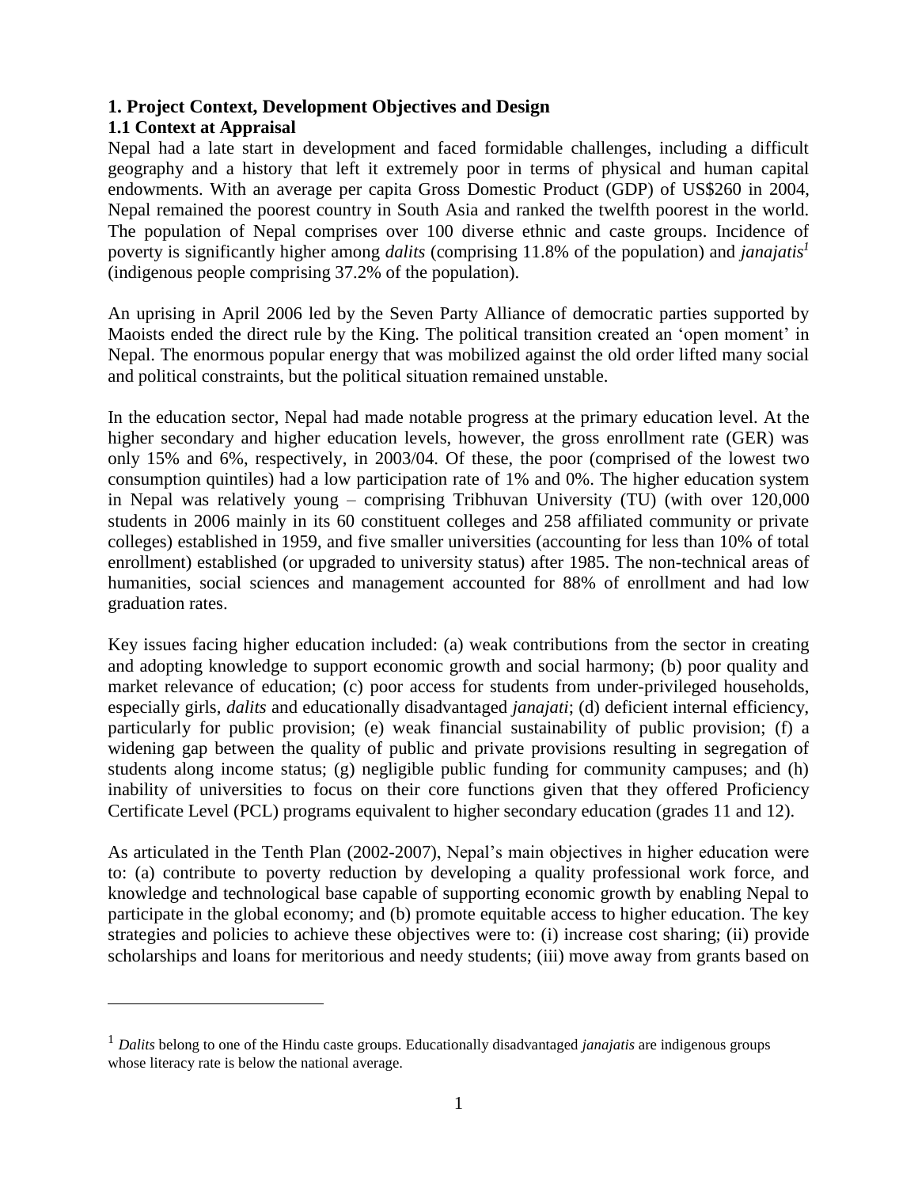## 1. Project Context, Development Objectives and Design

### 1.1 Context at Appraisal

Nepal had a late start in development and faced formidable challenges, including a difficult geography and a history that left it extremely poor in terms of physical and human capital endowments. With an average per capita Gross Domestic Product (GDP) of US$260 in 2004, Nepal remained the poorest country in South Asia and ranked the twelfth poorest in the world. The population of Nepal comprises over 100 diverse ethnic and caste groups. Incidence of poverty is significantly higher among *dalits* (comprising 11.8% of the population) and *janajatis*[1] (indigenous people comprising 37.2% of the population).

An uprising in April 2006 led by the Seven Party Alliance of democratic parties supported by Maoists ended the direct rule by the King. The political transition created an 'open moment' in Nepal. The enormous popular energy that was mobilized against the old order lifted many social and political constraints, but the political situation remained unstable.

In the education sector, Nepal had made notable progress at the primary education level. At the higher secondary and higher education levels, however, the gross enrollment rate (GER) was only 15% and 6%, respectively, in 2003/04. Of these, the poor (comprised of the lowest two consumption quintiles) had a low participation rate of 1% and 0%. The higher education system in Nepal was relatively young – comprising Tribhuvan University (TU) (with over 120,000 students in 2006 mainly in its 60 constituent colleges and 258 affiliated community or private colleges) established in 1959, and five smaller universities (accounting for less than 10% of total enrollment) established (or upgraded to university status) after 1985. The non-technical areas of humanities, social sciences and management accounted for 88% of enrollment and had low graduation rates.

Key issues facing higher education included: (a) weak contributions from the sector in creating and adopting knowledge to support economic growth and social harmony; (b) poor quality and market relevance of education; (c) poor access for students from under-privileged households, especially girls, *dalits* and educationally disadvantaged *janajati*; (d) deficient internal efficiency, particularly for public provision; (e) weak financial sustainability of public provision; (f) a widening gap between the quality of public and private provisions resulting in segregation of students along income status; (g) negligible public funding for community campuses; and (h) inability of universities to focus on their core functions given that they offered Proficiency Certificate Level (PCL) programs equivalent to higher secondary education (grades 11 and 12).

As articulated in the Tenth Plan (2002-2007), Nepal's main objectives in higher education were to: (a) contribute to poverty reduction by developing a quality professional work force, and knowledge and technological base capable of supporting economic growth by enabling Nepal to participate in the global economy; and (b) promote equitable access to higher education. The key strategies and policies to achieve these objectives were to: (i) increase cost sharing; (ii) provide scholarships and loans for meritorious and needy students; (iii) move away from grants based on

---

[1] *Dalits* belong to one of the Hindu caste groups. Educationally disadvantaged *janajatis* are indigenous groups whose literacy rate is below the national average.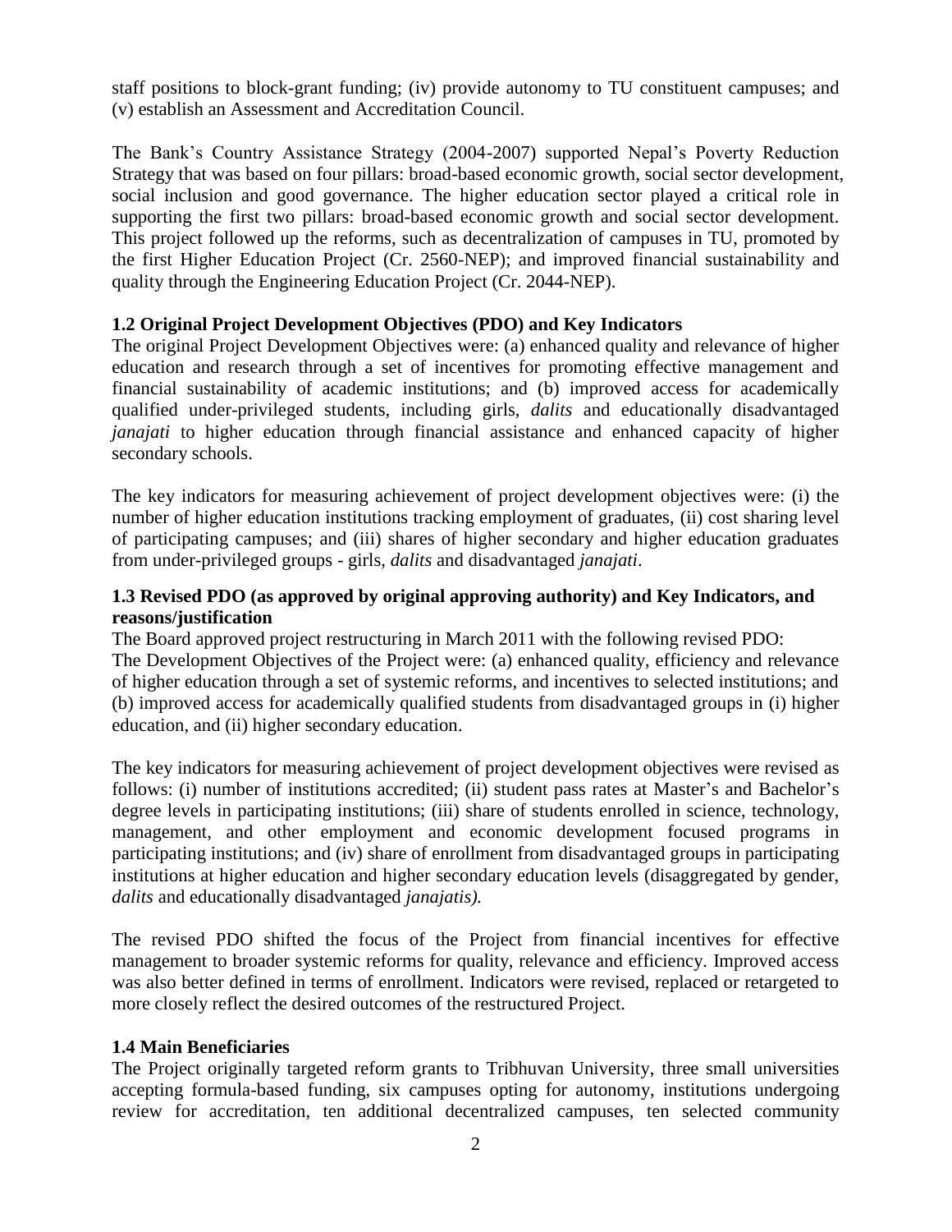staff positions to block-grant funding; (iv) provide autonomy to TU constituent campuses; and (v) establish an Assessment and Accreditation Council.

The Bank's Country Assistance Strategy (2004-2007) supported Nepal's Poverty Reduction Strategy that was based on four pillars: broad-based economic growth, social sector development, social inclusion and good governance. The higher education sector played a critical role in supporting the first two pillars: broad-based economic growth and social sector development. This project followed up the reforms, such as decentralization of campuses in TU, promoted by the first Higher Education Project (Cr. 2560-NEP); and improved financial sustainability and quality through the Engineering Education Project (Cr. 2044-NEP).

### 1.2 Original Project Development Objectives (PDO) and Key Indicators

The original Project Development Objectives were: (a) enhanced quality and relevance of higher education and research through a set of incentives for promoting effective management and financial sustainability of academic institutions; and (b) improved access for academically qualified under-privileged students, including girls, *dalits* and educationally disadvantaged *janajati* to higher education through financial assistance and enhanced capacity of higher secondary schools.

The key indicators for measuring achievement of project development objectives were: (i) the number of higher education institutions tracking employment of graduates, (ii) cost sharing level of participating campuses; and (iii) shares of higher secondary and higher education graduates from under-privileged groups - girls, *dalits* and disadvantaged *janajati*.

### 1.3 Revised PDO (as approved by original approving authority) and Key Indicators, and reasons/justification

The Board approved project restructuring in March 2011 with the following revised PDO:
The Development Objectives of the Project were: (a) enhanced quality, efficiency and relevance of higher education through a set of systemic reforms, and incentives to selected institutions; and (b) improved access for academically qualified students from disadvantaged groups in (i) higher education, and (ii) higher secondary education.

The key indicators for measuring achievement of project development objectives were revised as follows: (i) number of institutions accredited; (ii) student pass rates at Master's and Bachelor's degree levels in participating institutions; (iii) share of students enrolled in science, technology, management, and other employment and economic development focused programs in participating institutions; and (iv) share of enrollment from disadvantaged groups in participating institutions at higher education and higher secondary education levels (disaggregated by gender, *dalits* and educationally disadvantaged *janajatis).*

The revised PDO shifted the focus of the Project from financial incentives for effective management to broader systemic reforms for quality, relevance and efficiency. Improved access was also better defined in terms of enrollment. Indicators were revised, replaced or retargeted to more closely reflect the desired outcomes of the restructured Project.

### 1.4 Main Beneficiaries

The Project originally targeted reform grants to Tribhuvan University, three small universities accepting formula-based funding, six campuses opting for autonomy, institutions undergoing review for accreditation, ten additional decentralized campuses, ten selected community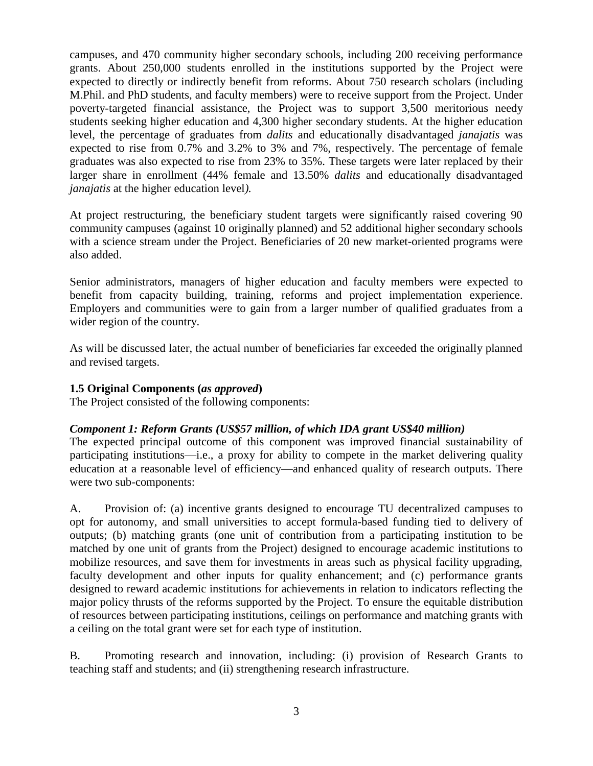campuses, and 470 community higher secondary schools, including 200 receiving performance grants. About 250,000 students enrolled in the institutions supported by the Project were expected to directly or indirectly benefit from reforms. About 750 research scholars (including M.Phil. and PhD students, and faculty members) were to receive support from the Project. Under poverty-targeted financial assistance, the Project was to support 3,500 meritorious needy students seeking higher education and 4,300 higher secondary students. At the higher education level, the percentage of graduates from *dalits* and educationally disadvantaged *janajatis* was expected to rise from 0.7% and 3.2% to 3% and 7%, respectively. The percentage of female graduates was also expected to rise from 23% to 35%. These targets were later replaced by their larger share in enrollment (44% female and 13.50% *dalits* and educationally disadvantaged *janajatis* at the higher education level*).*

At project restructuring, the beneficiary student targets were significantly raised covering 90 community campuses (against 10 originally planned) and 52 additional higher secondary schools with a science stream under the Project. Beneficiaries of 20 new market-oriented programs were also added.

Senior administrators, managers of higher education and faculty members were expected to benefit from capacity building, training, reforms and project implementation experience. Employers and communities were to gain from a larger number of qualified graduates from a wider region of the country.

As will be discussed later, the actual number of beneficiaries far exceeded the originally planned and revised targets.

### 1.5 Original Components (*as approved*)

The Project consisted of the following components:

***Component 1: Reform Grants (US$57 million, of which IDA grant US$40 million)***

The expected principal outcome of this component was improved financial sustainability of participating institutions—i.e., a proxy for ability to compete in the market delivering quality education at a reasonable level of efficiency—and enhanced quality of research outputs. There were two sub-components:

A. Provision of: (a) incentive grants designed to encourage TU decentralized campuses to opt for autonomy, and small universities to accept formula-based funding tied to delivery of outputs; (b) matching grants (one unit of contribution from a participating institution to be matched by one unit of grants from the Project) designed to encourage academic institutions to mobilize resources, and save them for investments in areas such as physical facility upgrading, faculty development and other inputs for quality enhancement; and (c) performance grants designed to reward academic institutions for achievements in relation to indicators reflecting the major policy thrusts of the reforms supported by the Project. To ensure the equitable distribution of resources between participating institutions, ceilings on performance and matching grants with a ceiling on the total grant were set for each type of institution.

B. Promoting research and innovation, including: (i) provision of Research Grants to teaching staff and students; and (ii) strengthening research infrastructure.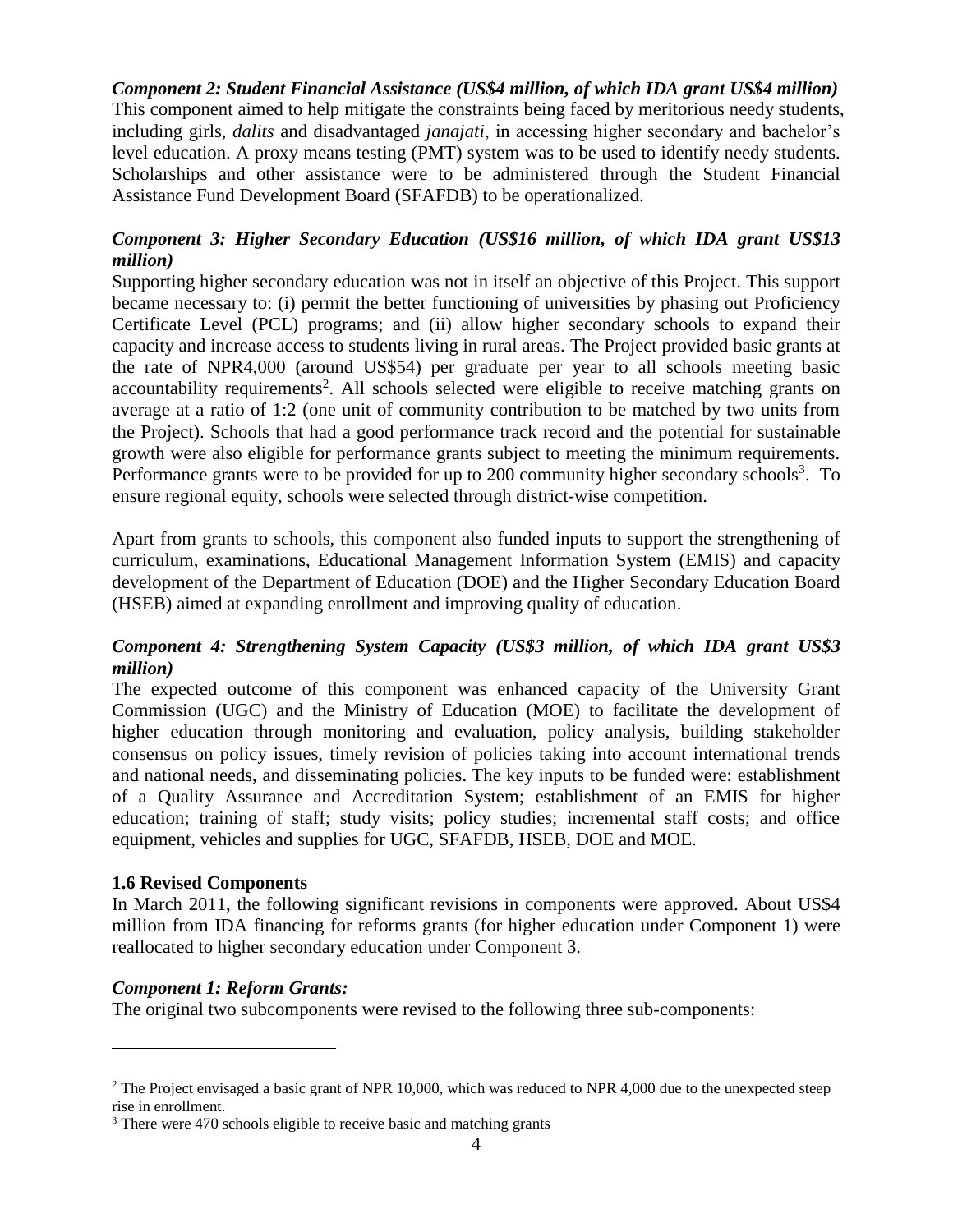***Component 2: Student Financial Assistance (US$4 million, of which IDA grant US$4 million)***

This component aimed to help mitigate the constraints being faced by meritorious needy students, including girls, *dalits* and disadvantaged *janajati*, in accessing higher secondary and bachelor's level education. A proxy means testing (PMT) system was to be used to identify needy students. Scholarships and other assistance were to be administered through the Student Financial Assistance Fund Development Board (SFAFDB) to be operationalized.

***Component 3: Higher Secondary Education (US$16 million, of which IDA grant US$13 million)***

Supporting higher secondary education was not in itself an objective of this Project. This support became necessary to: (i) permit the better functioning of universities by phasing out Proficiency Certificate Level (PCL) programs; and (ii) allow higher secondary schools to expand their capacity and increase access to students living in rural areas. The Project provided basic grants at the rate of NPR4,000 (around US$54) per graduate per year to all schools meeting basic accountability requirements[2]. All schools selected were eligible to receive matching grants on average at a ratio of 1:2 (one unit of community contribution to be matched by two units from the Project). Schools that had a good performance track record and the potential for sustainable growth were also eligible for performance grants subject to meeting the minimum requirements. Performance grants were to be provided for up to 200 community higher secondary schools[3]. To ensure regional equity, schools were selected through district-wise competition.

Apart from grants to schools, this component also funded inputs to support the strengthening of curriculum, examinations, Educational Management Information System (EMIS) and capacity development of the Department of Education (DOE) and the Higher Secondary Education Board (HSEB) aimed at expanding enrollment and improving quality of education.

***Component 4: Strengthening System Capacity (US$3 million, of which IDA grant US$3 million)***

The expected outcome of this component was enhanced capacity of the University Grant Commission (UGC) and the Ministry of Education (MOE) to facilitate the development of higher education through monitoring and evaluation, policy analysis, building stakeholder consensus on policy issues, timely revision of policies taking into account international trends and national needs, and disseminating policies. The key inputs to be funded were: establishment of a Quality Assurance and Accreditation System; establishment of an EMIS for higher education; training of staff; study visits; policy studies; incremental staff costs; and office equipment, vehicles and supplies for UGC, SFAFDB, HSEB, DOE and MOE.

**1.6 Revised Components**

In March 2011, the following significant revisions in components were approved. About US$4 million from IDA financing for reforms grants (for higher education under Component 1) were reallocated to higher secondary education under Component 3.

***Component 1: Reform Grants:***

The original two subcomponents were revised to the following three sub-components:

---

[2] The Project envisaged a basic grant of NPR 10,000, which was reduced to NPR 4,000 due to the unexpected steep rise in enrollment.

[3] There were 470 schools eligible to receive basic and matching grants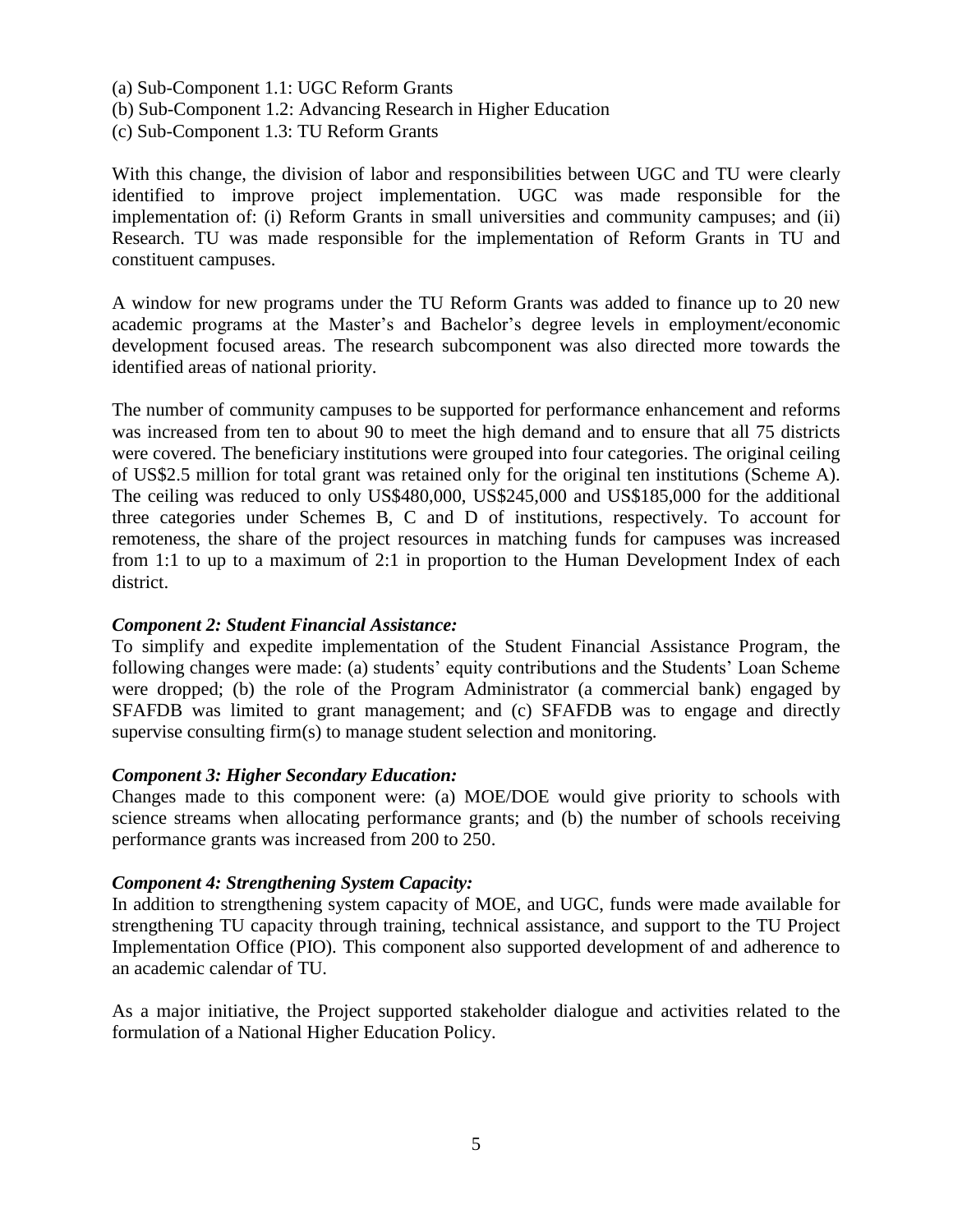(a) Sub-Component 1.1: UGC Reform Grants
(b) Sub-Component 1.2: Advancing Research in Higher Education
(c) Sub-Component 1.3: TU Reform Grants

With this change, the division of labor and responsibilities between UGC and TU were clearly identified to improve project implementation. UGC was made responsible for the implementation of: (i) Reform Grants in small universities and community campuses; and (ii) Research. TU was made responsible for the implementation of Reform Grants in TU and constituent campuses.

A window for new programs under the TU Reform Grants was added to finance up to 20 new academic programs at the Master's and Bachelor's degree levels in employment/economic development focused areas. The research subcomponent was also directed more towards the identified areas of national priority.

The number of community campuses to be supported for performance enhancement and reforms was increased from ten to about 90 to meet the high demand and to ensure that all 75 districts were covered. The beneficiary institutions were grouped into four categories. The original ceiling of US$2.5 million for total grant was retained only for the original ten institutions (Scheme A). The ceiling was reduced to only US$480,000, US$245,000 and US$185,000 for the additional three categories under Schemes B, C and D of institutions, respectively. To account for remoteness, the share of the project resources in matching funds for campuses was increased from 1:1 to up to a maximum of 2:1 in proportion to the Human Development Index of each district.

***Component 2: Student Financial Assistance:***

To simplify and expedite implementation of the Student Financial Assistance Program, the following changes were made: (a) students' equity contributions and the Students' Loan Scheme were dropped; (b) the role of the Program Administrator (a commercial bank) engaged by SFAFDB was limited to grant management; and (c) SFAFDB was to engage and directly supervise consulting firm(s) to manage student selection and monitoring.

***Component 3: Higher Secondary Education:***

Changes made to this component were: (a) MOE/DOE would give priority to schools with science streams when allocating performance grants; and (b) the number of schools receiving performance grants was increased from 200 to 250.

***Component 4: Strengthening System Capacity:***

In addition to strengthening system capacity of MOE, and UGC, funds were made available for strengthening TU capacity through training, technical assistance, and support to the TU Project Implementation Office (PIO). This component also supported development of and adherence to an academic calendar of TU.

As a major initiative, the Project supported stakeholder dialogue and activities related to the formulation of a National Higher Education Policy.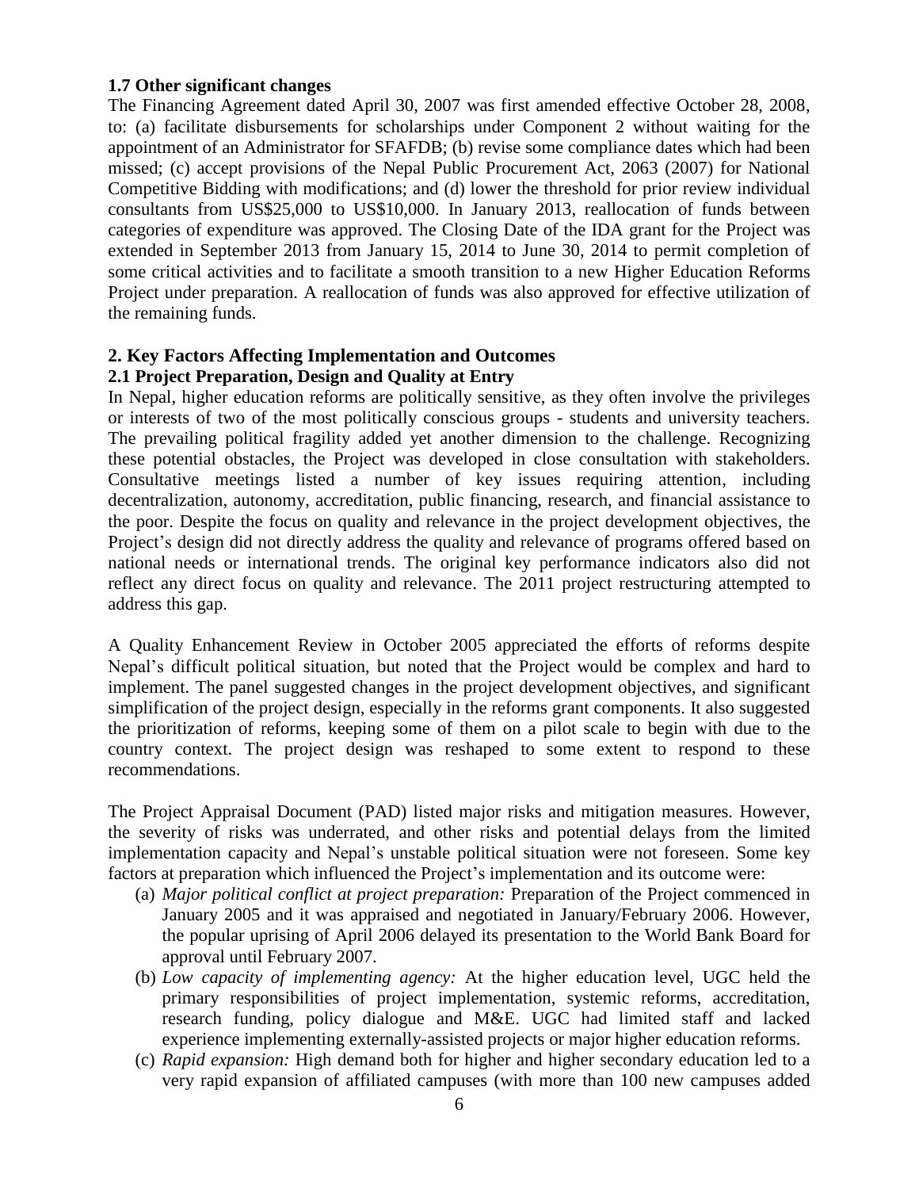### 1.7 Other significant changes

The Financing Agreement dated April 30, 2007 was first amended effective October 28, 2008, to: (a) facilitate disbursements for scholarships under Component 2 without waiting for the appointment of an Administrator for SFAFDB; (b) revise some compliance dates which had been missed; (c) accept provisions of the Nepal Public Procurement Act, 2063 (2007) for National Competitive Bidding with modifications; and (d) lower the threshold for prior review individual consultants from US$25,000 to US$10,000. In January 2013, reallocation of funds between categories of expenditure was approved. The Closing Date of the IDA grant for the Project was extended in September 2013 from January 15, 2014 to June 30, 2014 to permit completion of some critical activities and to facilitate a smooth transition to a new Higher Education Reforms Project under preparation. A reallocation of funds was also approved for effective utilization of the remaining funds.

## 2. Key Factors Affecting Implementation and Outcomes

### 2.1 Project Preparation, Design and Quality at Entry

In Nepal, higher education reforms are politically sensitive, as they often involve the privileges or interests of two of the most politically conscious groups - students and university teachers. The prevailing political fragility added yet another dimension to the challenge. Recognizing these potential obstacles, the Project was developed in close consultation with stakeholders. Consultative meetings listed a number of key issues requiring attention, including decentralization, autonomy, accreditation, public financing, research, and financial assistance to the poor. Despite the focus on quality and relevance in the project development objectives, the Project's design did not directly address the quality and relevance of programs offered based on national needs or international trends. The original key performance indicators also did not reflect any direct focus on quality and relevance. The 2011 project restructuring attempted to address this gap.

A Quality Enhancement Review in October 2005 appreciated the efforts of reforms despite Nepal's difficult political situation, but noted that the Project would be complex and hard to implement. The panel suggested changes in the project development objectives, and significant simplification of the project design, especially in the reforms grant components. It also suggested the prioritization of reforms, keeping some of them on a pilot scale to begin with due to the country context. The project design was reshaped to some extent to respond to these recommendations.

The Project Appraisal Document (PAD) listed major risks and mitigation measures. However, the severity of risks was underrated, and other risks and potential delays from the limited implementation capacity and Nepal's unstable political situation were not foreseen. Some key factors at preparation which influenced the Project's implementation and its outcome were:

(a) *Major political conflict at project preparation:* Preparation of the Project commenced in January 2005 and it was appraised and negotiated in January/February 2006. However, the popular uprising of April 2006 delayed its presentation to the World Bank Board for approval until February 2007.

(b) *Low capacity of implementing agency:* At the higher education level, UGC held the primary responsibilities of project implementation, systemic reforms, accreditation, research funding, policy dialogue and M&E. UGC had limited staff and lacked experience implementing externally-assisted projects or major higher education reforms.

(c) *Rapid expansion:* High demand both for higher and higher secondary education led to a very rapid expansion of affiliated campuses (with more than 100 new campuses added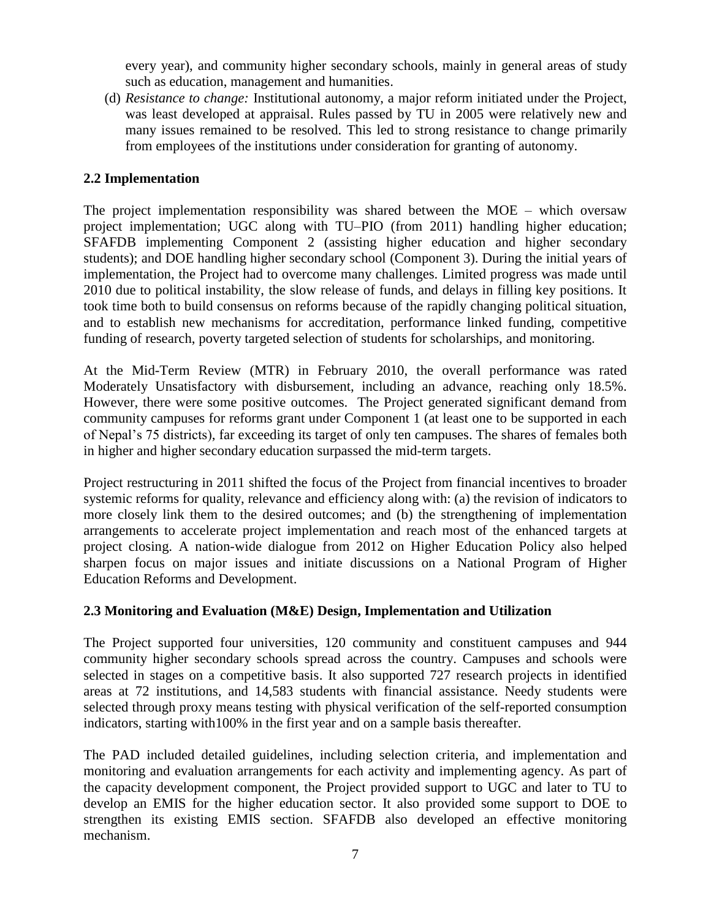every year), and community higher secondary schools, mainly in general areas of study such as education, management and humanities.

(d) *Resistance to change:* Institutional autonomy, a major reform initiated under the Project, was least developed at appraisal. Rules passed by TU in 2005 were relatively new and many issues remained to be resolved. This led to strong resistance to change primarily from employees of the institutions under consideration for granting of autonomy.

### 2.2 Implementation

The project implementation responsibility was shared between the MOE – which oversaw project implementation; UGC along with TU–PIO (from 2011) handling higher education; SFAFDB implementing Component 2 (assisting higher education and higher secondary students); and DOE handling higher secondary school (Component 3). During the initial years of implementation, the Project had to overcome many challenges. Limited progress was made until 2010 due to political instability, the slow release of funds, and delays in filling key positions. It took time both to build consensus on reforms because of the rapidly changing political situation, and to establish new mechanisms for accreditation, performance linked funding, competitive funding of research, poverty targeted selection of students for scholarships, and monitoring.

At the Mid-Term Review (MTR) in February 2010, the overall performance was rated Moderately Unsatisfactory with disbursement, including an advance, reaching only 18.5%. However, there were some positive outcomes. The Project generated significant demand from community campuses for reforms grant under Component 1 (at least one to be supported in each of Nepal's 75 districts), far exceeding its target of only ten campuses. The shares of females both in higher and higher secondary education surpassed the mid-term targets.

Project restructuring in 2011 shifted the focus of the Project from financial incentives to broader systemic reforms for quality, relevance and efficiency along with: (a) the revision of indicators to more closely link them to the desired outcomes; and (b) the strengthening of implementation arrangements to accelerate project implementation and reach most of the enhanced targets at project closing. A nation-wide dialogue from 2012 on Higher Education Policy also helped sharpen focus on major issues and initiate discussions on a National Program of Higher Education Reforms and Development.

### 2.3 Monitoring and Evaluation (M&E) Design, Implementation and Utilization

The Project supported four universities, 120 community and constituent campuses and 944 community higher secondary schools spread across the country. Campuses and schools were selected in stages on a competitive basis. It also supported 727 research projects in identified areas at 72 institutions, and 14,583 students with financial assistance. Needy students were selected through proxy means testing with physical verification of the self-reported consumption indicators, starting with100% in the first year and on a sample basis thereafter.

The PAD included detailed guidelines, including selection criteria, and implementation and monitoring and evaluation arrangements for each activity and implementing agency. As part of the capacity development component, the Project provided support to UGC and later to TU to develop an EMIS for the higher education sector. It also provided some support to DOE to strengthen its existing EMIS section. SFAFDB also developed an effective monitoring mechanism.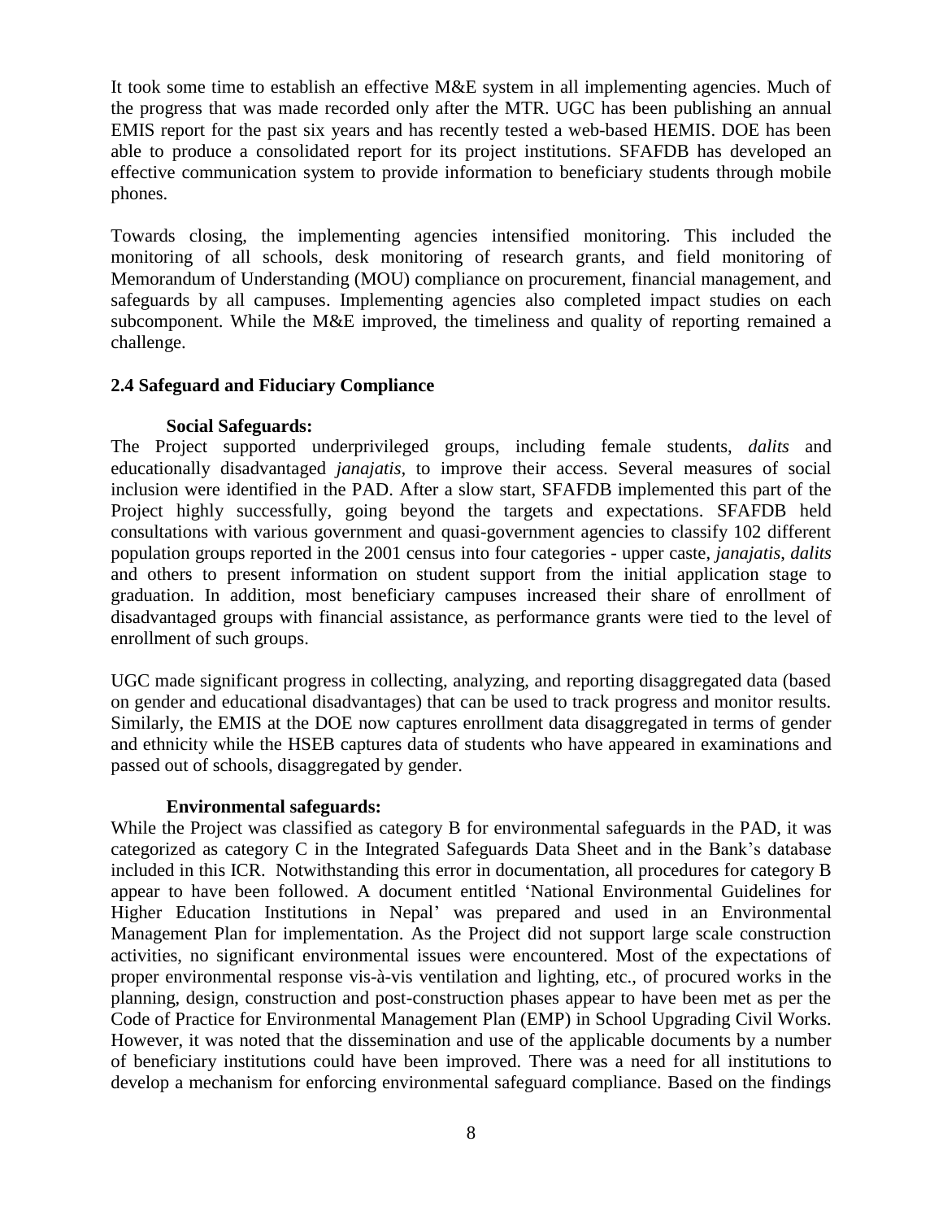It took some time to establish an effective M&E system in all implementing agencies. Much of the progress that was made recorded only after the MTR. UGC has been publishing an annual EMIS report for the past six years and has recently tested a web-based HEMIS. DOE has been able to produce a consolidated report for its project institutions. SFAFDB has developed an effective communication system to provide information to beneficiary students through mobile phones.

Towards closing, the implementing agencies intensified monitoring. This included the monitoring of all schools, desk monitoring of research grants, and field monitoring of Memorandum of Understanding (MOU) compliance on procurement, financial management, and safeguards by all campuses. Implementing agencies also completed impact studies on each subcomponent. While the M&E improved, the timeliness and quality of reporting remained a challenge.

### 2.4 Safeguard and Fiduciary Compliance

**Social Safeguards:**

The Project supported underprivileged groups, including female students, *dalits* and educationally disadvantaged *janajatis*, to improve their access. Several measures of social inclusion were identified in the PAD. After a slow start, SFAFDB implemented this part of the Project highly successfully, going beyond the targets and expectations. SFAFDB held consultations with various government and quasi-government agencies to classify 102 different population groups reported in the 2001 census into four categories - upper caste, *janajatis*, *dalits* and others to present information on student support from the initial application stage to graduation. In addition, most beneficiary campuses increased their share of enrollment of disadvantaged groups with financial assistance, as performance grants were tied to the level of enrollment of such groups.

UGC made significant progress in collecting, analyzing, and reporting disaggregated data (based on gender and educational disadvantages) that can be used to track progress and monitor results. Similarly, the EMIS at the DOE now captures enrollment data disaggregated in terms of gender and ethnicity while the HSEB captures data of students who have appeared in examinations and passed out of schools, disaggregated by gender.

**Environmental safeguards:**

While the Project was classified as category B for environmental safeguards in the PAD, it was categorized as category C in the Integrated Safeguards Data Sheet and in the Bank's database included in this ICR. Notwithstanding this error in documentation, all procedures for category B appear to have been followed. A document entitled 'National Environmental Guidelines for Higher Education Institutions in Nepal' was prepared and used in an Environmental Management Plan for implementation. As the Project did not support large scale construction activities, no significant environmental issues were encountered. Most of the expectations of proper environmental response vis-à-vis ventilation and lighting, etc., of procured works in the planning, design, construction and post-construction phases appear to have been met as per the Code of Practice for Environmental Management Plan (EMP) in School Upgrading Civil Works. However, it was noted that the dissemination and use of the applicable documents by a number of beneficiary institutions could have been improved. There was a need for all institutions to develop a mechanism for enforcing environmental safeguard compliance. Based on the findings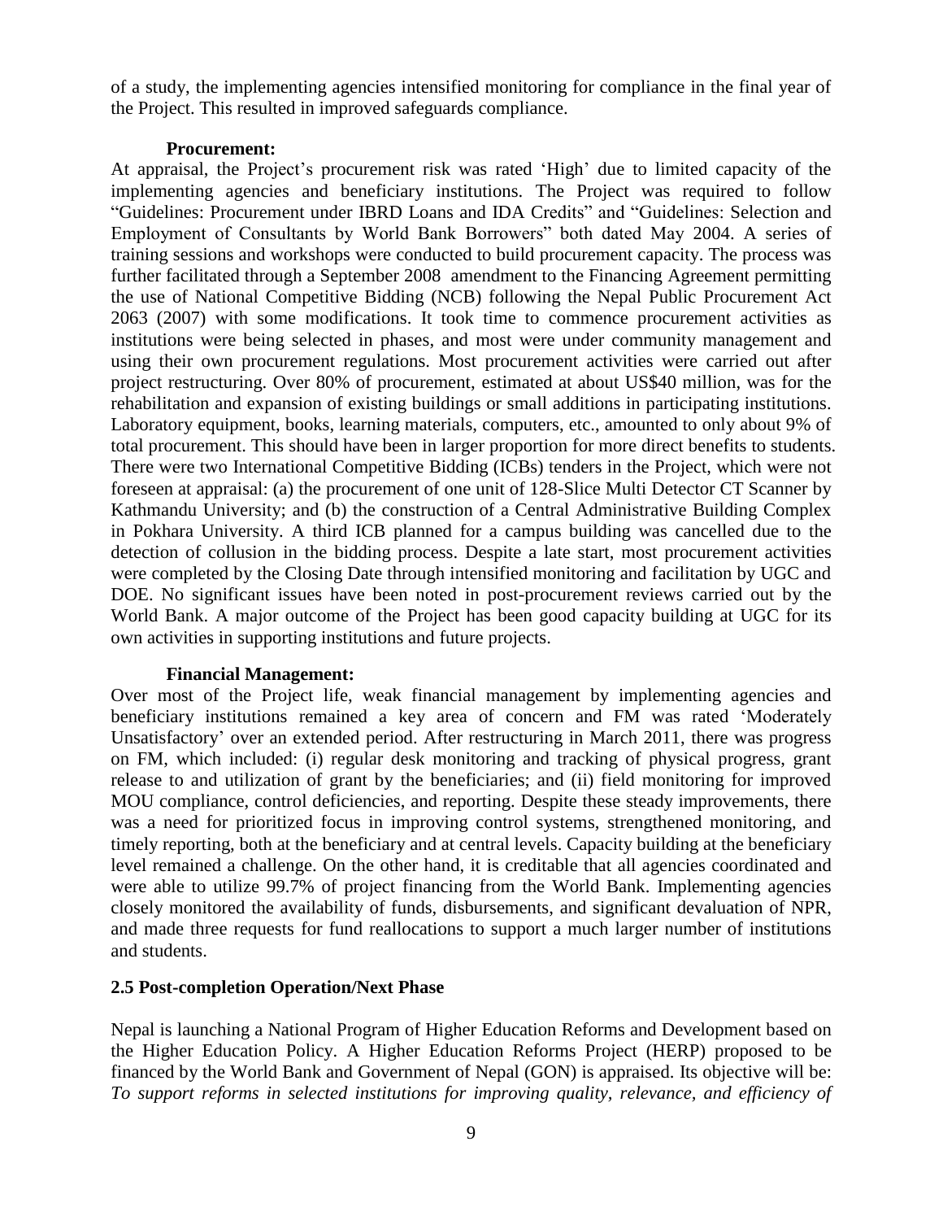of a study, the implementing agencies intensified monitoring for compliance in the final year of the Project. This resulted in improved safeguards compliance.

**Procurement:**

At appraisal, the Project's procurement risk was rated 'High' due to limited capacity of the implementing agencies and beneficiary institutions. The Project was required to follow "Guidelines: Procurement under IBRD Loans and IDA Credits" and "Guidelines: Selection and Employment of Consultants by World Bank Borrowers" both dated May 2004. A series of training sessions and workshops were conducted to build procurement capacity. The process was further facilitated through a September 2008 amendment to the Financing Agreement permitting the use of National Competitive Bidding (NCB) following the Nepal Public Procurement Act 2063 (2007) with some modifications. It took time to commence procurement activities as institutions were being selected in phases, and most were under community management and using their own procurement regulations. Most procurement activities were carried out after project restructuring. Over 80% of procurement, estimated at about US$40 million, was for the rehabilitation and expansion of existing buildings or small additions in participating institutions. Laboratory equipment, books, learning materials, computers, etc., amounted to only about 9% of total procurement. This should have been in larger proportion for more direct benefits to students. There were two International Competitive Bidding (ICBs) tenders in the Project, which were not foreseen at appraisal: (a) the procurement of one unit of 128-Slice Multi Detector CT Scanner by Kathmandu University; and (b) the construction of a Central Administrative Building Complex in Pokhara University. A third ICB planned for a campus building was cancelled due to the detection of collusion in the bidding process. Despite a late start, most procurement activities were completed by the Closing Date through intensified monitoring and facilitation by UGC and DOE. No significant issues have been noted in post-procurement reviews carried out by the World Bank. A major outcome of the Project has been good capacity building at UGC for its own activities in supporting institutions and future projects.

**Financial Management:**

Over most of the Project life, weak financial management by implementing agencies and beneficiary institutions remained a key area of concern and FM was rated 'Moderately Unsatisfactory' over an extended period. After restructuring in March 2011, there was progress on FM, which included: (i) regular desk monitoring and tracking of physical progress, grant release to and utilization of grant by the beneficiaries; and (ii) field monitoring for improved MOU compliance, control deficiencies, and reporting. Despite these steady improvements, there was a need for prioritized focus in improving control systems, strengthened monitoring, and timely reporting, both at the beneficiary and at central levels. Capacity building at the beneficiary level remained a challenge. On the other hand, it is creditable that all agencies coordinated and were able to utilize 99.7% of project financing from the World Bank. Implementing agencies closely monitored the availability of funds, disbursements, and significant devaluation of NPR, and made three requests for fund reallocations to support a much larger number of institutions and students.

### 2.5 Post-completion Operation/Next Phase

Nepal is launching a National Program of Higher Education Reforms and Development based on the Higher Education Policy. A Higher Education Reforms Project (HERP) proposed to be financed by the World Bank and Government of Nepal (GON) is appraised. Its objective will be: *To support reforms in selected institutions for improving quality, relevance, and efficiency of*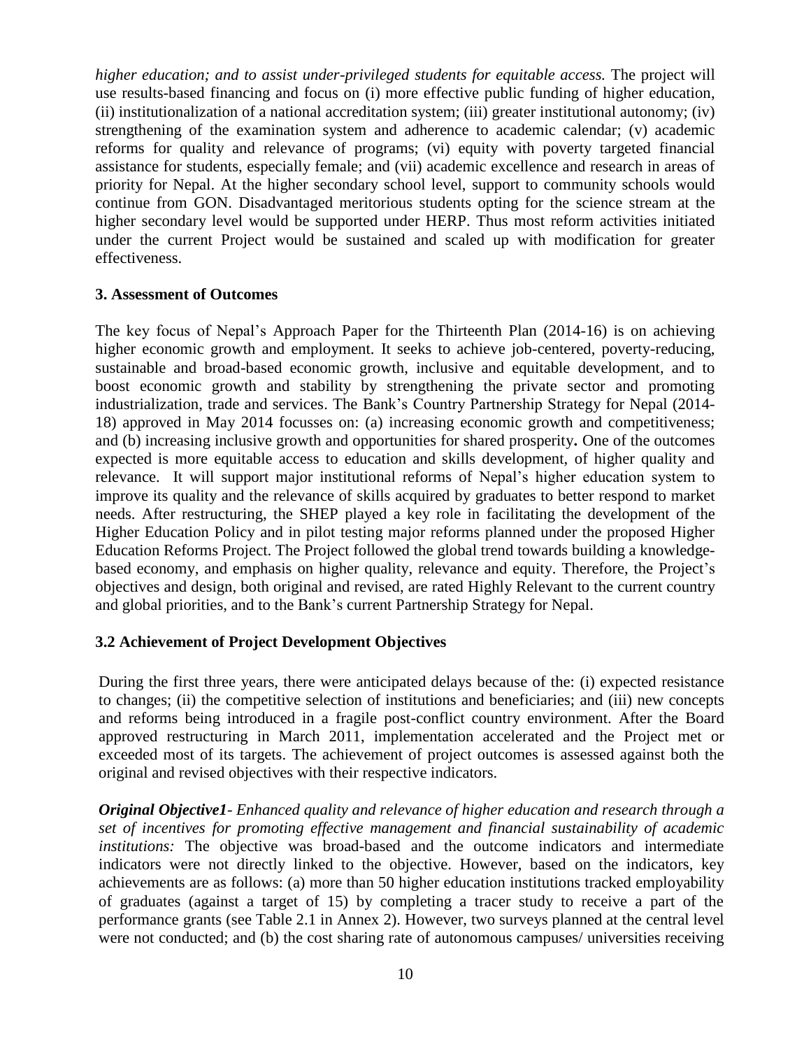*higher education; and to assist under-privileged students for equitable access.* The project will use results-based financing and focus on (i) more effective public funding of higher education, (ii) institutionalization of a national accreditation system; (iii) greater institutional autonomy; (iv) strengthening of the examination system and adherence to academic calendar; (v) academic reforms for quality and relevance of programs; (vi) equity with poverty targeted financial assistance for students, especially female; and (vii) academic excellence and research in areas of priority for Nepal. At the higher secondary school level, support to community schools would continue from GON. Disadvantaged meritorious students opting for the science stream at the higher secondary level would be supported under HERP. Thus most reform activities initiated under the current Project would be sustained and scaled up with modification for greater effectiveness.

### 3. Assessment of Outcomes

The key focus of Nepal's Approach Paper for the Thirteenth Plan (2014-16) is on achieving higher economic growth and employment. It seeks to achieve job-centered, poverty-reducing, sustainable and broad-based economic growth, inclusive and equitable development, and to boost economic growth and stability by strengthening the private sector and promoting industrialization, trade and services. The Bank's Country Partnership Strategy for Nepal (2014-18) approved in May 2014 focusses on: (a) increasing economic growth and competitiveness; and (b) increasing inclusive growth and opportunities for shared prosperity**.** One of the outcomes expected is more equitable access to education and skills development, of higher quality and relevance. It will support major institutional reforms of Nepal's higher education system to improve its quality and the relevance of skills acquired by graduates to better respond to market needs. After restructuring, the SHEP played a key role in facilitating the development of the Higher Education Policy and in pilot testing major reforms planned under the proposed Higher Education Reforms Project. The Project followed the global trend towards building a knowledge-based economy, and emphasis on higher quality, relevance and equity. Therefore, the Project's objectives and design, both original and revised, are rated Highly Relevant to the current country and global priorities, and to the Bank's current Partnership Strategy for Nepal.

### 3.2 Achievement of Project Development Objectives

During the first three years, there were anticipated delays because of the: (i) expected resistance to changes; (ii) the competitive selection of institutions and beneficiaries; and (iii) new concepts and reforms being introduced in a fragile post-conflict country environment. After the Board approved restructuring in March 2011, implementation accelerated and the Project met or exceeded most of its targets. The achievement of project outcomes is assessed against both the original and revised objectives with their respective indicators.

***Original Objective1****- Enhanced quality and relevance of higher education and research through a set of incentives for promoting effective management and financial sustainability of academic institutions:* The objective was broad-based and the outcome indicators and intermediate indicators were not directly linked to the objective. However, based on the indicators, key achievements are as follows: (a) more than 50 higher education institutions tracked employability of graduates (against a target of 15) by completing a tracer study to receive a part of the performance grants (see Table 2.1 in Annex 2). However, two surveys planned at the central level were not conducted; and (b) the cost sharing rate of autonomous campuses/ universities receiving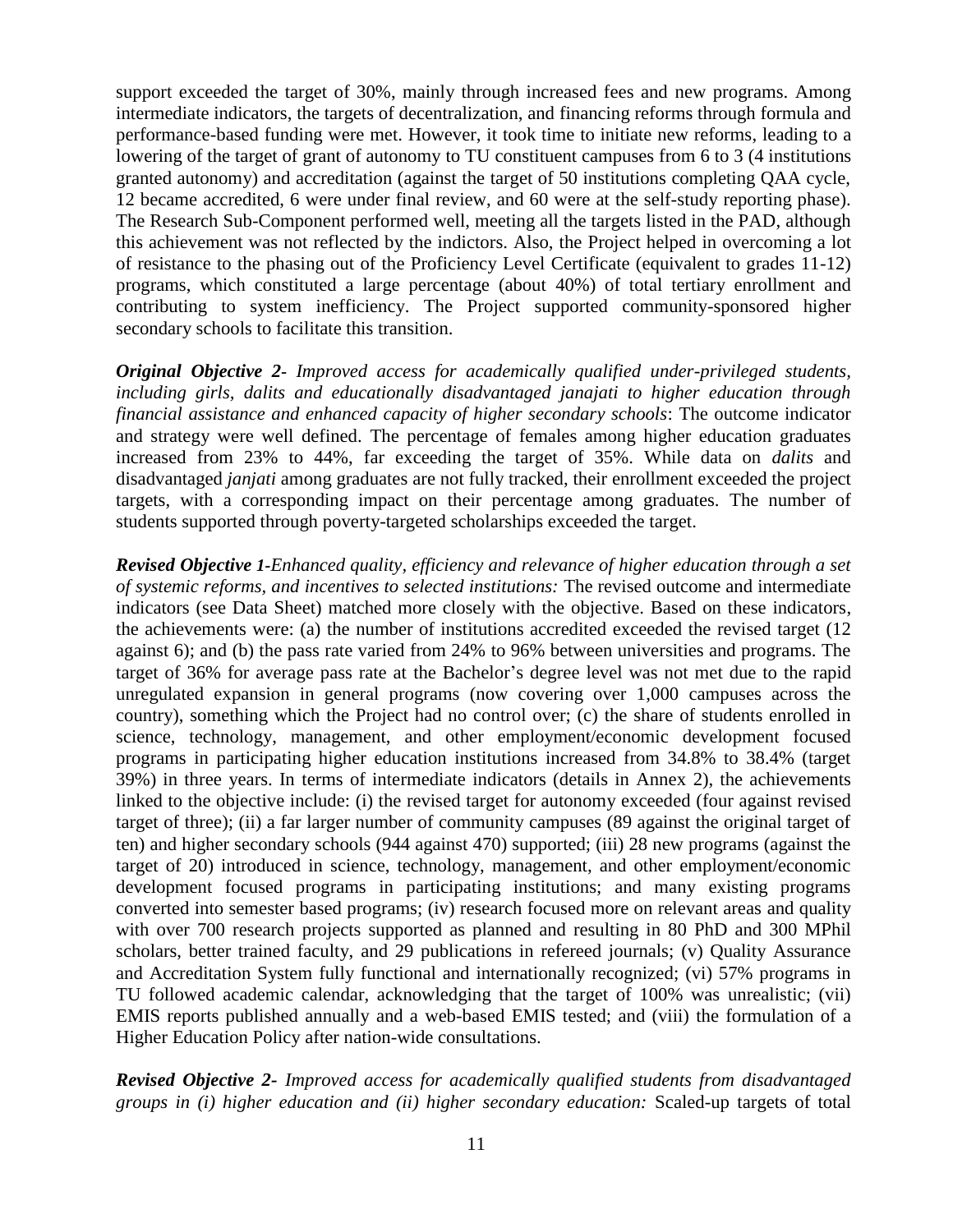support exceeded the target of 30%, mainly through increased fees and new programs. Among intermediate indicators, the targets of decentralization, and financing reforms through formula and performance-based funding were met. However, it took time to initiate new reforms, leading to a lowering of the target of grant of autonomy to TU constituent campuses from 6 to 3 (4 institutions granted autonomy) and accreditation (against the target of 50 institutions completing QAA cycle, 12 became accredited, 6 were under final review, and 60 were at the self-study reporting phase). The Research Sub-Component performed well, meeting all the targets listed in the PAD, although this achievement was not reflected by the indictors. Also, the Project helped in overcoming a lot of resistance to the phasing out of the Proficiency Level Certificate (equivalent to grades 11-12) programs, which constituted a large percentage (about 40%) of total tertiary enrollment and contributing to system inefficiency. The Project supported community-sponsored higher secondary schools to facilitate this transition.

***Original Objective 2**- Improved access for academically qualified under-privileged students, including girls, dalits and educationally disadvantaged janajati to higher education through financial assistance and enhanced capacity of higher secondary schools*: The outcome indicator and strategy were well defined. The percentage of females among higher education graduates increased from 23% to 44%, far exceeding the target of 35%. While data on *dalits* and disadvantaged *janjati* among graduates are not fully tracked, their enrollment exceeded the project targets, with a corresponding impact on their percentage among graduates. The number of students supported through poverty-targeted scholarships exceeded the target.

***Revised Objective 1**-Enhanced quality, efficiency and relevance of higher education through a set of systemic reforms, and incentives to selected institutions:* The revised outcome and intermediate indicators (see Data Sheet) matched more closely with the objective. Based on these indicators, the achievements were: (a) the number of institutions accredited exceeded the revised target (12 against 6); and (b) the pass rate varied from 24% to 96% between universities and programs. The target of 36% for average pass rate at the Bachelor's degree level was not met due to the rapid unregulated expansion in general programs (now covering over 1,000 campuses across the country), something which the Project had no control over; (c) the share of students enrolled in science, technology, management, and other employment/economic development focused programs in participating higher education institutions increased from 34.8% to 38.4% (target 39%) in three years. In terms of intermediate indicators (details in Annex 2), the achievements linked to the objective include: (i) the revised target for autonomy exceeded (four against revised target of three); (ii) a far larger number of community campuses (89 against the original target of ten) and higher secondary schools (944 against 470) supported; (iii) 28 new programs (against the target of 20) introduced in science, technology, management, and other employment/economic development focused programs in participating institutions; and many existing programs converted into semester based programs; (iv) research focused more on relevant areas and quality with over 700 research projects supported as planned and resulting in 80 PhD and 300 MPhil scholars, better trained faculty, and 29 publications in refereed journals; (v) Quality Assurance and Accreditation System fully functional and internationally recognized; (vi) 57% programs in TU followed academic calendar, acknowledging that the target of 100% was unrealistic; (vii) EMIS reports published annually and a web-based EMIS tested; and (viii) the formulation of a Higher Education Policy after nation-wide consultations.

***Revised Objective 2**- Improved access for academically qualified students from disadvantaged groups in (i) higher education and (ii) higher secondary education:* Scaled-up targets of total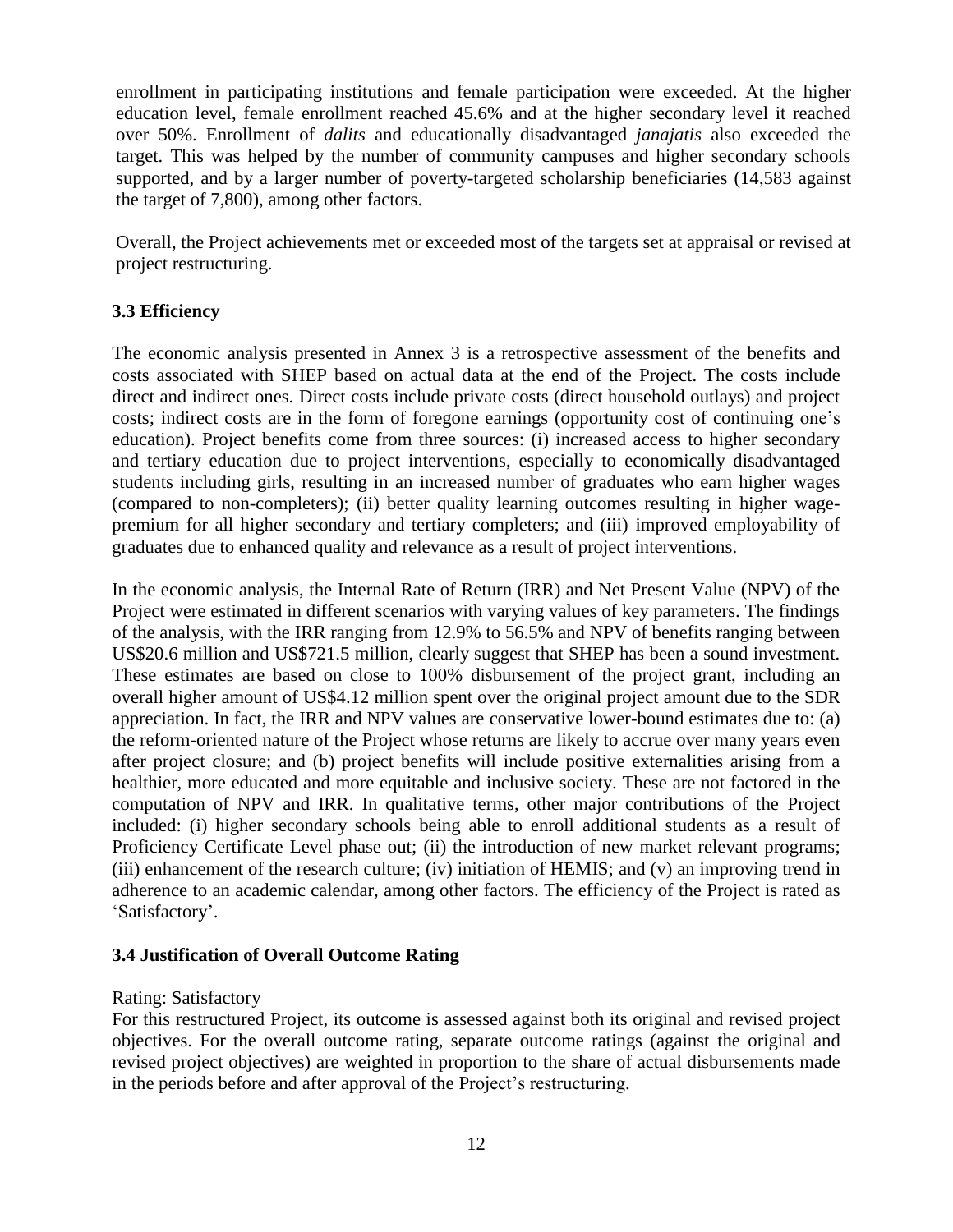enrollment in participating institutions and female participation were exceeded. At the higher education level, female enrollment reached 45.6% and at the higher secondary level it reached over 50%. Enrollment of *dalits* and educationally disadvantaged *janajatis* also exceeded the target. This was helped by the number of community campuses and higher secondary schools supported, and by a larger number of poverty-targeted scholarship beneficiaries (14,583 against the target of 7,800), among other factors.

Overall, the Project achievements met or exceeded most of the targets set at appraisal or revised at project restructuring.

### 3.3 Efficiency

The economic analysis presented in Annex 3 is a retrospective assessment of the benefits and costs associated with SHEP based on actual data at the end of the Project. The costs include direct and indirect ones. Direct costs include private costs (direct household outlays) and project costs; indirect costs are in the form of foregone earnings (opportunity cost of continuing one's education). Project benefits come from three sources: (i) increased access to higher secondary and tertiary education due to project interventions, especially to economically disadvantaged students including girls, resulting in an increased number of graduates who earn higher wages (compared to non-completers); (ii) better quality learning outcomes resulting in higher wage-premium for all higher secondary and tertiary completers; and (iii) improved employability of graduates due to enhanced quality and relevance as a result of project interventions.

In the economic analysis, the Internal Rate of Return (IRR) and Net Present Value (NPV) of the Project were estimated in different scenarios with varying values of key parameters. The findings of the analysis, with the IRR ranging from 12.9% to 56.5% and NPV of benefits ranging between US$20.6 million and US$721.5 million, clearly suggest that SHEP has been a sound investment. These estimates are based on close to 100% disbursement of the project grant, including an overall higher amount of US$4.12 million spent over the original project amount due to the SDR appreciation. In fact, the IRR and NPV values are conservative lower-bound estimates due to: (a) the reform-oriented nature of the Project whose returns are likely to accrue over many years even after project closure; and (b) project benefits will include positive externalities arising from a healthier, more educated and more equitable and inclusive society. These are not factored in the computation of NPV and IRR. In qualitative terms, other major contributions of the Project included: (i) higher secondary schools being able to enroll additional students as a result of Proficiency Certificate Level phase out; (ii) the introduction of new market relevant programs; (iii) enhancement of the research culture; (iv) initiation of HEMIS; and (v) an improving trend in adherence to an academic calendar, among other factors. The efficiency of the Project is rated as 'Satisfactory'.

### 3.4 Justification of Overall Outcome Rating

Rating: Satisfactory

For this restructured Project, its outcome is assessed against both its original and revised project objectives. For the overall outcome rating, separate outcome ratings (against the original and revised project objectives) are weighted in proportion to the share of actual disbursements made in the periods before and after approval of the Project's restructuring.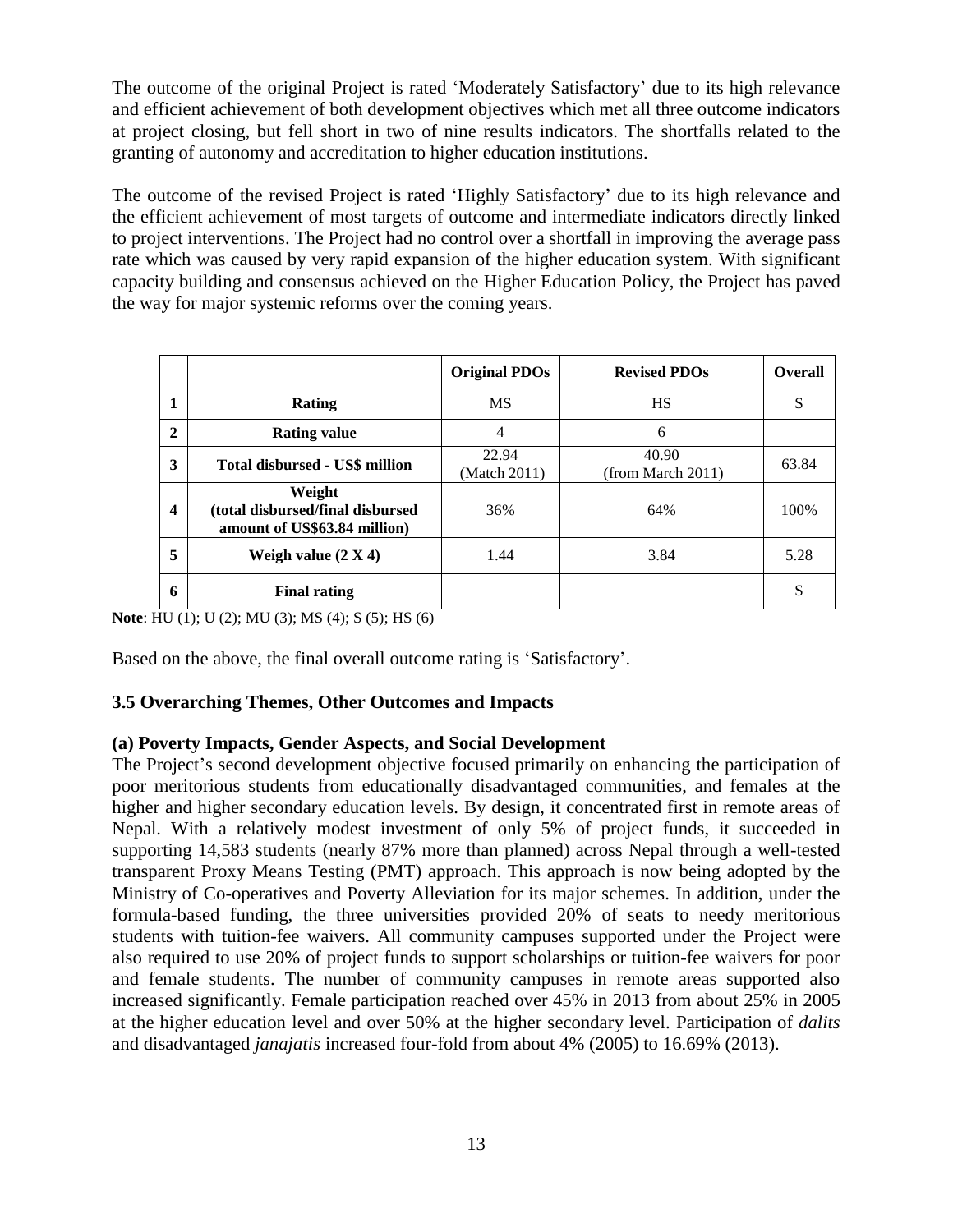The outcome of the original Project is rated 'Moderately Satisfactory' due to its high relevance and efficient achievement of both development objectives which met all three outcome indicators at project closing, but fell short in two of nine results indicators. The shortfalls related to the granting of autonomy and accreditation to higher education institutions.

The outcome of the revised Project is rated 'Highly Satisfactory' due to its high relevance and the efficient achievement of most targets of outcome and intermediate indicators directly linked to project interventions. The Project had no control over a shortfall in improving the average pass rate which was caused by very rapid expansion of the higher education system. With significant capacity building and consensus achieved on the Higher Education Policy, the Project has paved the way for major systemic reforms over the coming years.

| | | **Original PDOs** | **Revised PDOs** | **Overall** |
|---|---|---|---|---|
| **1** | **Rating** | MS | HS | S |
| **2** | **Rating value** | 4 | 6 | |
| **3** | **Total disbursed - US$ million** | 22.94 (Match 2011) | 40.90 (from March 2011) | 63.84 |
| **4** | **Weight (total disbursed/final disbursed amount of US$63.84 million)** | 36% | 64% | 100% |
| **5** | **Weigh value (2 X 4)** | 1.44 | 3.84 | 5.28 |
| **6** | **Final rating** | | | S |

**Note**: HU (1); U (2); MU (3); MS (4); S (5); HS (6)

Based on the above, the final overall outcome rating is 'Satisfactory'.

### 3.5 Overarching Themes, Other Outcomes and Impacts

#### (a) Poverty Impacts, Gender Aspects, and Social Development

The Project's second development objective focused primarily on enhancing the participation of poor meritorious students from educationally disadvantaged communities, and females at the higher and higher secondary education levels. By design, it concentrated first in remote areas of Nepal. With a relatively modest investment of only 5% of project funds, it succeeded in supporting 14,583 students (nearly 87% more than planned) across Nepal through a well-tested transparent Proxy Means Testing (PMT) approach. This approach is now being adopted by the Ministry of Co-operatives and Poverty Alleviation for its major schemes. In addition, under the formula-based funding, the three universities provided 20% of seats to needy meritorious students with tuition-fee waivers. All community campuses supported under the Project were also required to use 20% of project funds to support scholarships or tuition-fee waivers for poor and female students. The number of community campuses in remote areas supported also increased significantly. Female participation reached over 45% in 2013 from about 25% in 2005 at the higher education level and over 50% at the higher secondary level. Participation of *dalits* and disadvantaged *janajatis* increased four-fold from about 4% (2005) to 16.69% (2013).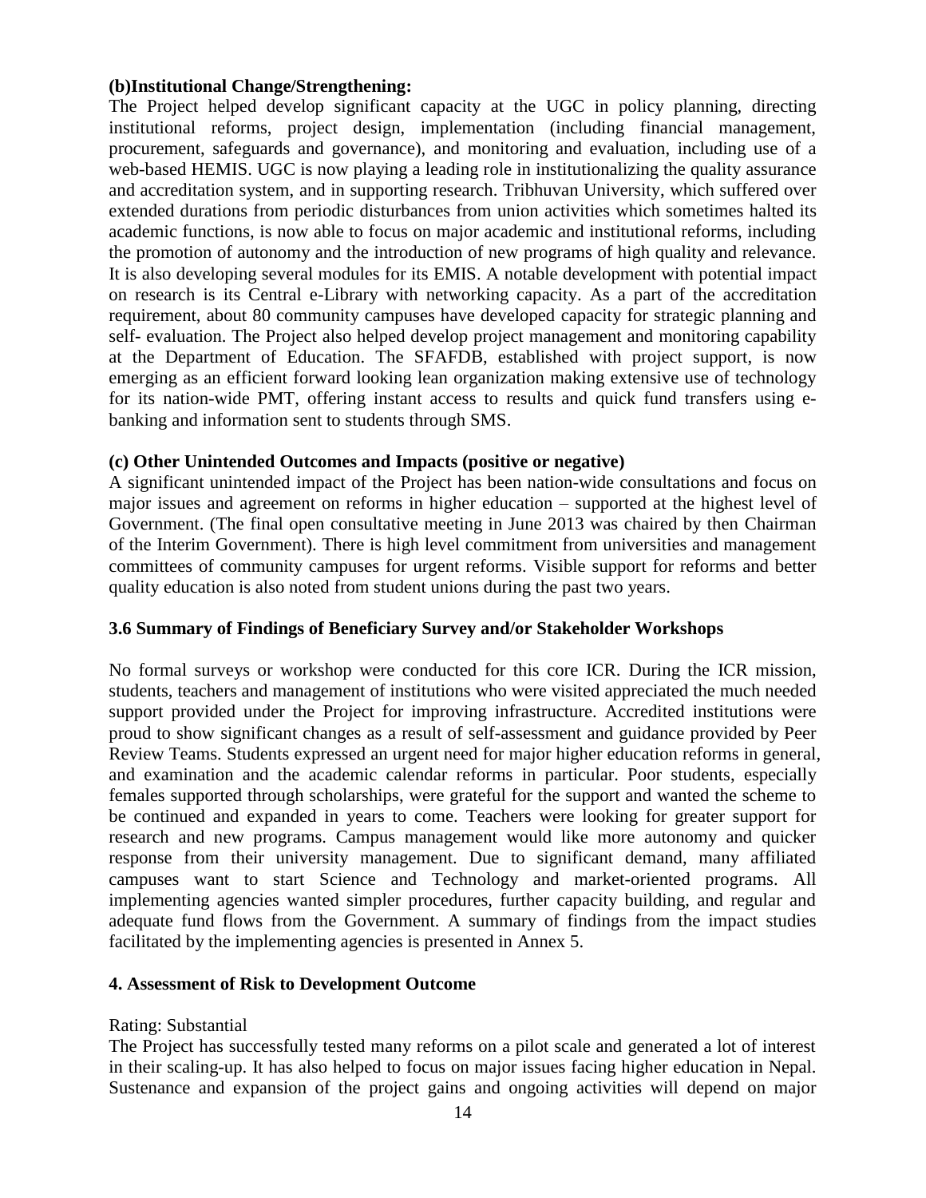**(b)Institutional Change/Strengthening:**

The Project helped develop significant capacity at the UGC in policy planning, directing institutional reforms, project design, implementation (including financial management, procurement, safeguards and governance), and monitoring and evaluation, including use of a web-based HEMIS. UGC is now playing a leading role in institutionalizing the quality assurance and accreditation system, and in supporting research. Tribhuvan University, which suffered over extended durations from periodic disturbances from union activities which sometimes halted its academic functions, is now able to focus on major academic and institutional reforms, including the promotion of autonomy and the introduction of new programs of high quality and relevance. It is also developing several modules for its EMIS. A notable development with potential impact on research is its Central e-Library with networking capacity. As a part of the accreditation requirement, about 80 community campuses have developed capacity for strategic planning and self- evaluation. The Project also helped develop project management and monitoring capability at the Department of Education. The SFAFDB, established with project support, is now emerging as an efficient forward looking lean organization making extensive use of technology for its nation-wide PMT, offering instant access to results and quick fund transfers using e-banking and information sent to students through SMS.

**(c) Other Unintended Outcomes and Impacts (positive or negative)**

A significant unintended impact of the Project has been nation-wide consultations and focus on major issues and agreement on reforms in higher education – supported at the highest level of Government. (The final open consultative meeting in June 2013 was chaired by then Chairman of the Interim Government). There is high level commitment from universities and management committees of community campuses for urgent reforms. Visible support for reforms and better quality education is also noted from student unions during the past two years.

### 3.6 Summary of Findings of Beneficiary Survey and/or Stakeholder Workshops

No formal surveys or workshop were conducted for this core ICR. During the ICR mission, students, teachers and management of institutions who were visited appreciated the much needed support provided under the Project for improving infrastructure. Accredited institutions were proud to show significant changes as a result of self-assessment and guidance provided by Peer Review Teams. Students expressed an urgent need for major higher education reforms in general, and examination and the academic calendar reforms in particular. Poor students, especially females supported through scholarships, were grateful for the support and wanted the scheme to be continued and expanded in years to come. Teachers were looking for greater support for research and new programs. Campus management would like more autonomy and quicker response from their university management. Due to significant demand, many affiliated campuses want to start Science and Technology and market-oriented programs. All implementing agencies wanted simpler procedures, further capacity building, and regular and adequate fund flows from the Government. A summary of findings from the impact studies facilitated by the implementing agencies is presented in Annex 5.

## 4. Assessment of Risk to Development Outcome

Rating: Substantial

The Project has successfully tested many reforms on a pilot scale and generated a lot of interest in their scaling-up. It has also helped to focus on major issues facing higher education in Nepal. Sustenance and expansion of the project gains and ongoing activities will depend on major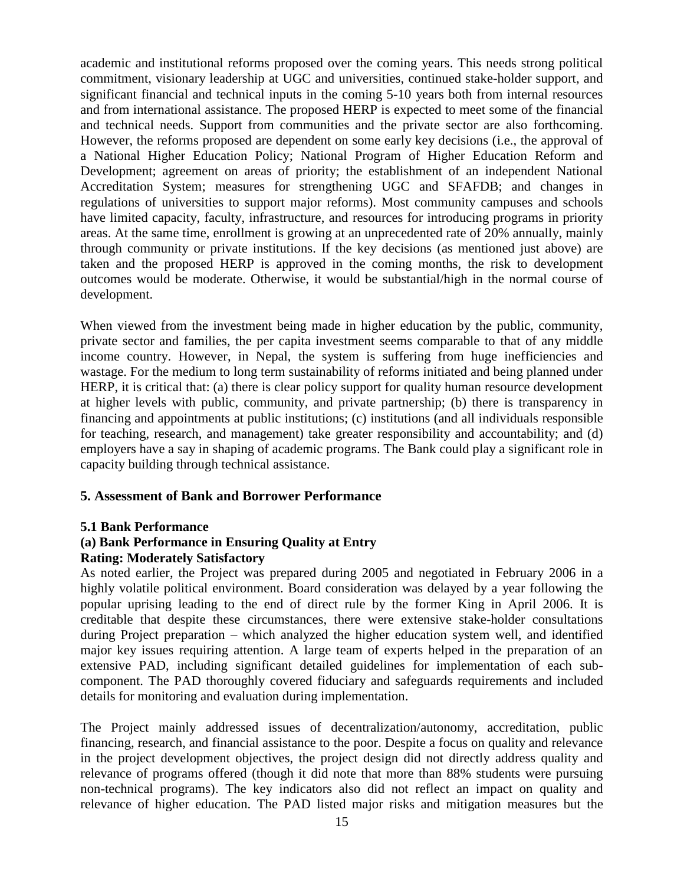academic and institutional reforms proposed over the coming years. This needs strong political commitment, visionary leadership at UGC and universities, continued stake-holder support, and significant financial and technical inputs in the coming 5-10 years both from internal resources and from international assistance. The proposed HERP is expected to meet some of the financial and technical needs. Support from communities and the private sector are also forthcoming. However, the reforms proposed are dependent on some early key decisions (i.e., the approval of a National Higher Education Policy; National Program of Higher Education Reform and Development; agreement on areas of priority; the establishment of an independent National Accreditation System; measures for strengthening UGC and SFAFDB; and changes in regulations of universities to support major reforms). Most community campuses and schools have limited capacity, faculty, infrastructure, and resources for introducing programs in priority areas. At the same time, enrollment is growing at an unprecedented rate of 20% annually, mainly through community or private institutions. If the key decisions (as mentioned just above) are taken and the proposed HERP is approved in the coming months, the risk to development outcomes would be moderate. Otherwise, it would be substantial/high in the normal course of development.

When viewed from the investment being made in higher education by the public, community, private sector and families, the per capita investment seems comparable to that of any middle income country. However, in Nepal, the system is suffering from huge inefficiencies and wastage. For the medium to long term sustainability of reforms initiated and being planned under HERP, it is critical that: (a) there is clear policy support for quality human resource development at higher levels with public, community, and private partnership; (b) there is transparency in financing and appointments at public institutions; (c) institutions (and all individuals responsible for teaching, research, and management) take greater responsibility and accountability; and (d) employers have a say in shaping of academic programs. The Bank could play a significant role in capacity building through technical assistance.

## 5. Assessment of Bank and Borrower Performance

### 5.1 Bank Performance

#### (a) Bank Performance in Ensuring Quality at Entry

**Rating: Moderately Satisfactory**

As noted earlier, the Project was prepared during 2005 and negotiated in February 2006 in a highly volatile political environment. Board consideration was delayed by a year following the popular uprising leading to the end of direct rule by the former King in April 2006. It is creditable that despite these circumstances, there were extensive stake-holder consultations during Project preparation – which analyzed the higher education system well, and identified major key issues requiring attention. A large team of experts helped in the preparation of an extensive PAD, including significant detailed guidelines for implementation of each sub-component. The PAD thoroughly covered fiduciary and safeguards requirements and included details for monitoring and evaluation during implementation.

The Project mainly addressed issues of decentralization/autonomy, accreditation, public financing, research, and financial assistance to the poor. Despite a focus on quality and relevance in the project development objectives, the project design did not directly address quality and relevance of programs offered (though it did note that more than 88% students were pursuing non-technical programs). The key indicators also did not reflect an impact on quality and relevance of higher education. The PAD listed major risks and mitigation measures but the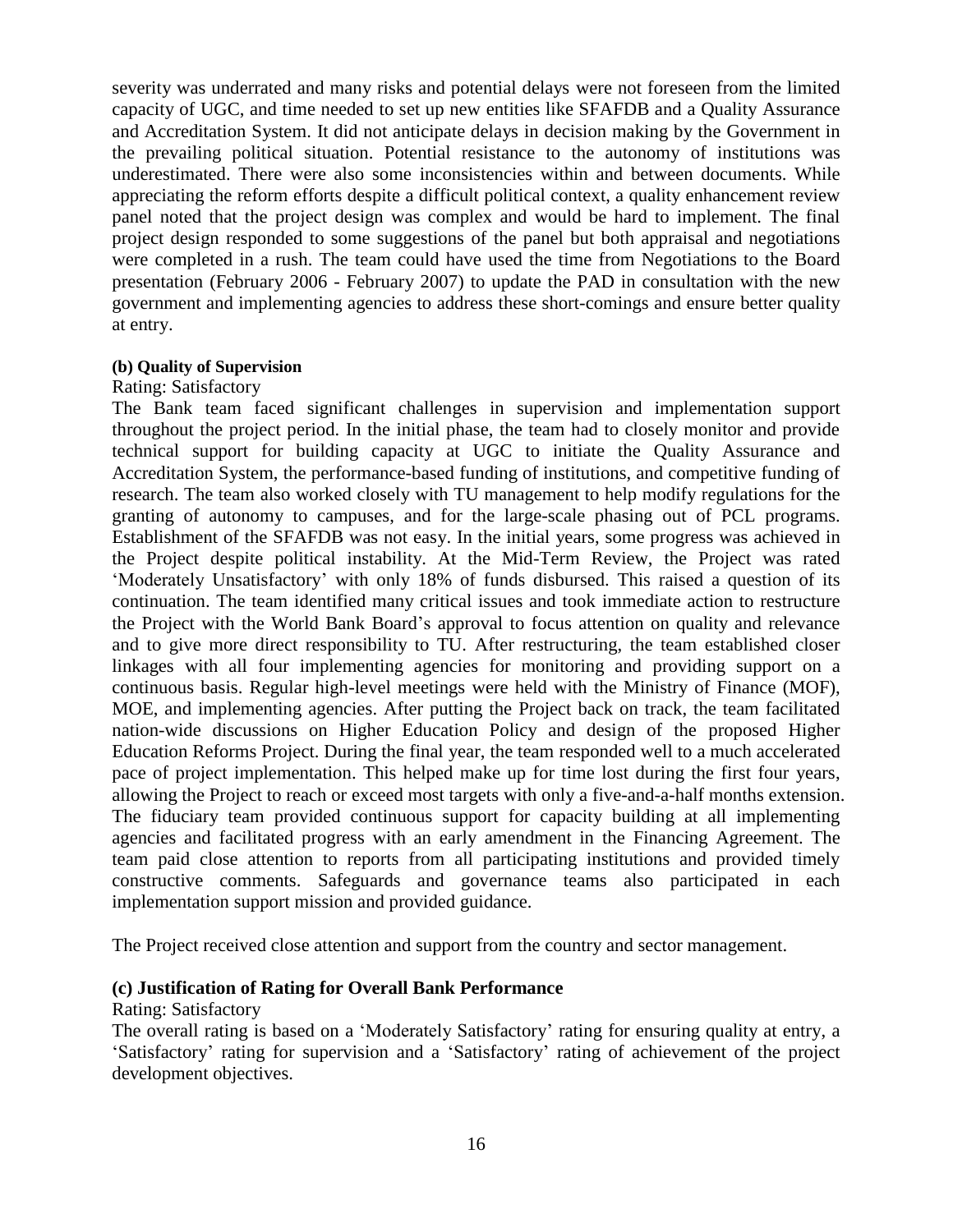severity was underrated and many risks and potential delays were not foreseen from the limited capacity of UGC, and time needed to set up new entities like SFAFDB and a Quality Assurance and Accreditation System. It did not anticipate delays in decision making by the Government in the prevailing political situation. Potential resistance to the autonomy of institutions was underestimated. There were also some inconsistencies within and between documents. While appreciating the reform efforts despite a difficult political context, a quality enhancement review panel noted that the project design was complex and would be hard to implement. The final project design responded to some suggestions of the panel but both appraisal and negotiations were completed in a rush. The team could have used the time from Negotiations to the Board presentation (February 2006 - February 2007) to update the PAD in consultation with the new government and implementing agencies to address these short-comings and ensure better quality at entry.

**(b) Quality of Supervision**

Rating: Satisfactory

The Bank team faced significant challenges in supervision and implementation support throughout the project period. In the initial phase, the team had to closely monitor and provide technical support for building capacity at UGC to initiate the Quality Assurance and Accreditation System, the performance-based funding of institutions, and competitive funding of research. The team also worked closely with TU management to help modify regulations for the granting of autonomy to campuses, and for the large-scale phasing out of PCL programs. Establishment of the SFAFDB was not easy. In the initial years, some progress was achieved in the Project despite political instability. At the Mid-Term Review, the Project was rated 'Moderately Unsatisfactory' with only 18% of funds disbursed. This raised a question of its continuation. The team identified many critical issues and took immediate action to restructure the Project with the World Bank Board's approval to focus attention on quality and relevance and to give more direct responsibility to TU. After restructuring, the team established closer linkages with all four implementing agencies for monitoring and providing support on a continuous basis. Regular high-level meetings were held with the Ministry of Finance (MOF), MOE, and implementing agencies. After putting the Project back on track, the team facilitated nation-wide discussions on Higher Education Policy and design of the proposed Higher Education Reforms Project. During the final year, the team responded well to a much accelerated pace of project implementation. This helped make up for time lost during the first four years, allowing the Project to reach or exceed most targets with only a five-and-a-half months extension. The fiduciary team provided continuous support for capacity building at all implementing agencies and facilitated progress with an early amendment in the Financing Agreement. The team paid close attention to reports from all participating institutions and provided timely constructive comments. Safeguards and governance teams also participated in each implementation support mission and provided guidance.

The Project received close attention and support from the country and sector management.

**(c) Justification of Rating for Overall Bank Performance**

Rating: Satisfactory

The overall rating is based on a 'Moderately Satisfactory' rating for ensuring quality at entry, a 'Satisfactory' rating for supervision and a 'Satisfactory' rating of achievement of the project development objectives.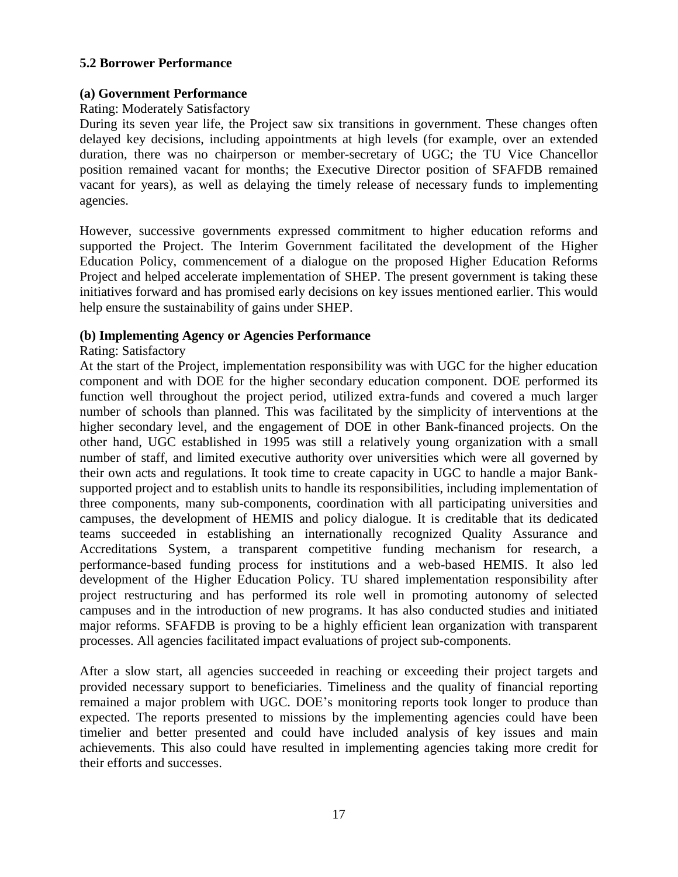### 5.2 Borrower Performance

#### (a) Government Performance

Rating: Moderately Satisfactory

During its seven year life, the Project saw six transitions in government. These changes often delayed key decisions, including appointments at high levels (for example, over an extended duration, there was no chairperson or member-secretary of UGC; the TU Vice Chancellor position remained vacant for months; the Executive Director position of SFAFDB remained vacant for years), as well as delaying the timely release of necessary funds to implementing agencies.

However, successive governments expressed commitment to higher education reforms and supported the Project. The Interim Government facilitated the development of the Higher Education Policy, commencement of a dialogue on the proposed Higher Education Reforms Project and helped accelerate implementation of SHEP. The present government is taking these initiatives forward and has promised early decisions on key issues mentioned earlier. This would help ensure the sustainability of gains under SHEP.

#### (b) Implementing Agency or Agencies Performance

Rating: Satisfactory

At the start of the Project, implementation responsibility was with UGC for the higher education component and with DOE for the higher secondary education component. DOE performed its function well throughout the project period, utilized extra-funds and covered a much larger number of schools than planned. This was facilitated by the simplicity of interventions at the higher secondary level, and the engagement of DOE in other Bank-financed projects. On the other hand, UGC established in 1995 was still a relatively young organization with a small number of staff, and limited executive authority over universities which were all governed by their own acts and regulations. It took time to create capacity in UGC to handle a major Bank-supported project and to establish units to handle its responsibilities, including implementation of three components, many sub-components, coordination with all participating universities and campuses, the development of HEMIS and policy dialogue. It is creditable that its dedicated teams succeeded in establishing an internationally recognized Quality Assurance and Accreditations System, a transparent competitive funding mechanism for research, a performance-based funding process for institutions and a web-based HEMIS. It also led development of the Higher Education Policy. TU shared implementation responsibility after project restructuring and has performed its role well in promoting autonomy of selected campuses and in the introduction of new programs. It has also conducted studies and initiated major reforms. SFAFDB is proving to be a highly efficient lean organization with transparent processes. All agencies facilitated impact evaluations of project sub-components.

After a slow start, all agencies succeeded in reaching or exceeding their project targets and provided necessary support to beneficiaries. Timeliness and the quality of financial reporting remained a major problem with UGC. DOE's monitoring reports took longer to produce than expected. The reports presented to missions by the implementing agencies could have been timelier and better presented and could have included analysis of key issues and main achievements. This also could have resulted in implementing agencies taking more credit for their efforts and successes.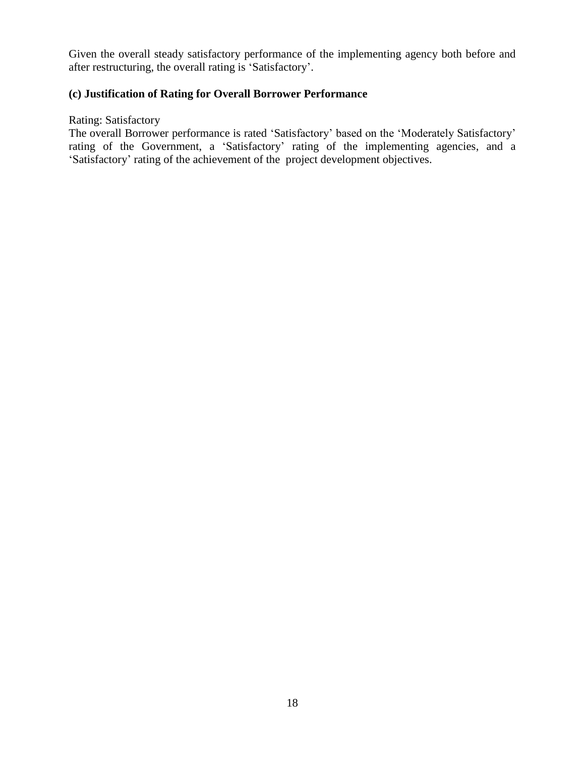Given the overall steady satisfactory performance of the implementing agency both before and after restructuring, the overall rating is 'Satisfactory'.

### (c) Justification of Rating for Overall Borrower Performance

Rating: Satisfactory

The overall Borrower performance is rated 'Satisfactory' based on the 'Moderately Satisfactory' rating of the Government, a 'Satisfactory' rating of the implementing agencies, and a 'Satisfactory' rating of the achievement of the project development objectives.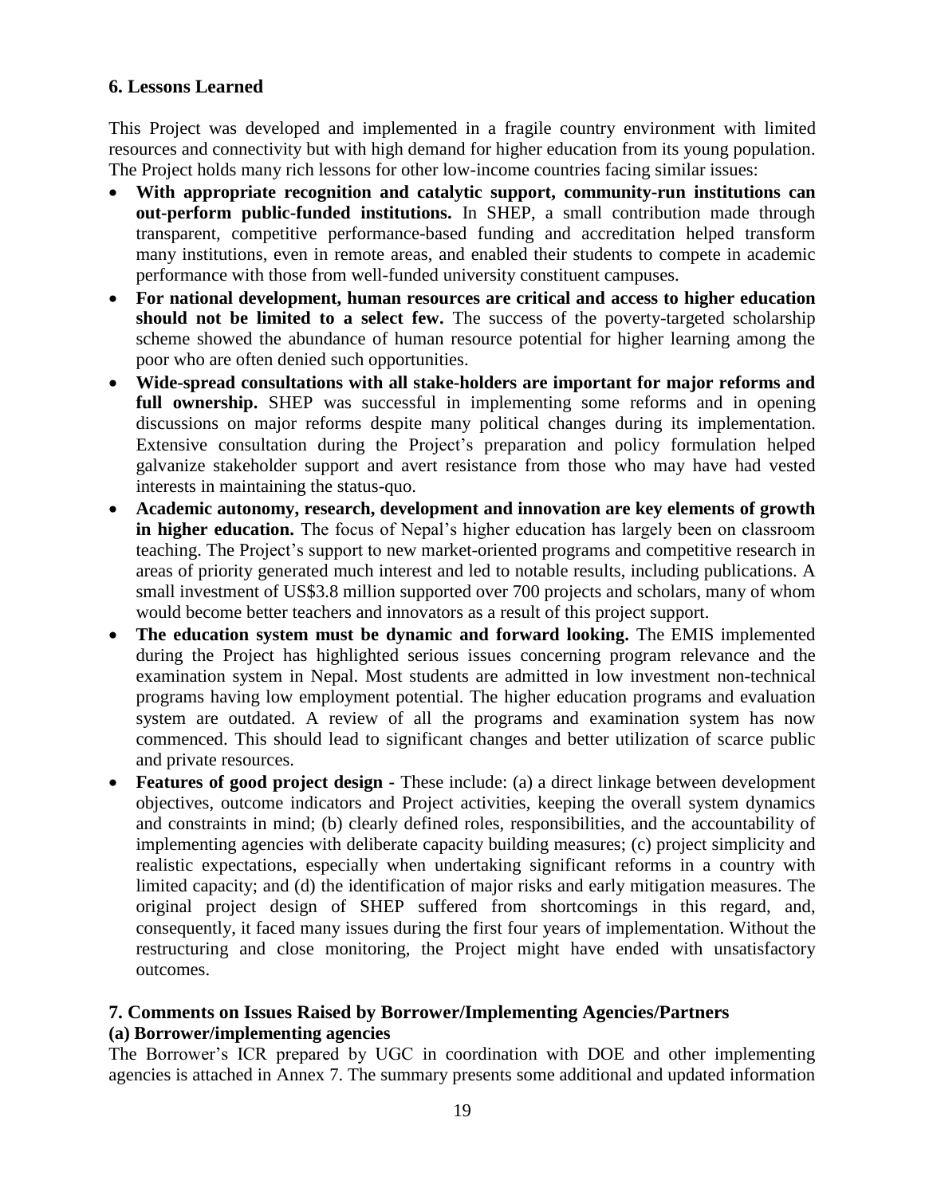## 6. Lessons Learned

This Project was developed and implemented in a fragile country environment with limited resources and connectivity but with high demand for higher education from its young population. The Project holds many rich lessons for other low-income countries facing similar issues:

- **With appropriate recognition and catalytic support, community-run institutions can out-perform public-funded institutions.** In SHEP, a small contribution made through transparent, competitive performance-based funding and accreditation helped transform many institutions, even in remote areas, and enabled their students to compete in academic performance with those from well-funded university constituent campuses.
- **For national development, human resources are critical and access to higher education should not be limited to a select few.** The success of the poverty-targeted scholarship scheme showed the abundance of human resource potential for higher learning among the poor who are often denied such opportunities.
- **Wide-spread consultations with all stake-holders are important for major reforms and full ownership.** SHEP was successful in implementing some reforms and in opening discussions on major reforms despite many political changes during its implementation. Extensive consultation during the Project's preparation and policy formulation helped galvanize stakeholder support and avert resistance from those who may have had vested interests in maintaining the status-quo.
- **Academic autonomy, research, development and innovation are key elements of growth in higher education.** The focus of Nepal's higher education has largely been on classroom teaching. The Project's support to new market-oriented programs and competitive research in areas of priority generated much interest and led to notable results, including publications. A small investment of US$3.8 million supported over 700 projects and scholars, many of whom would become better teachers and innovators as a result of this project support.
- **The education system must be dynamic and forward looking.** The EMIS implemented during the Project has highlighted serious issues concerning program relevance and the examination system in Nepal. Most students are admitted in low investment non-technical programs having low employment potential. The higher education programs and evaluation system are outdated. A review of all the programs and examination system has now commenced. This should lead to significant changes and better utilization of scarce public and private resources.
- **Features of good project design -** These include: (a) a direct linkage between development objectives, outcome indicators and Project activities, keeping the overall system dynamics and constraints in mind; (b) clearly defined roles, responsibilities, and the accountability of implementing agencies with deliberate capacity building measures; (c) project simplicity and realistic expectations, especially when undertaking significant reforms in a country with limited capacity; and (d) the identification of major risks and early mitigation measures. The original project design of SHEP suffered from shortcomings in this regard, and, consequently, it faced many issues during the first four years of implementation. Without the restructuring and close monitoring, the Project might have ended with unsatisfactory outcomes.

## 7. Comments on Issues Raised by Borrower/Implementing Agencies/Partners

### (a) Borrower/implementing agencies

The Borrower's ICR prepared by UGC in coordination with DOE and other implementing agencies is attached in Annex 7. The summary presents some additional and updated information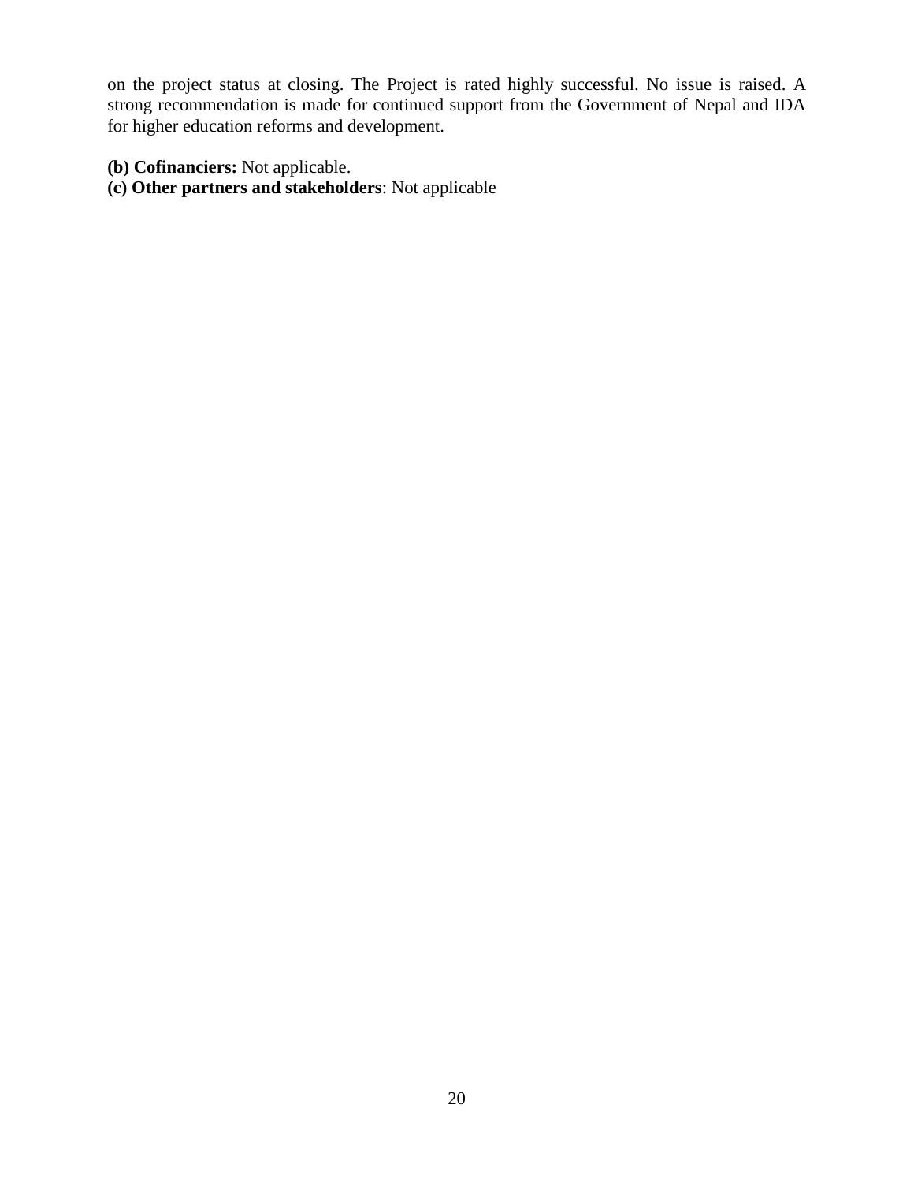on the project status at closing. The Project is rated highly successful. No issue is raised. A strong recommendation is made for continued support from the Government of Nepal and IDA for higher education reforms and development.

**(b) Cofinanciers:** Not applicable.
**(c) Other partners and stakeholders**: Not applicable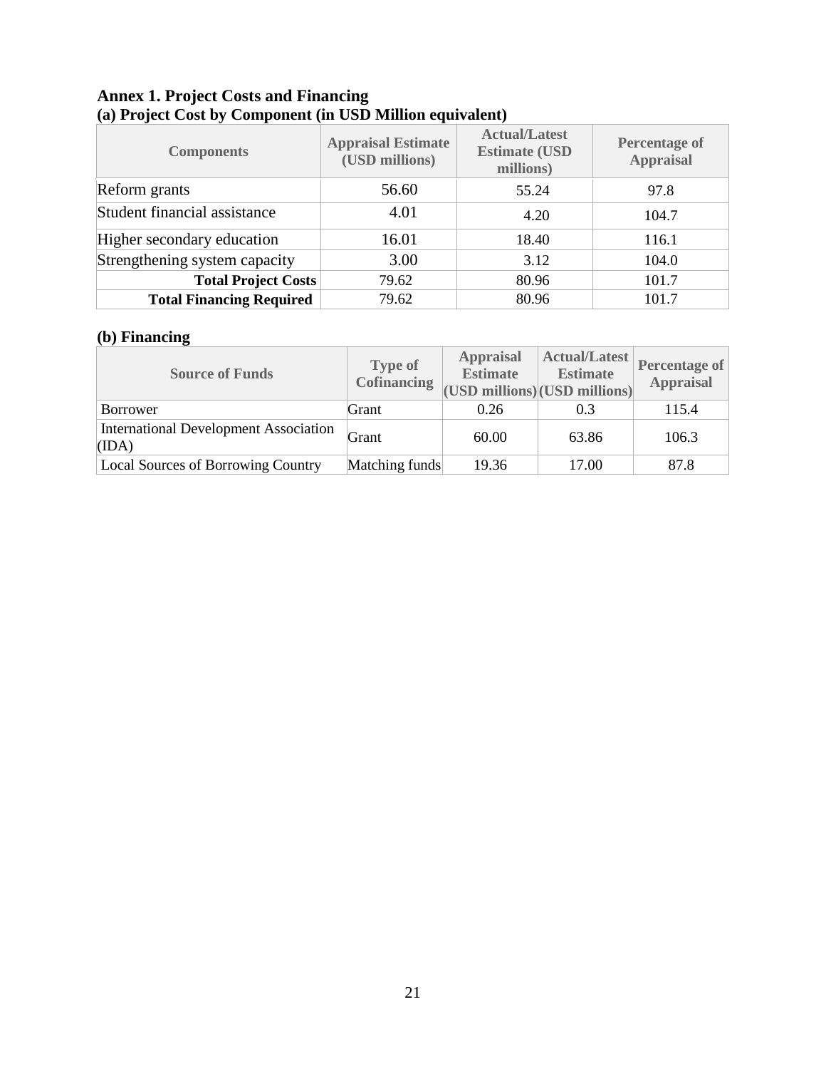## Annex 1. Project Costs and Financing

### (a) Project Cost by Component (in USD Million equivalent)

| Components | Appraisal Estimate (USD millions) | Actual/Latest Estimate (USD millions) | Percentage of Appraisal |
|---|---|---|---|
| Reform grants | 56.60 | 55.24 | 97.8 |
| Student financial assistance | 4.01 | 4.20 | 104.7 |
| Higher secondary education | 16.01 | 18.40 | 116.1 |
| Strengthening system capacity | 3.00 | 3.12 | 104.0 |
| **Total Project Costs** | 79.62 | 80.96 | 101.7 |
| **Total Financing Required** | 79.62 | 80.96 | 101.7 |

### (b) Financing

| Source of Funds | Type of Cofinancing | Appraisal Estimate (USD millions) | Actual/Latest Estimate (USD millions) | Percentage of Appraisal |
|---|---|---|---|---|
| Borrower | Grant | 0.26 | 0.3 | 115.4 |
| International Development Association (IDA) | Grant | 60.00 | 63.86 | 106.3 |
| Local Sources of Borrowing Country | Matching funds | 19.36 | 17.00 | 87.8 |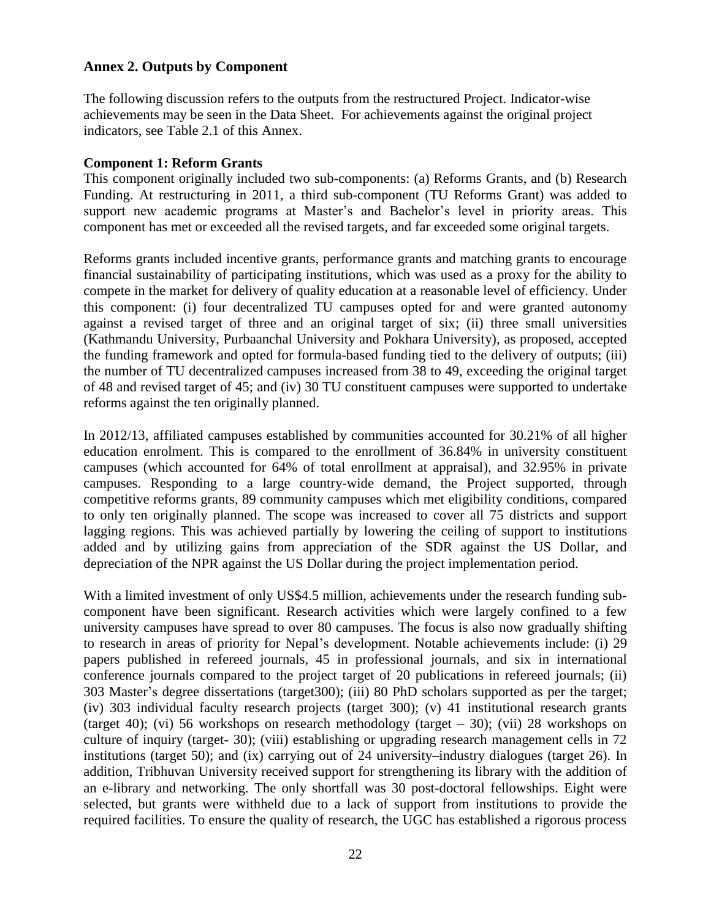## Annex 2. Outputs by Component

The following discussion refers to the outputs from the restructured Project. Indicator-wise achievements may be seen in the Data Sheet. For achievements against the original project indicators, see Table 2.1 of this Annex.

**Component 1: Reform Grants**

This component originally included two sub-components: (a) Reforms Grants, and (b) Research Funding. At restructuring in 2011, a third sub-component (TU Reforms Grant) was added to support new academic programs at Master's and Bachelor's level in priority areas. This component has met or exceeded all the revised targets, and far exceeded some original targets.

Reforms grants included incentive grants, performance grants and matching grants to encourage financial sustainability of participating institutions, which was used as a proxy for the ability to compete in the market for delivery of quality education at a reasonable level of efficiency. Under this component: (i) four decentralized TU campuses opted for and were granted autonomy against a revised target of three and an original target of six; (ii) three small universities (Kathmandu University, Purbaanchal University and Pokhara University), as proposed, accepted the funding framework and opted for formula-based funding tied to the delivery of outputs; (iii) the number of TU decentralized campuses increased from 38 to 49, exceeding the original target of 48 and revised target of 45; and (iv) 30 TU constituent campuses were supported to undertake reforms against the ten originally planned.

In 2012/13, affiliated campuses established by communities accounted for 30.21% of all higher education enrolment. This is compared to the enrollment of 36.84% in university constituent campuses (which accounted for 64% of total enrollment at appraisal), and 32.95% in private campuses. Responding to a large country-wide demand, the Project supported, through competitive reforms grants, 89 community campuses which met eligibility conditions, compared to only ten originally planned. The scope was increased to cover all 75 districts and support lagging regions. This was achieved partially by lowering the ceiling of support to institutions added and by utilizing gains from appreciation of the SDR against the US Dollar, and depreciation of the NPR against the US Dollar during the project implementation period.

With a limited investment of only US$4.5 million, achievements under the research funding sub-component have been significant. Research activities which were largely confined to a few university campuses have spread to over 80 campuses. The focus is also now gradually shifting to research in areas of priority for Nepal's development. Notable achievements include: (i) 29 papers published in refereed journals, 45 in professional journals, and six in international conference journals compared to the project target of 20 publications in refereed journals; (ii) 303 Master's degree dissertations (target300); (iii) 80 PhD scholars supported as per the target; (iv) 303 individual faculty research projects (target 300); (v) 41 institutional research grants (target 40); (vi) 56 workshops on research methodology (target – 30); (vii) 28 workshops on culture of inquiry (target- 30); (viii) establishing or upgrading research management cells in 72 institutions (target 50); and (ix) carrying out of 24 university–industry dialogues (target 26). In addition, Tribhuvan University received support for strengthening its library with the addition of an e-library and networking. The only shortfall was 30 post-doctoral fellowships. Eight were selected, but grants were withheld due to a lack of support from institutions to provide the required facilities. To ensure the quality of research, the UGC has established a rigorous process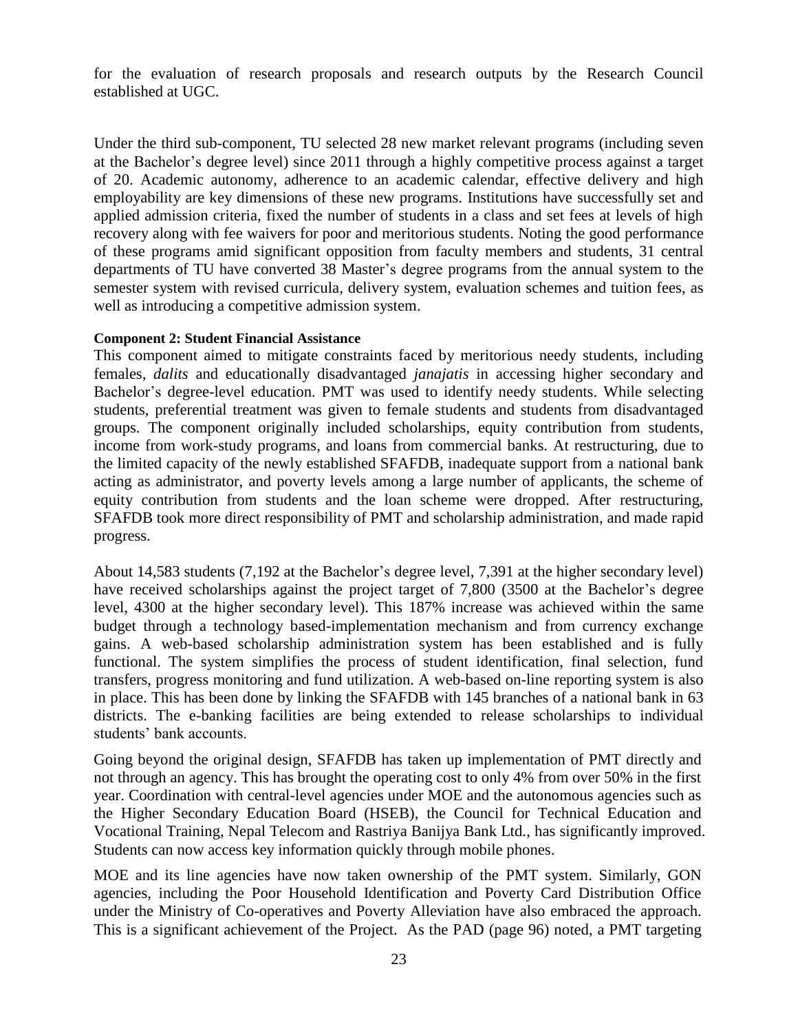for the evaluation of research proposals and research outputs by the Research Council established at UGC.

Under the third sub-component, TU selected 28 new market relevant programs (including seven at the Bachelor's degree level) since 2011 through a highly competitive process against a target of 20. Academic autonomy, adherence to an academic calendar, effective delivery and high employability are key dimensions of these new programs. Institutions have successfully set and applied admission criteria, fixed the number of students in a class and set fees at levels of high recovery along with fee waivers for poor and meritorious students. Noting the good performance of these programs amid significant opposition from faculty members and students, 31 central departments of TU have converted 38 Master's degree programs from the annual system to the semester system with revised curricula, delivery system, evaluation schemes and tuition fees, as well as introducing a competitive admission system.

**Component 2: Student Financial Assistance**

This component aimed to mitigate constraints faced by meritorious needy students, including females, *dalits* and educationally disadvantaged *janajatis* in accessing higher secondary and Bachelor's degree-level education. PMT was used to identify needy students. While selecting students, preferential treatment was given to female students and students from disadvantaged groups. The component originally included scholarships, equity contribution from students, income from work-study programs, and loans from commercial banks. At restructuring, due to the limited capacity of the newly established SFAFDB, inadequate support from a national bank acting as administrator, and poverty levels among a large number of applicants, the scheme of equity contribution from students and the loan scheme were dropped. After restructuring, SFAFDB took more direct responsibility of PMT and scholarship administration, and made rapid progress.

About 14,583 students (7,192 at the Bachelor's degree level, 7,391 at the higher secondary level) have received scholarships against the project target of 7,800 (3500 at the Bachelor's degree level, 4300 at the higher secondary level). This 187% increase was achieved within the same budget through a technology based-implementation mechanism and from currency exchange gains. A web-based scholarship administration system has been established and is fully functional. The system simplifies the process of student identification, final selection, fund transfers, progress monitoring and fund utilization. A web-based on-line reporting system is also in place. This has been done by linking the SFAFDB with 145 branches of a national bank in 63 districts. The e-banking facilities are being extended to release scholarships to individual students' bank accounts.

Going beyond the original design, SFAFDB has taken up implementation of PMT directly and not through an agency. This has brought the operating cost to only 4% from over 50% in the first year. Coordination with central-level agencies under MOE and the autonomous agencies such as the Higher Secondary Education Board (HSEB), the Council for Technical Education and Vocational Training, Nepal Telecom and Rastriya Banijya Bank Ltd., has significantly improved. Students can now access key information quickly through mobile phones.

MOE and its line agencies have now taken ownership of the PMT system. Similarly, GON agencies, including the Poor Household Identification and Poverty Card Distribution Office under the Ministry of Co-operatives and Poverty Alleviation have also embraced the approach. This is a significant achievement of the Project. As the PAD (page 96) noted, a PMT targeting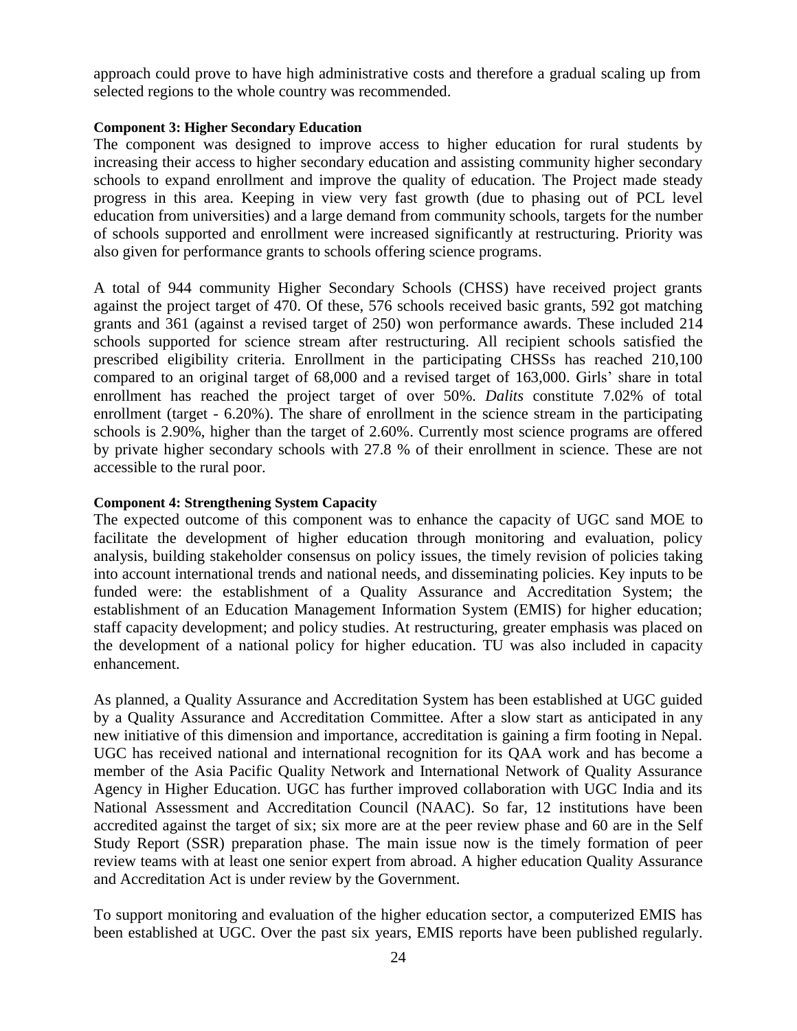approach could prove to have high administrative costs and therefore a gradual scaling up from selected regions to the whole country was recommended.

**Component 3: Higher Secondary Education**

The component was designed to improve access to higher education for rural students by increasing their access to higher secondary education and assisting community higher secondary schools to expand enrollment and improve the quality of education. The Project made steady progress in this area. Keeping in view very fast growth (due to phasing out of PCL level education from universities) and a large demand from community schools, targets for the number of schools supported and enrollment were increased significantly at restructuring. Priority was also given for performance grants to schools offering science programs.

A total of 944 community Higher Secondary Schools (CHSS) have received project grants against the project target of 470. Of these, 576 schools received basic grants, 592 got matching grants and 361 (against a revised target of 250) won performance awards. These included 214 schools supported for science stream after restructuring. All recipient schools satisfied the prescribed eligibility criteria. Enrollment in the participating CHSSs has reached 210,100 compared to an original target of 68,000 and a revised target of 163,000. Girls' share in total enrollment has reached the project target of over 50%. *Dalits* constitute 7.02% of total enrollment (target - 6.20%). The share of enrollment in the science stream in the participating schools is 2.90%, higher than the target of 2.60%. Currently most science programs are offered by private higher secondary schools with 27.8 % of their enrollment in science. These are not accessible to the rural poor.

**Component 4: Strengthening System Capacity**

The expected outcome of this component was to enhance the capacity of UGC sand MOE to facilitate the development of higher education through monitoring and evaluation, policy analysis, building stakeholder consensus on policy issues, the timely revision of policies taking into account international trends and national needs, and disseminating policies. Key inputs to be funded were: the establishment of a Quality Assurance and Accreditation System; the establishment of an Education Management Information System (EMIS) for higher education; staff capacity development; and policy studies. At restructuring, greater emphasis was placed on the development of a national policy for higher education. TU was also included in capacity enhancement.

As planned, a Quality Assurance and Accreditation System has been established at UGC guided by a Quality Assurance and Accreditation Committee. After a slow start as anticipated in any new initiative of this dimension and importance, accreditation is gaining a firm footing in Nepal. UGC has received national and international recognition for its QAA work and has become a member of the Asia Pacific Quality Network and International Network of Quality Assurance Agency in Higher Education. UGC has further improved collaboration with UGC India and its National Assessment and Accreditation Council (NAAC). So far, 12 institutions have been accredited against the target of six; six more are at the peer review phase and 60 are in the Self Study Report (SSR) preparation phase. The main issue now is the timely formation of peer review teams with at least one senior expert from abroad. A higher education Quality Assurance and Accreditation Act is under review by the Government.

To support monitoring and evaluation of the higher education sector, a computerized EMIS has been established at UGC. Over the past six years, EMIS reports have been published regularly.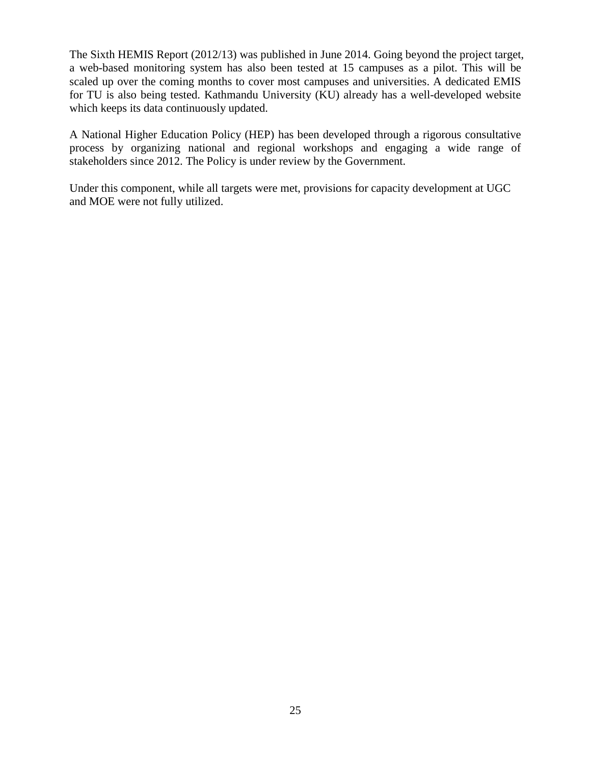The Sixth HEMIS Report (2012/13) was published in June 2014. Going beyond the project target, a web-based monitoring system has also been tested at 15 campuses as a pilot. This will be scaled up over the coming months to cover most campuses and universities. A dedicated EMIS for TU is also being tested. Kathmandu University (KU) already has a well-developed website which keeps its data continuously updated.

A National Higher Education Policy (HEP) has been developed through a rigorous consultative process by organizing national and regional workshops and engaging a wide range of stakeholders since 2012. The Policy is under review by the Government.

Under this component, while all targets were met, provisions for capacity development at UGC and MOE were not fully utilized.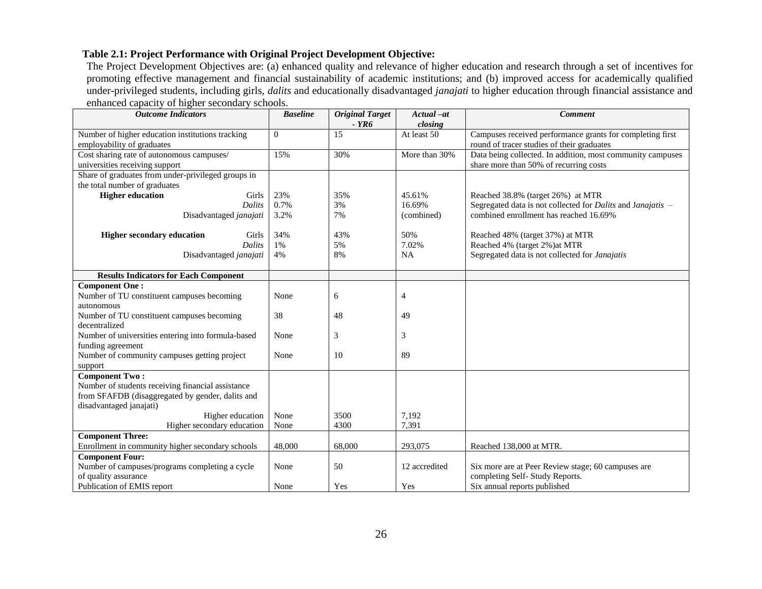**Table 2.1: Project Performance with Original Project Development Objective:**

The Project Development Objectives are: (a) enhanced quality and relevance of higher education and research through a set of incentives for promoting effective management and financial sustainability of academic institutions; and (b) improved access for academically qualified under-privileged students, including girls, *dalits* and educationally disadvantaged *janajati* to higher education through financial assistance and enhanced capacity of higher secondary schools.

| ***Outcome Indicators*** | ***Baseline*** | ***Original Target - YR6*** | ***Actual –at closing*** | ***Comment*** |
|---|---|---|---|---|
| Number of higher education institutions tracking employability of graduates | 0 | 15 | At least 50 | Campuses received performance grants for completing first round of tracer studies of their graduates |
| Cost sharing rate of autonomous campuses/ universities receiving support | 15% | 30% | More than 30% | Data being collected. In addition, most community campuses share more than 50% of recurring costs |
| Share of graduates from under-privileged groups in the total number of graduates | | | | |
| **Higher education** Girls | 23% | 35% | 45.61% | Reached 38.8% (target 26%) at MTR |
| *Dalits* | 0.7% | 3% | 16.69% | Segregated data is not collected for *Dalits* and J*anajatis* – |
| Disadvantaged *janajati* | 3.2% | 7% | (combined) | combined enrollment has reached 16.69% |
| **Higher secondary education** Girls | 34% | 43% | 50% | Reached 48% (target 37%) at MTR |
| *Dalits* | 1% | 5% | 7.02% | Reached 4% (target 2%)at MTR |
| Disadvantaged *janajati* | 4% | 8% | NA | Segregated data is not collected for *Janajatis* |
| **Results Indicators for Each Component** | | | | |
| **Component One :** | | | | |
| Number of TU constituent campuses becoming autonomous | None | 6 | 4 | |
| Number of TU constituent campuses becoming decentralized | 38 | 48 | 49 | |
| Number of universities entering into formula-based funding agreement | None | 3 | 3 | |
| Number of community campuses getting project support | None | 10 | 89 | |
| **Component Two :** | | | | |
| Number of students receiving financial assistance from SFAFDB (disaggregated by gender, dalits and disadvantaged janajati) | | | | |
| Higher education | None | 3500 | 7,192 | |
| Higher secondary education | None | 4300 | 7,391 | |
| **Component Three:** | | | | |
| Enrollment in community higher secondary schools | 48,000 | 68,000 | 293,075 | Reached 138,000 at MTR. |
| **Component Four:** | | | | |
| Number of campuses/programs completing a cycle of quality assurance | None | 50 | 12 accredited | Six more are at Peer Review stage; 60 campuses are completing Self- Study Reports. |
| Publication of EMIS report | None | Yes | Yes | Six annual reports published |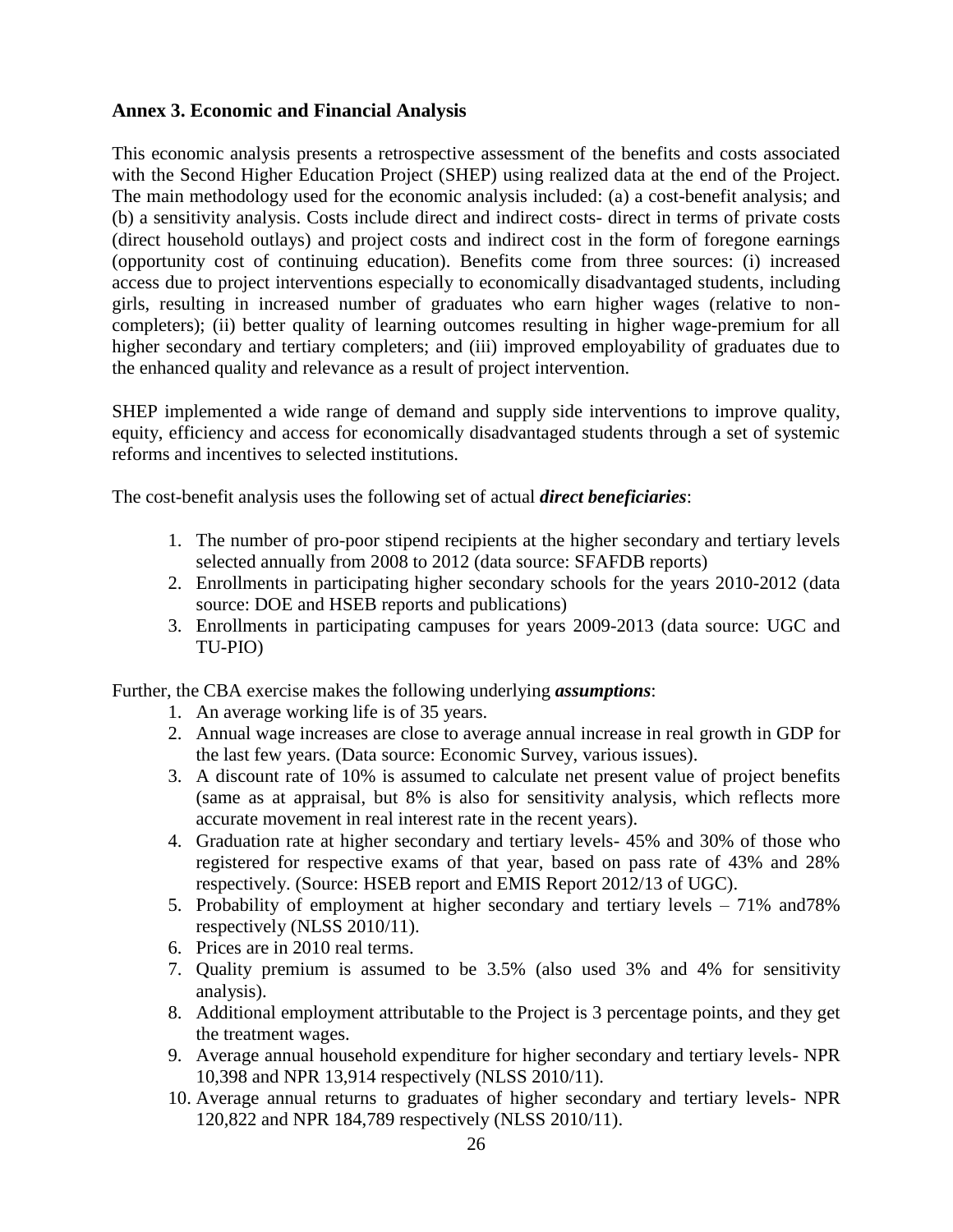### Annex 3. Economic and Financial Analysis

This economic analysis presents a retrospective assessment of the benefits and costs associated with the Second Higher Education Project (SHEP) using realized data at the end of the Project. The main methodology used for the economic analysis included: (a) a cost-benefit analysis; and (b) a sensitivity analysis. Costs include direct and indirect costs- direct in terms of private costs (direct household outlays) and project costs and indirect cost in the form of foregone earnings (opportunity cost of continuing education). Benefits come from three sources: (i) increased access due to project interventions especially to economically disadvantaged students, including girls, resulting in increased number of graduates who earn higher wages (relative to non-completers); (ii) better quality of learning outcomes resulting in higher wage-premium for all higher secondary and tertiary completers; and (iii) improved employability of graduates due to the enhanced quality and relevance as a result of project intervention.

SHEP implemented a wide range of demand and supply side interventions to improve quality, equity, efficiency and access for economically disadvantaged students through a set of systemic reforms and incentives to selected institutions.

The cost-benefit analysis uses the following set of actual ***direct beneficiaries***:

1. The number of pro-poor stipend recipients at the higher secondary and tertiary levels selected annually from 2008 to 2012 (data source: SFAFDB reports)
2. Enrollments in participating higher secondary schools for the years 2010-2012 (data source: DOE and HSEB reports and publications)
3. Enrollments in participating campuses for years 2009-2013 (data source: UGC and TU-PIO)

Further, the CBA exercise makes the following underlying ***assumptions***:

1. An average working life is of 35 years.
2. Annual wage increases are close to average annual increase in real growth in GDP for the last few years. (Data source: Economic Survey, various issues).
3. A discount rate of 10% is assumed to calculate net present value of project benefits (same as at appraisal, but 8% is also for sensitivity analysis, which reflects more accurate movement in real interest rate in the recent years).
4. Graduation rate at higher secondary and tertiary levels- 45% and 30% of those who registered for respective exams of that year, based on pass rate of 43% and 28% respectively. (Source: HSEB report and EMIS Report 2012/13 of UGC).
5. Probability of employment at higher secondary and tertiary levels – 71% and78% respectively (NLSS 2010/11).
6. Prices are in 2010 real terms.
7. Quality premium is assumed to be 3.5% (also used 3% and 4% for sensitivity analysis).
8. Additional employment attributable to the Project is 3 percentage points, and they get the treatment wages.
9. Average annual household expenditure for higher secondary and tertiary levels- NPR 10,398 and NPR 13,914 respectively (NLSS 2010/11).
10. Average annual returns to graduates of higher secondary and tertiary levels- NPR 120,822 and NPR 184,789 respectively (NLSS 2010/11).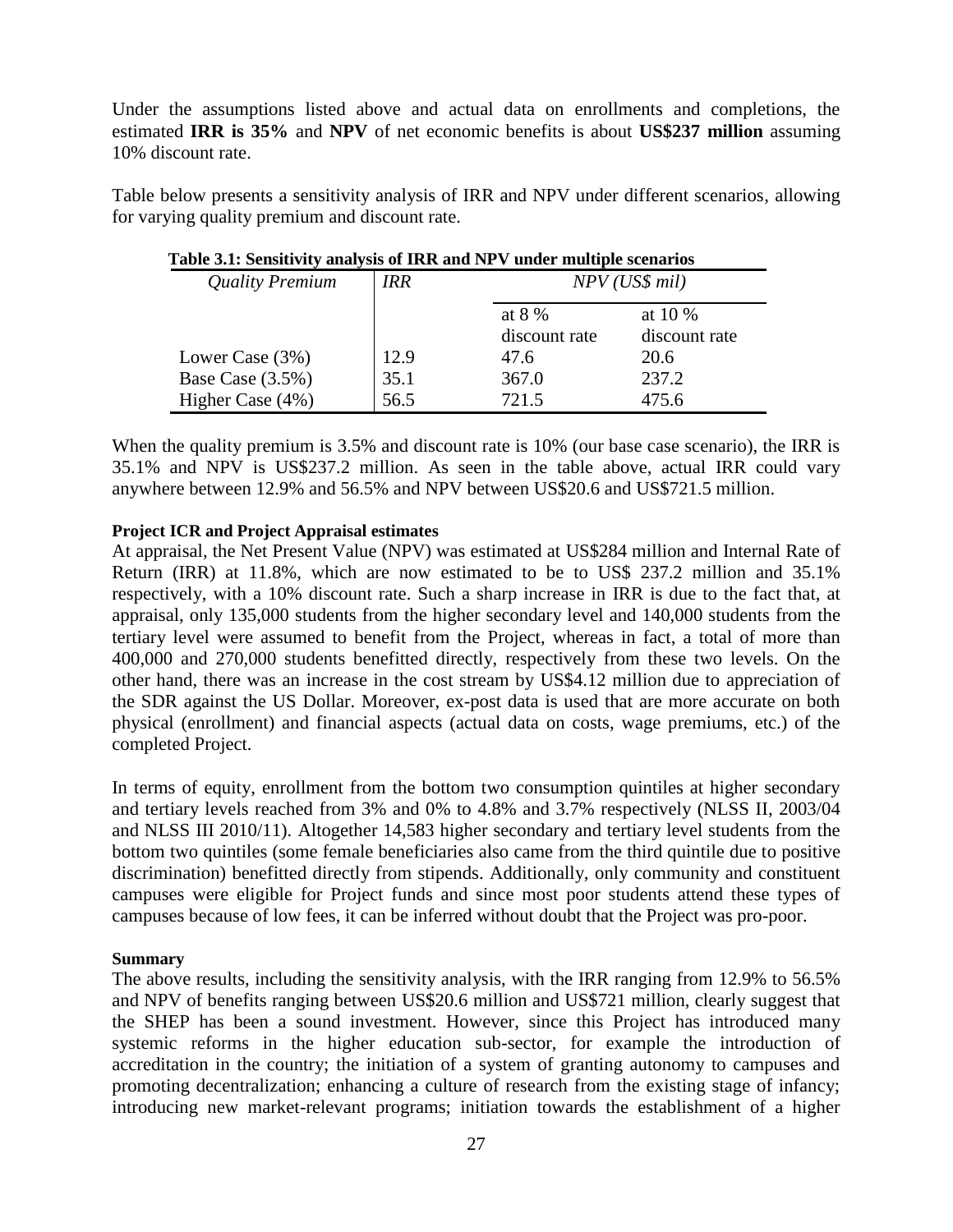Under the assumptions listed above and actual data on enrollments and completions, the estimated **IRR is 35%** and **NPV** of net economic benefits is about **US$237 million** assuming 10% discount rate.

Table below presents a sensitivity analysis of IRR and NPV under different scenarios, allowing for varying quality premium and discount rate.

**Table 3.1: Sensitivity analysis of IRR and NPV under multiple scenarios**

| *Quality Premium* | *IRR* | *NPV (US$ mil)* | |
|---|---|---|---|
| | | at 8 % discount rate | at 10 % discount rate |
| Lower Case (3%) | 12.9 | 47.6 | 20.6 |
| Base Case (3.5%) | 35.1 | 367.0 | 237.2 |
| Higher Case (4%) | 56.5 | 721.5 | 475.6 |

When the quality premium is 3.5% and discount rate is 10% (our base case scenario), the IRR is 35.1% and NPV is US$237.2 million. As seen in the table above, actual IRR could vary anywhere between 12.9% and 56.5% and NPV between US$20.6 and US$721.5 million.

**Project ICR and Project Appraisal estimates**

At appraisal, the Net Present Value (NPV) was estimated at US$284 million and Internal Rate of Return (IRR) at 11.8%, which are now estimated to be to US$ 237.2 million and 35.1% respectively, with a 10% discount rate. Such a sharp increase in IRR is due to the fact that, at appraisal, only 135,000 students from the higher secondary level and 140,000 students from the tertiary level were assumed to benefit from the Project, whereas in fact, a total of more than 400,000 and 270,000 students benefitted directly, respectively from these two levels. On the other hand, there was an increase in the cost stream by US$4.12 million due to appreciation of the SDR against the US Dollar. Moreover, ex-post data is used that are more accurate on both physical (enrollment) and financial aspects (actual data on costs, wage premiums, etc.) of the completed Project.

In terms of equity, enrollment from the bottom two consumption quintiles at higher secondary and tertiary levels reached from 3% and 0% to 4.8% and 3.7% respectively (NLSS II, 2003/04 and NLSS III 2010/11). Altogether 14,583 higher secondary and tertiary level students from the bottom two quintiles (some female beneficiaries also came from the third quintile due to positive discrimination) benefitted directly from stipends. Additionally, only community and constituent campuses were eligible for Project funds and since most poor students attend these types of campuses because of low fees, it can be inferred without doubt that the Project was pro-poor.

**Summary**

The above results, including the sensitivity analysis, with the IRR ranging from 12.9% to 56.5% and NPV of benefits ranging between US$20.6 million and US$721 million, clearly suggest that the SHEP has been a sound investment. However, since this Project has introduced many systemic reforms in the higher education sub-sector, for example the introduction of accreditation in the country; the initiation of a system of granting autonomy to campuses and promoting decentralization; enhancing a culture of research from the existing stage of infancy; introducing new market-relevant programs; initiation towards the establishment of a higher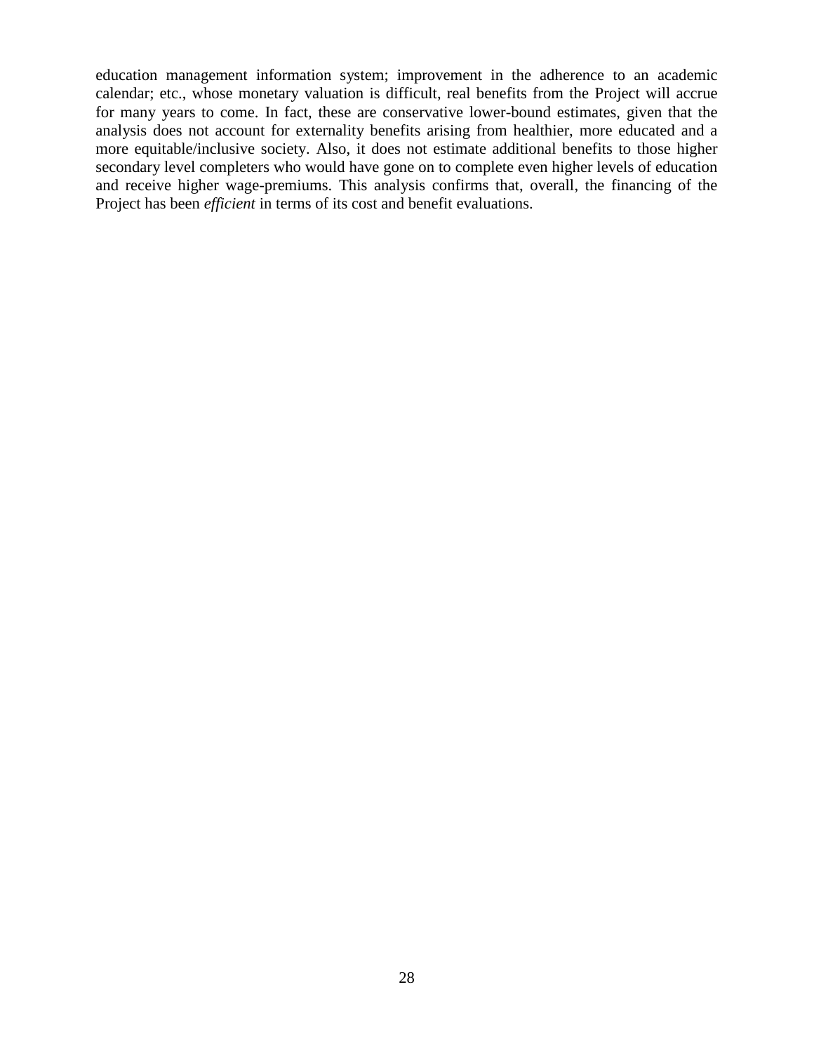education management information system; improvement in the adherence to an academic calendar; etc., whose monetary valuation is difficult, real benefits from the Project will accrue for many years to come. In fact, these are conservative lower-bound estimates, given that the analysis does not account for externality benefits arising from healthier, more educated and a more equitable/inclusive society. Also, it does not estimate additional benefits to those higher secondary level completers who would have gone on to complete even higher levels of education and receive higher wage-premiums. This analysis confirms that, overall, the financing of the Project has been *efficient* in terms of its cost and benefit evaluations.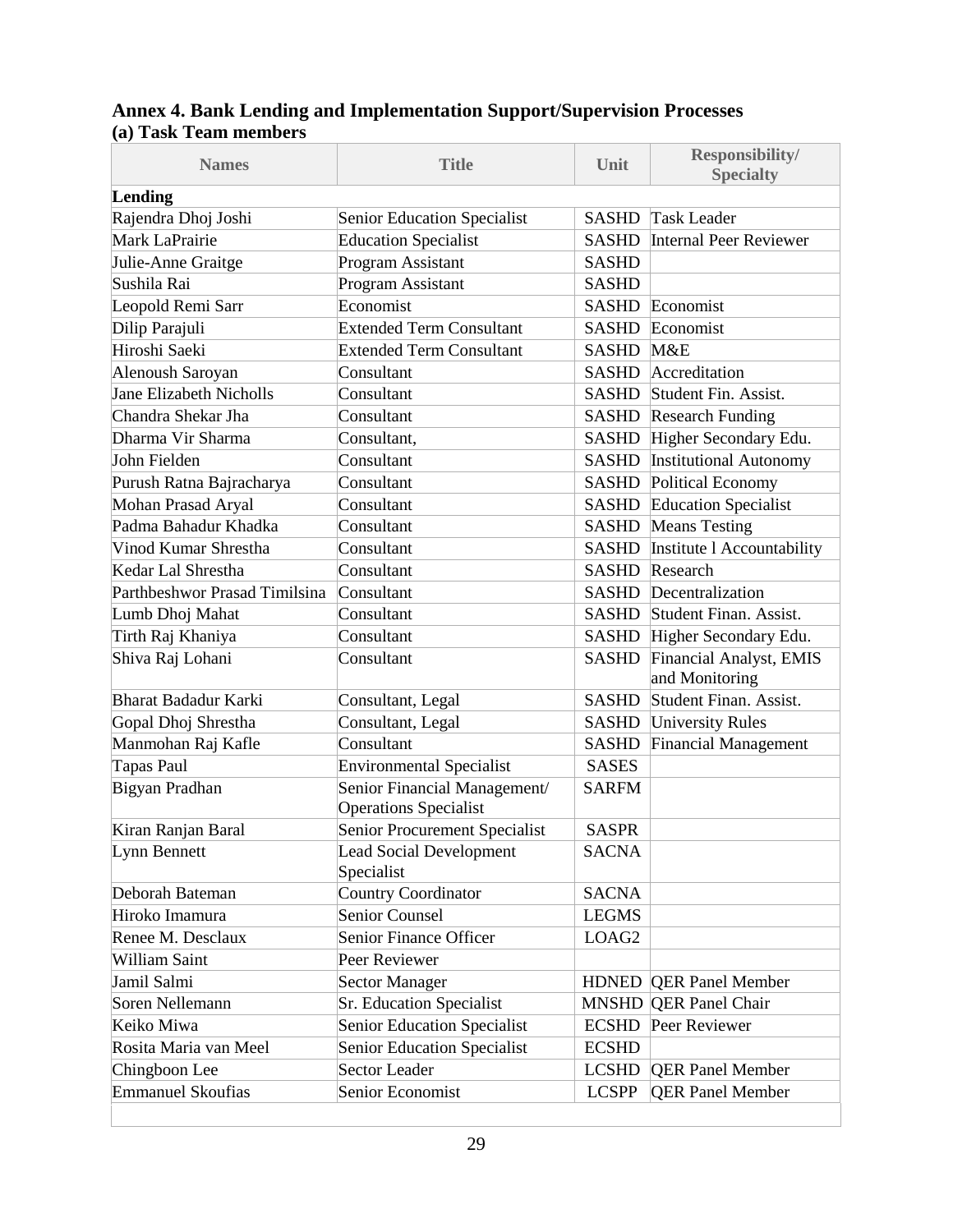## Annex 4. Bank Lending and Implementation Support/Supervision Processes

### (a) Task Team members

| Names | Title | Unit | Responsibility/ Specialty |
|---|---|---|---|
| **Lending** | | | |
| Rajendra Dhoj Joshi | Senior Education Specialist | SASHD | Task Leader |
| Mark LaPrairie | Education Specialist | SASHD | Internal Peer Reviewer |
| Julie-Anne Graitge | Program Assistant | SASHD | |
| Sushila Rai | Program Assistant | SASHD | |
| Leopold Remi Sarr | Economist | SASHD | Economist |
| Dilip Parajuli | Extended Term Consultant | SASHD | Economist |
| Hiroshi Saeki | Extended Term Consultant | SASHD | M&E |
| Alenoush Saroyan | Consultant | SASHD | Accreditation |
| Jane Elizabeth Nicholls | Consultant | SASHD | Student Fin. Assist. |
| Chandra Shekar Jha | Consultant | SASHD | Research Funding |
| Dharma Vir Sharma | Consultant, | SASHD | Higher Secondary Edu. |
| John Fielden | Consultant | SASHD | Institutional Autonomy |
| Purush Ratna Bajracharya | Consultant | SASHD | Political Economy |
| Mohan Prasad Aryal | Consultant | SASHD | Education Specialist |
| Padma Bahadur Khadka | Consultant | SASHD | Means Testing |
| Vinod Kumar Shrestha | Consultant | SASHD | Institute l Accountability |
| Kedar Lal Shrestha | Consultant | SASHD | Research |
| Parthbeshwor Prasad Timilsina | Consultant | SASHD | Decentralization |
| Lumb Dhoj Mahat | Consultant | SASHD | Student Finan. Assist. |
| Tirth Raj Khaniya | Consultant | SASHD | Higher Secondary Edu. |
| Shiva Raj Lohani | Consultant | SASHD | Financial Analyst, EMIS and Monitoring |
| Bharat Badadur Karki | Consultant, Legal | SASHD | Student Finan. Assist. |
| Gopal Dhoj Shrestha | Consultant, Legal | SASHD | University Rules |
| Manmohan Raj Kafle | Consultant | SASHD | Financial Management |
| Tapas Paul | Environmental Specialist | SASES | |
| Bigyan Pradhan | Senior Financial Management/ Operations Specialist | SARFM | |
| Kiran Ranjan Baral | Senior Procurement Specialist | SASPR | |
| Lynn Bennett | Lead Social Development Specialist | SACNA | |
| Deborah Bateman | Country Coordinator | SACNA | |
| Hiroko Imamura | Senior Counsel | LEGMS | |
| Renee M. Desclaux | Senior Finance Officer | LOAG2 | |
| William Saint | Peer Reviewer | | |
| Jamil Salmi | Sector Manager | HDNED | QER Panel Member |
| Soren Nellemann | Sr. Education Specialist | MNSHD | QER Panel Chair |
| Keiko Miwa | Senior Education Specialist | ECSHD | Peer Reviewer |
| Rosita Maria van Meel | Senior Education Specialist | ECSHD | |
| Chingboon Lee | Sector Leader | LCSHD | QER Panel Member |
| Emmanuel Skoufias | Senior Economist | LCSPP | QER Panel Member |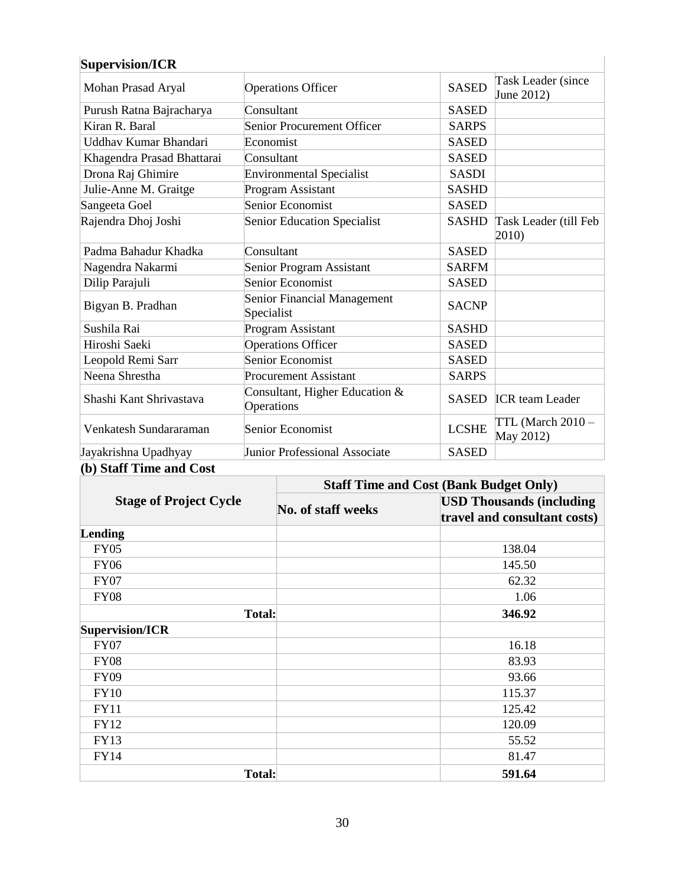| Supervision/ICR | | | |
|---|---|---|---|
| Mohan Prasad Aryal | Operations Officer | SASED | Task Leader (since June 2012) |
| Purush Ratna Bajracharya | Consultant | SASED | |
| Kiran R. Baral | Senior Procurement Officer | SARPS | |
| Uddhav Kumar Bhandari | Economist | SASED | |
| Khagendra Prasad Bhattarai | Consultant | SASED | |
| Drona Raj Ghimire | Environmental Specialist | SASDI | |
| Julie-Anne M. Graitge | Program Assistant | SASHD | |
| Sangeeta Goel | Senior Economist | SASED | |
| Rajendra Dhoj Joshi | Senior Education Specialist | SASHD | Task Leader (till Feb 2010) |
| Padma Bahadur Khadka | Consultant | SASED | |
| Nagendra Nakarmi | Senior Program Assistant | SARFM | |
| Dilip Parajuli | Senior Economist | SASED | |
| Bigyan B. Pradhan | Senior Financial Management Specialist | SACNP | |
| Sushila Rai | Program Assistant | SASHD | |
| Hiroshi Saeki | Operations Officer | SASED | |
| Leopold Remi Sarr | Senior Economist | SASED | |
| Neena Shrestha | Procurement Assistant | SARPS | |
| Shashi Kant Shrivastava | Consultant, Higher Education & Operations | SASED | ICR team Leader |
| Venkatesh Sundararaman | Senior Economist | LCSHE | TTL (March 2010 – May 2012) |
| Jayakrishna Upadhyay | Junior Professional Associate | SASED | |

**(b) Staff Time and Cost**

| Stage of Project Cycle | Staff Time and Cost (Bank Budget Only) | |
|---|---|---|
| | No. of staff weeks | USD Thousands (including travel and consultant costs) |
| **Lending** | | |
| FY05 | | 138.04 |
| FY06 | | 145.50 |
| FY07 | | 62.32 |
| FY08 | | 1.06 |
| **Total:** | | **346.92** |
| **Supervision/ICR** | | |
| FY07 | | 16.18 |
| FY08 | | 83.93 |
| FY09 | | 93.66 |
| FY10 | | 115.37 |
| FY11 | | 125.42 |
| FY12 | | 120.09 |
| FY13 | | 55.52 |
| FY14 | | 81.47 |
| **Total:** | | **591.64** |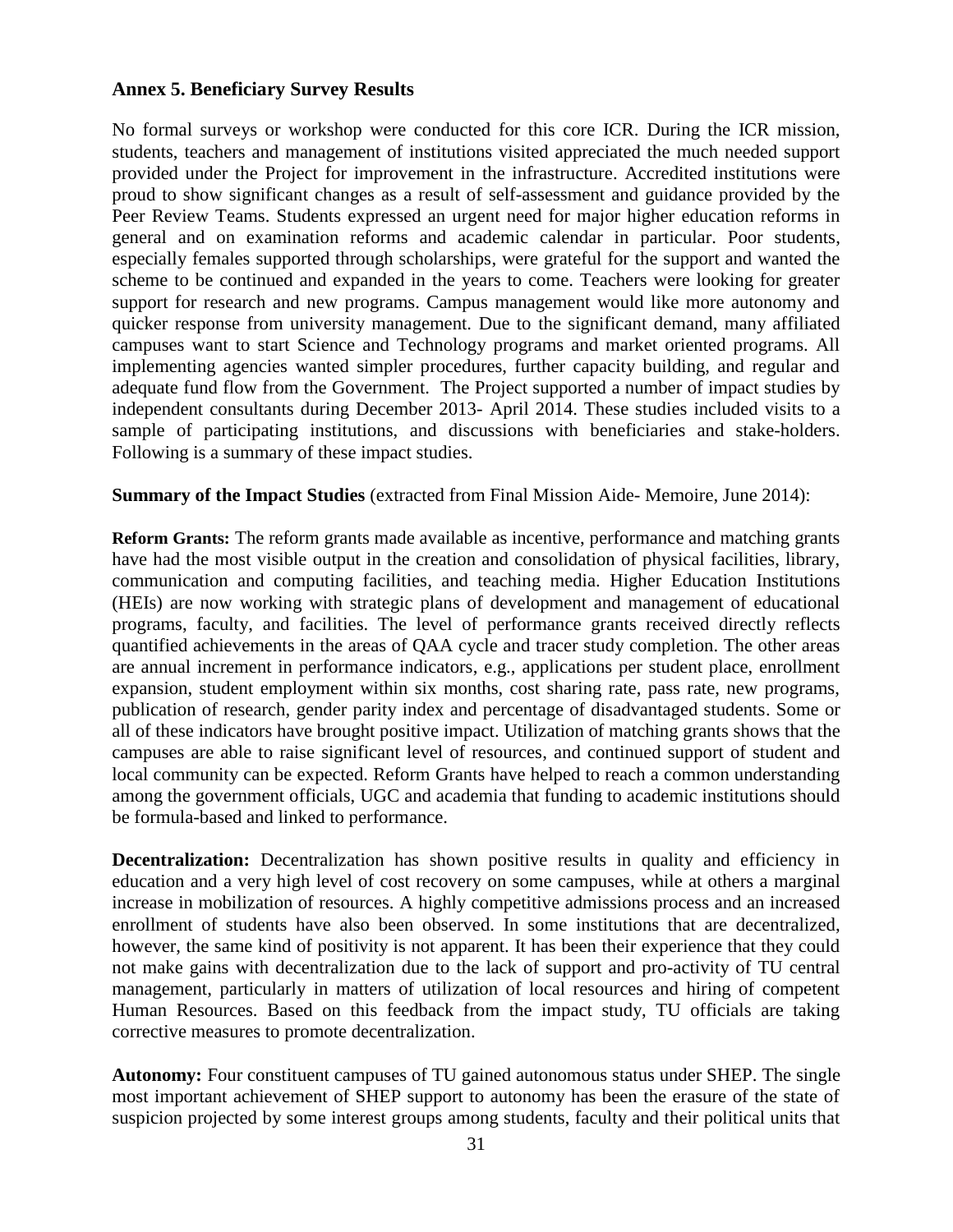## Annex 5. Beneficiary Survey Results

No formal surveys or workshop were conducted for this core ICR. During the ICR mission, students, teachers and management of institutions visited appreciated the much needed support provided under the Project for improvement in the infrastructure. Accredited institutions were proud to show significant changes as a result of self-assessment and guidance provided by the Peer Review Teams. Students expressed an urgent need for major higher education reforms in general and on examination reforms and academic calendar in particular. Poor students, especially females supported through scholarships, were grateful for the support and wanted the scheme to be continued and expanded in the years to come. Teachers were looking for greater support for research and new programs. Campus management would like more autonomy and quicker response from university management. Due to the significant demand, many affiliated campuses want to start Science and Technology programs and market oriented programs. All implementing agencies wanted simpler procedures, further capacity building, and regular and adequate fund flow from the Government. The Project supported a number of impact studies by independent consultants during December 2013- April 2014. These studies included visits to a sample of participating institutions, and discussions with beneficiaries and stake-holders. Following is a summary of these impact studies.

**Summary of the Impact Studies** (extracted from Final Mission Aide- Memoire, June 2014):

**Reform Grants:** The reform grants made available as incentive, performance and matching grants have had the most visible output in the creation and consolidation of physical facilities, library, communication and computing facilities, and teaching media. Higher Education Institutions (HEIs) are now working with strategic plans of development and management of educational programs, faculty, and facilities. The level of performance grants received directly reflects quantified achievements in the areas of QAA cycle and tracer study completion. The other areas are annual increment in performance indicators, e.g., applications per student place, enrollment expansion, student employment within six months, cost sharing rate, pass rate, new programs, publication of research, gender parity index and percentage of disadvantaged students. Some or all of these indicators have brought positive impact. Utilization of matching grants shows that the campuses are able to raise significant level of resources, and continued support of student and local community can be expected. Reform Grants have helped to reach a common understanding among the government officials, UGC and academia that funding to academic institutions should be formula-based and linked to performance.

**Decentralization:** Decentralization has shown positive results in quality and efficiency in education and a very high level of cost recovery on some campuses, while at others a marginal increase in mobilization of resources. A highly competitive admissions process and an increased enrollment of students have also been observed. In some institutions that are decentralized, however, the same kind of positivity is not apparent. It has been their experience that they could not make gains with decentralization due to the lack of support and pro-activity of TU central management, particularly in matters of utilization of local resources and hiring of competent Human Resources. Based on this feedback from the impact study, TU officials are taking corrective measures to promote decentralization.

**Autonomy:** Four constituent campuses of TU gained autonomous status under SHEP. The single most important achievement of SHEP support to autonomy has been the erasure of the state of suspicion projected by some interest groups among students, faculty and their political units that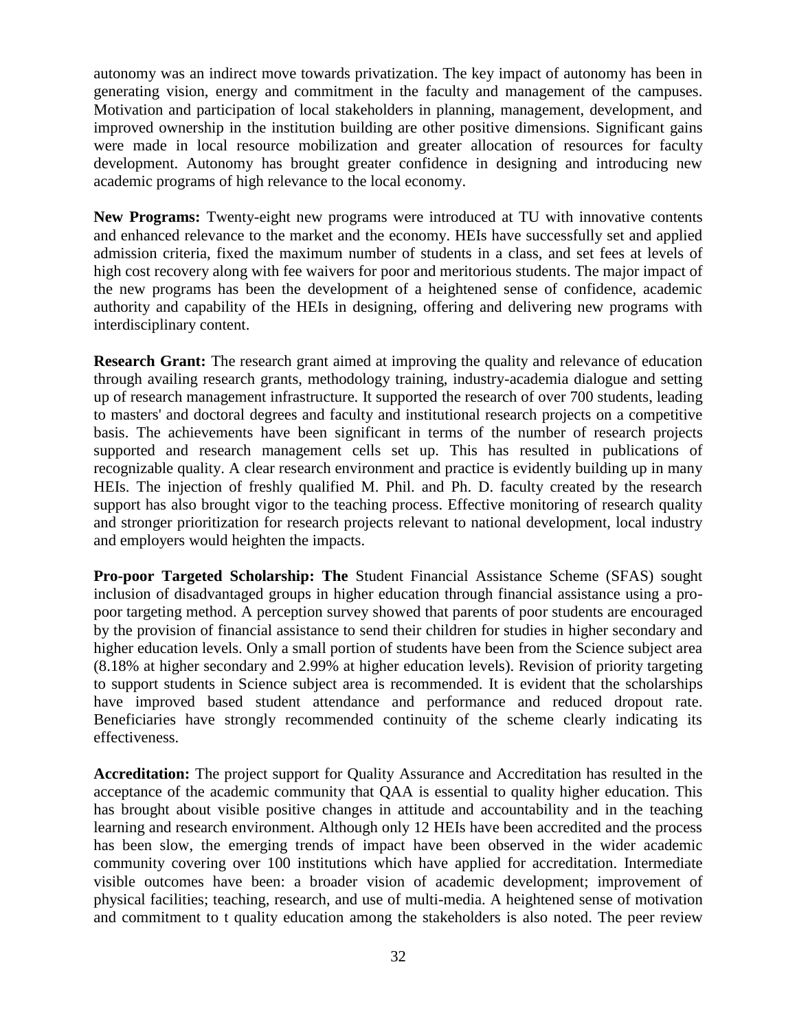autonomy was an indirect move towards privatization. The key impact of autonomy has been in generating vision, energy and commitment in the faculty and management of the campuses. Motivation and participation of local stakeholders in planning, management, development, and improved ownership in the institution building are other positive dimensions. Significant gains were made in local resource mobilization and greater allocation of resources for faculty development. Autonomy has brought greater confidence in designing and introducing new academic programs of high relevance to the local economy.

**New Programs:** Twenty-eight new programs were introduced at TU with innovative contents and enhanced relevance to the market and the economy. HEIs have successfully set and applied admission criteria, fixed the maximum number of students in a class, and set fees at levels of high cost recovery along with fee waivers for poor and meritorious students. The major impact of the new programs has been the development of a heightened sense of confidence, academic authority and capability of the HEIs in designing, offering and delivering new programs with interdisciplinary content.

**Research Grant:** The research grant aimed at improving the quality and relevance of education through availing research grants, methodology training, industry-academia dialogue and setting up of research management infrastructure. It supported the research of over 700 students, leading to masters' and doctoral degrees and faculty and institutional research projects on a competitive basis. The achievements have been significant in terms of the number of research projects supported and research management cells set up. This has resulted in publications of recognizable quality. A clear research environment and practice is evidently building up in many HEIs. The injection of freshly qualified M. Phil. and Ph. D. faculty created by the research support has also brought vigor to the teaching process. Effective monitoring of research quality and stronger prioritization for research projects relevant to national development, local industry and employers would heighten the impacts.

**Pro-poor Targeted Scholarship: The** Student Financial Assistance Scheme (SFAS) sought inclusion of disadvantaged groups in higher education through financial assistance using a pro-poor targeting method. A perception survey showed that parents of poor students are encouraged by the provision of financial assistance to send their children for studies in higher secondary and higher education levels. Only a small portion of students have been from the Science subject area (8.18% at higher secondary and 2.99% at higher education levels). Revision of priority targeting to support students in Science subject area is recommended. It is evident that the scholarships have improved based student attendance and performance and reduced dropout rate. Beneficiaries have strongly recommended continuity of the scheme clearly indicating its effectiveness.

**Accreditation:** The project support for Quality Assurance and Accreditation has resulted in the acceptance of the academic community that QAA is essential to quality higher education. This has brought about visible positive changes in attitude and accountability and in the teaching learning and research environment. Although only 12 HEIs have been accredited and the process has been slow, the emerging trends of impact have been observed in the wider academic community covering over 100 institutions which have applied for accreditation. Intermediate visible outcomes have been: a broader vision of academic development; improvement of physical facilities; teaching, research, and use of multi-media. A heightened sense of motivation and commitment to t quality education among the stakeholders is also noted. The peer review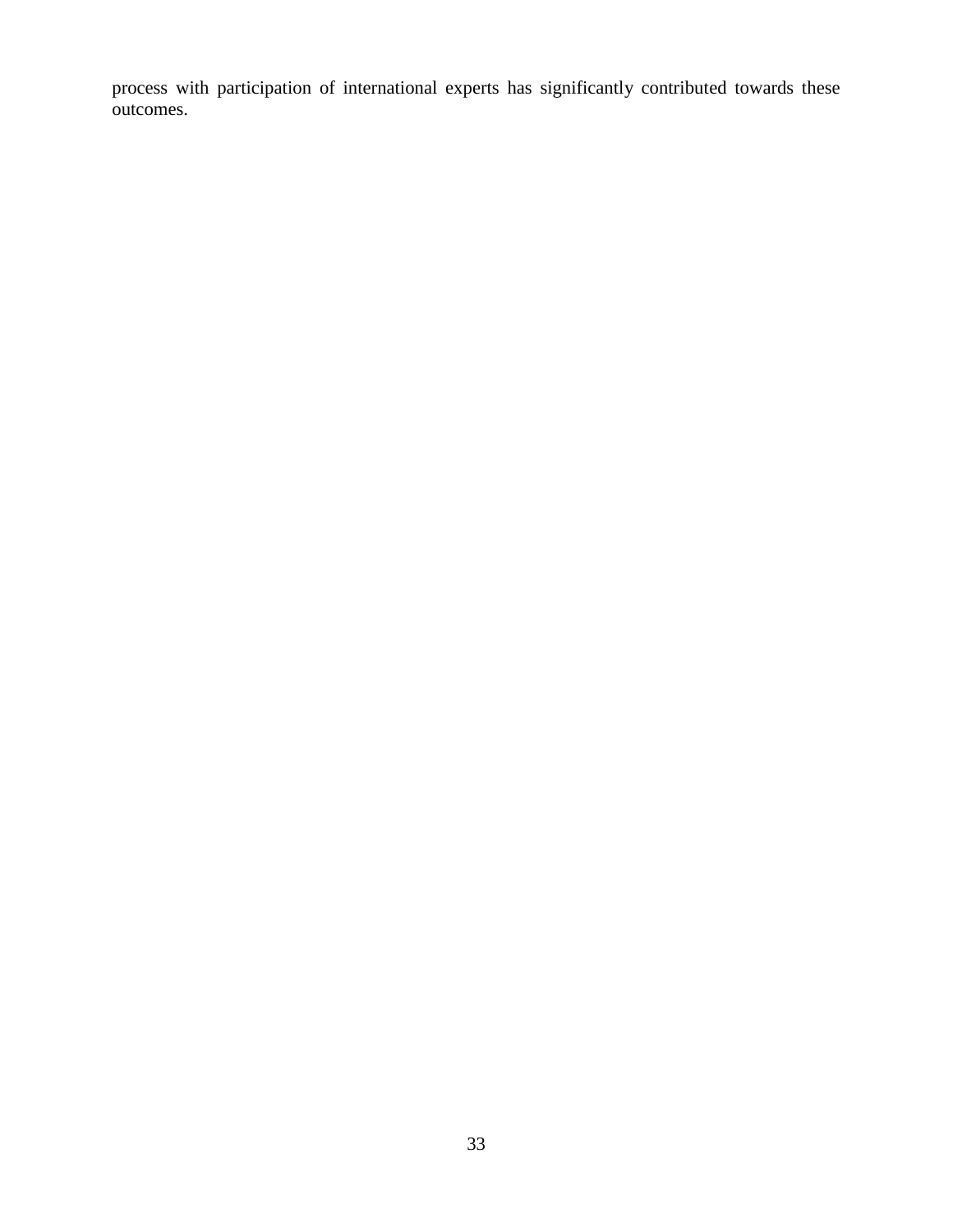process with participation of international experts has significantly contributed towards these outcomes.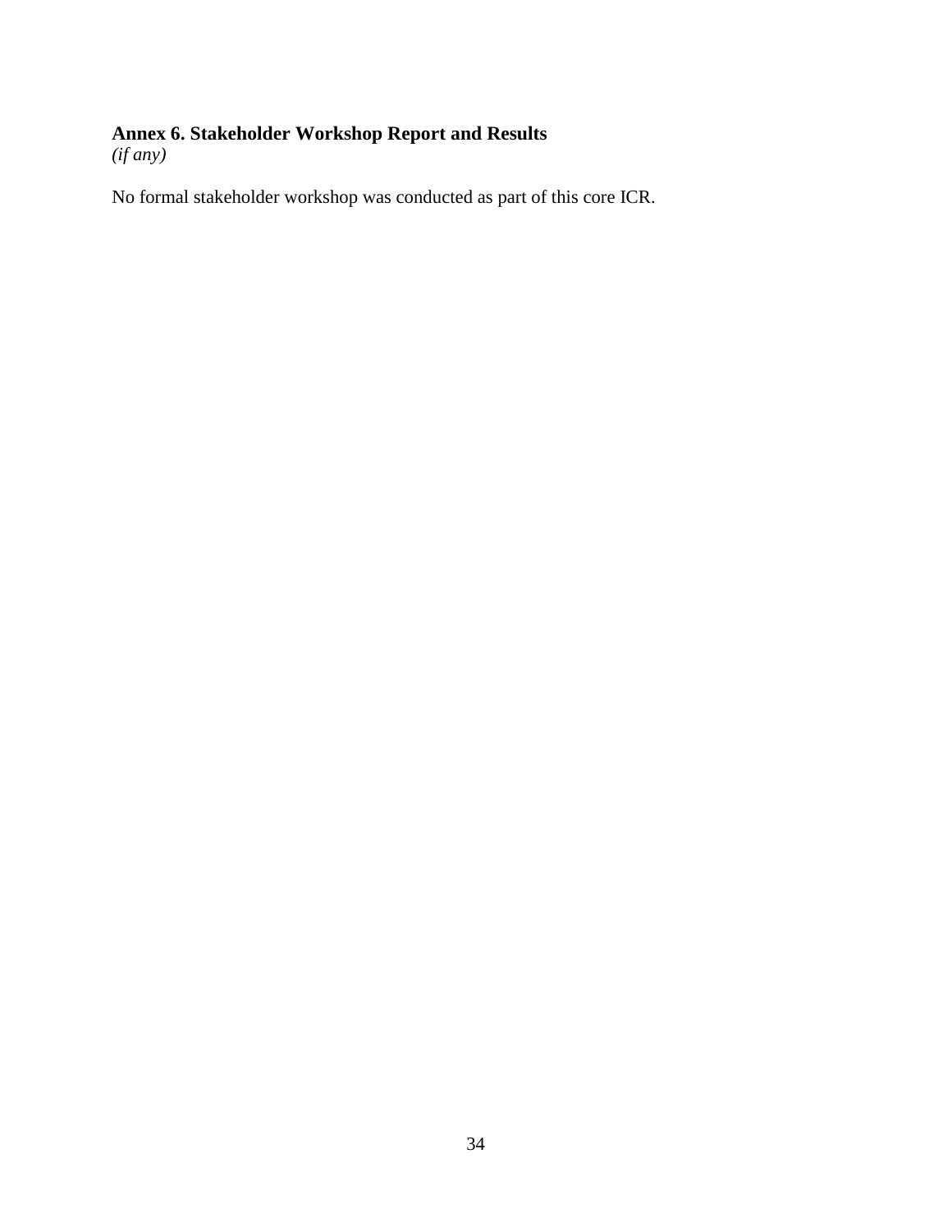## Annex 6. Stakeholder Workshop Report and Results

*(if any)*

No formal stakeholder workshop was conducted as part of this core ICR.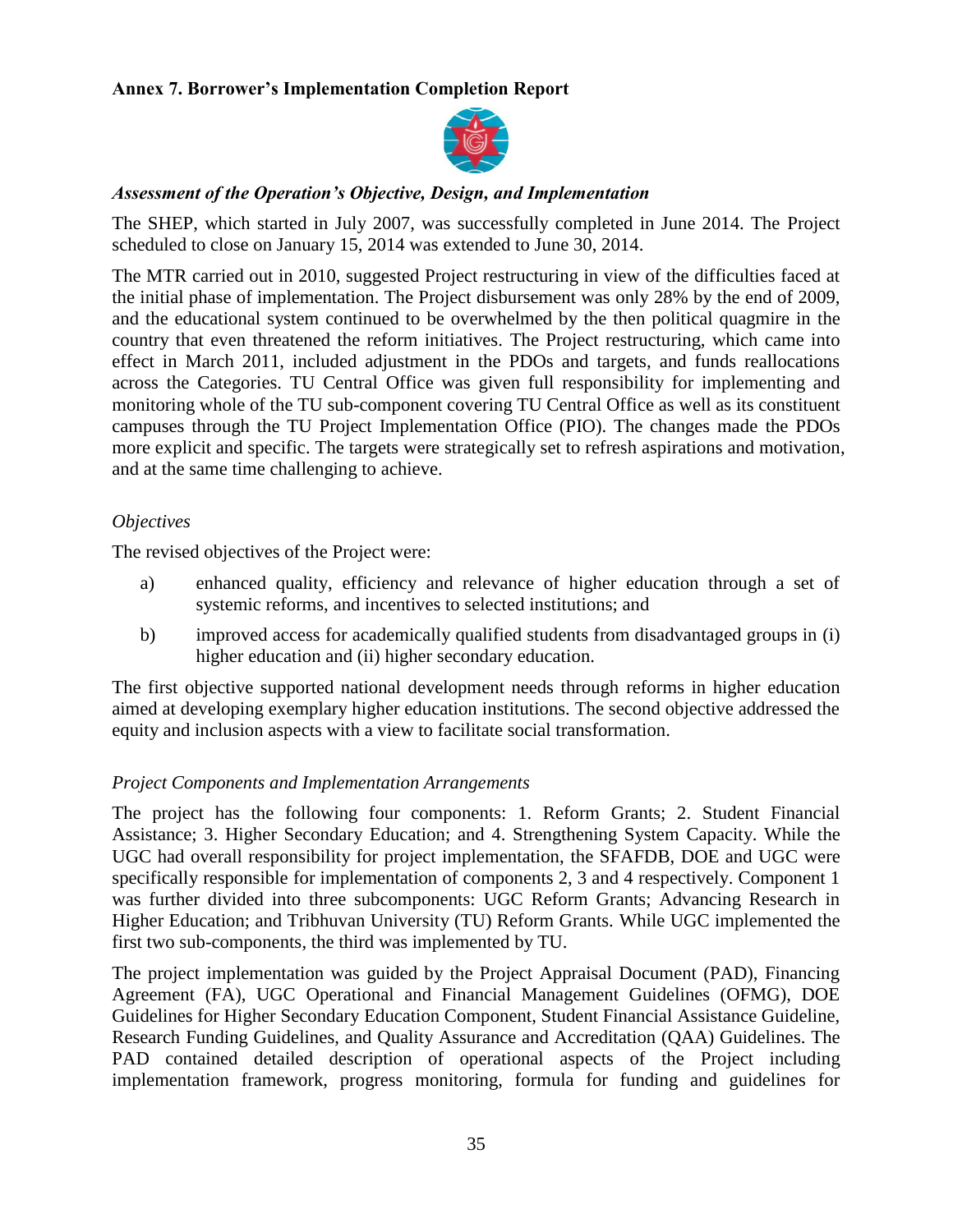**Annex 7. Borrower's Implementation Completion Report**

***Assessment of the Operation's Objective, Design, and Implementation***

The SHEP, which started in July 2007, was successfully completed in June 2014. The Project scheduled to close on January 15, 2014 was extended to June 30, 2014.

The MTR carried out in 2010, suggested Project restructuring in view of the difficulties faced at the initial phase of implementation. The Project disbursement was only 28% by the end of 2009, and the educational system continued to be overwhelmed by the then political quagmire in the country that even threatened the reform initiatives. The Project restructuring, which came into effect in March 2011, included adjustment in the PDOs and targets, and funds reallocations across the Categories. TU Central Office was given full responsibility for implementing and monitoring whole of the TU sub-component covering TU Central Office as well as its constituent campuses through the TU Project Implementation Office (PIO). The changes made the PDOs more explicit and specific. The targets were strategically set to refresh aspirations and motivation, and at the same time challenging to achieve.

*Objectives*

The revised objectives of the Project were:

a) enhanced quality, efficiency and relevance of higher education through a set of systemic reforms, and incentives to selected institutions; and

b) improved access for academically qualified students from disadvantaged groups in (i) higher education and (ii) higher secondary education.

The first objective supported national development needs through reforms in higher education aimed at developing exemplary higher education institutions. The second objective addressed the equity and inclusion aspects with a view to facilitate social transformation.

*Project Components and Implementation Arrangements*

The project has the following four components: 1. Reform Grants; 2. Student Financial Assistance; 3. Higher Secondary Education; and 4. Strengthening System Capacity. While the UGC had overall responsibility for project implementation, the SFAFDB, DOE and UGC were specifically responsible for implementation of components 2, 3 and 4 respectively. Component 1 was further divided into three subcomponents: UGC Reform Grants; Advancing Research in Higher Education; and Tribhuvan University (TU) Reform Grants. While UGC implemented the first two sub-components, the third was implemented by TU.

The project implementation was guided by the Project Appraisal Document (PAD), Financing Agreement (FA), UGC Operational and Financial Management Guidelines (OFMG), DOE Guidelines for Higher Secondary Education Component, Student Financial Assistance Guideline, Research Funding Guidelines, and Quality Assurance and Accreditation (QAA) Guidelines. The PAD contained detailed description of operational aspects of the Project including implementation framework, progress monitoring, formula for funding and guidelines for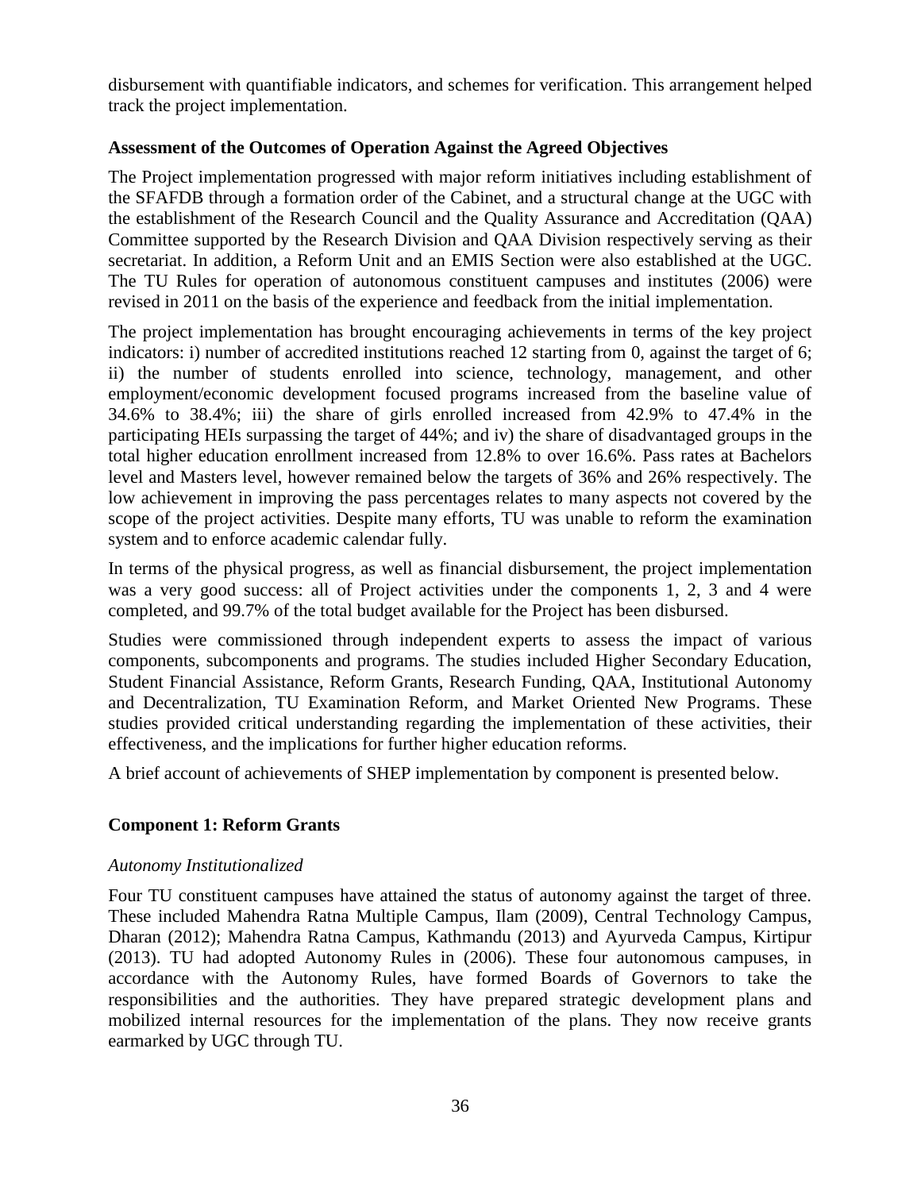disbursement with quantifiable indicators, and schemes for verification. This arrangement helped track the project implementation.

**Assessment of the Outcomes of Operation Against the Agreed Objectives**

The Project implementation progressed with major reform initiatives including establishment of the SFAFDB through a formation order of the Cabinet, and a structural change at the UGC with the establishment of the Research Council and the Quality Assurance and Accreditation (QAA) Committee supported by the Research Division and QAA Division respectively serving as their secretariat. In addition, a Reform Unit and an EMIS Section were also established at the UGC. The TU Rules for operation of autonomous constituent campuses and institutes (2006) were revised in 2011 on the basis of the experience and feedback from the initial implementation.

The project implementation has brought encouraging achievements in terms of the key project indicators: i) number of accredited institutions reached 12 starting from 0, against the target of 6; ii) the number of students enrolled into science, technology, management, and other employment/economic development focused programs increased from the baseline value of 34.6% to 38.4%; iii) the share of girls enrolled increased from 42.9% to 47.4% in the participating HEIs surpassing the target of 44%; and iv) the share of disadvantaged groups in the total higher education enrollment increased from 12.8% to over 16.6%. Pass rates at Bachelors level and Masters level, however remained below the targets of 36% and 26% respectively. The low achievement in improving the pass percentages relates to many aspects not covered by the scope of the project activities. Despite many efforts, TU was unable to reform the examination system and to enforce academic calendar fully.

In terms of the physical progress, as well as financial disbursement, the project implementation was a very good success: all of Project activities under the components 1, 2, 3 and 4 were completed, and 99.7% of the total budget available for the Project has been disbursed.

Studies were commissioned through independent experts to assess the impact of various components, subcomponents and programs. The studies included Higher Secondary Education, Student Financial Assistance, Reform Grants, Research Funding, QAA, Institutional Autonomy and Decentralization, TU Examination Reform, and Market Oriented New Programs. These studies provided critical understanding regarding the implementation of these activities, their effectiveness, and the implications for further higher education reforms.

A brief account of achievements of SHEP implementation by component is presented below.

**Component 1: Reform Grants**

*Autonomy Institutionalized*

Four TU constituent campuses have attained the status of autonomy against the target of three. These included Mahendra Ratna Multiple Campus, Ilam (2009), Central Technology Campus, Dharan (2012); Mahendra Ratna Campus, Kathmandu (2013) and Ayurveda Campus, Kirtipur (2013). TU had adopted Autonomy Rules in (2006). These four autonomous campuses, in accordance with the Autonomy Rules, have formed Boards of Governors to take the responsibilities and the authorities. They have prepared strategic development plans and mobilized internal resources for the implementation of the plans. They now receive grants earmarked by UGC through TU.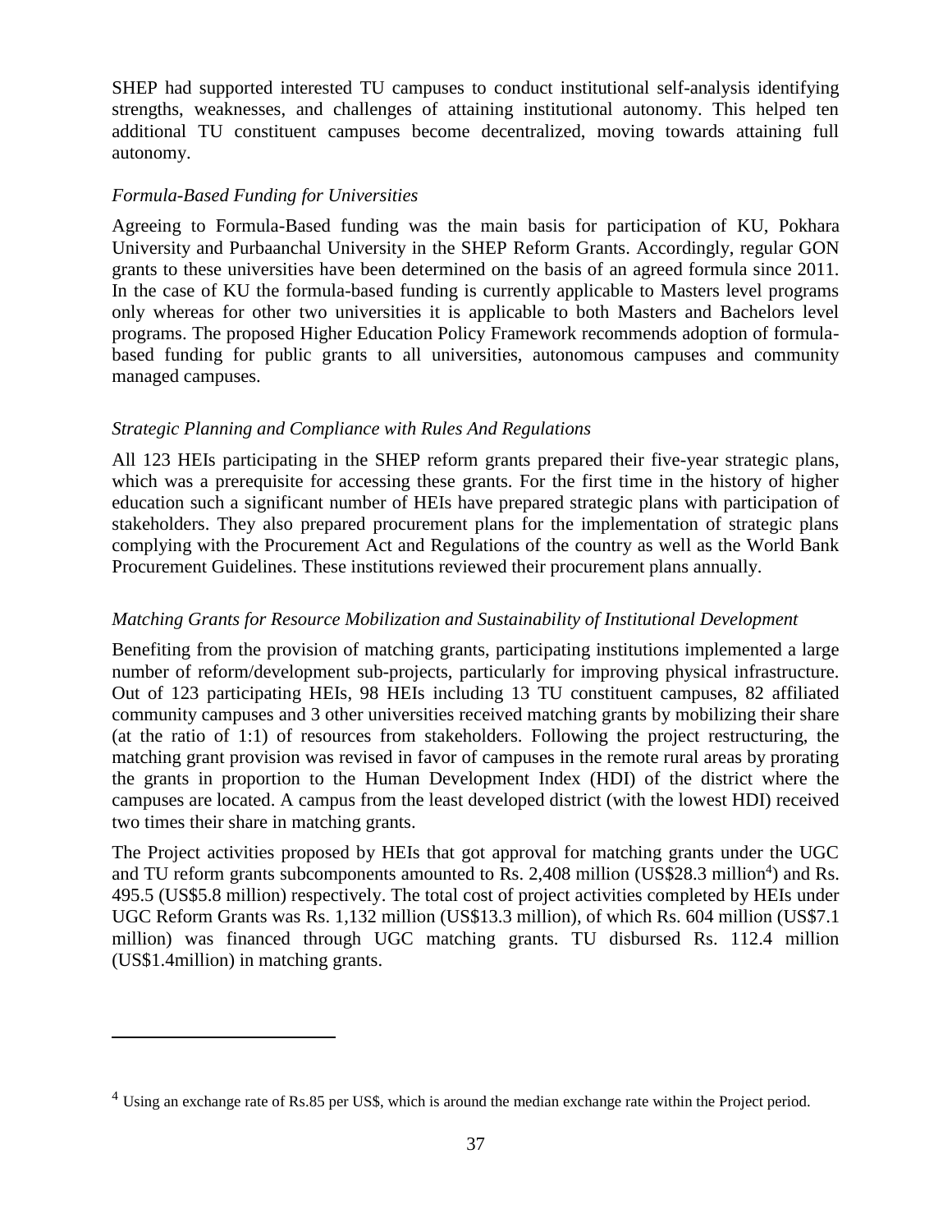SHEP had supported interested TU campuses to conduct institutional self-analysis identifying strengths, weaknesses, and challenges of attaining institutional autonomy. This helped ten additional TU constituent campuses become decentralized, moving towards attaining full autonomy.

*Formula-Based Funding for Universities*

Agreeing to Formula-Based funding was the main basis for participation of KU, Pokhara University and Purbaanchal University in the SHEP Reform Grants. Accordingly, regular GON grants to these universities have been determined on the basis of an agreed formula since 2011. In the case of KU the formula-based funding is currently applicable to Masters level programs only whereas for other two universities it is applicable to both Masters and Bachelors level programs. The proposed Higher Education Policy Framework recommends adoption of formula-based funding for public grants to all universities, autonomous campuses and community managed campuses.

*Strategic Planning and Compliance with Rules And Regulations*

All 123 HEIs participating in the SHEP reform grants prepared their five-year strategic plans, which was a prerequisite for accessing these grants. For the first time in the history of higher education such a significant number of HEIs have prepared strategic plans with participation of stakeholders. They also prepared procurement plans for the implementation of strategic plans complying with the Procurement Act and Regulations of the country as well as the World Bank Procurement Guidelines. These institutions reviewed their procurement plans annually.

*Matching Grants for Resource Mobilization and Sustainability of Institutional Development*

Benefiting from the provision of matching grants, participating institutions implemented a large number of reform/development sub-projects, particularly for improving physical infrastructure. Out of 123 participating HEIs, 98 HEIs including 13 TU constituent campuses, 82 affiliated community campuses and 3 other universities received matching grants by mobilizing their share (at the ratio of 1:1) of resources from stakeholders. Following the project restructuring, the matching grant provision was revised in favor of campuses in the remote rural areas by prorating the grants in proportion to the Human Development Index (HDI) of the district where the campuses are located. A campus from the least developed district (with the lowest HDI) received two times their share in matching grants.

The Project activities proposed by HEIs that got approval for matching grants under the UGC and TU reform grants subcomponents amounted to Rs. 2,408 million (US$28.3 million[4]) and Rs. 495.5 (US$5.8 million) respectively. The total cost of project activities completed by HEIs under UGC Reform Grants was Rs. 1,132 million (US$13.3 million), of which Rs. 604 million (US$7.1 million) was financed through UGC matching grants. TU disbursed Rs. 112.4 million (US$1.4million) in matching grants.

---

[4] Using an exchange rate of Rs.85 per US$, which is around the median exchange rate within the Project period.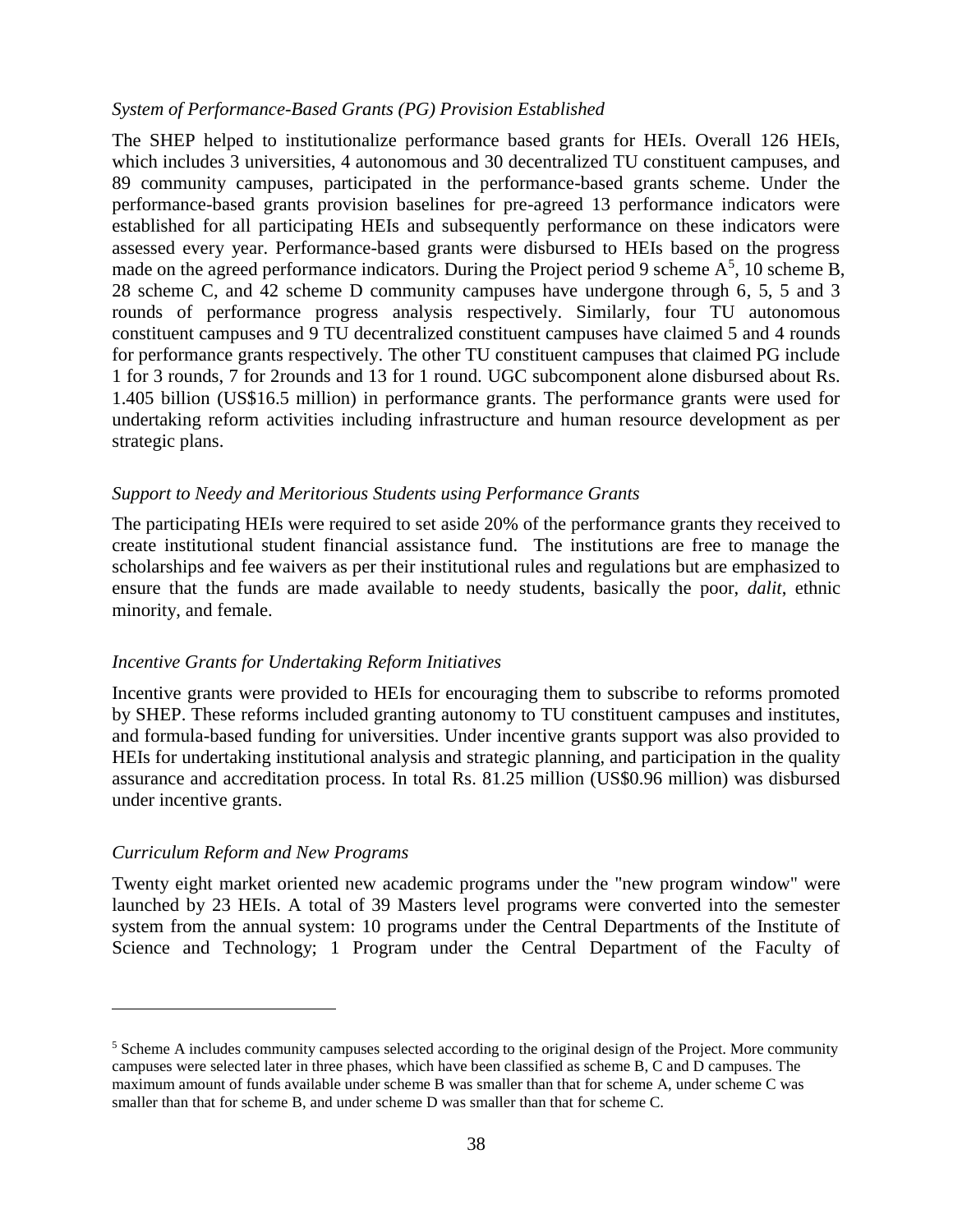*System of Performance-Based Grants (PG) Provision Established*

The SHEP helped to institutionalize performance based grants for HEIs. Overall 126 HEIs, which includes 3 universities, 4 autonomous and 30 decentralized TU constituent campuses, and 89 community campuses, participated in the performance-based grants scheme. Under the performance-based grants provision baselines for pre-agreed 13 performance indicators were established for all participating HEIs and subsequently performance on these indicators were assessed every year. Performance-based grants were disbursed to HEIs based on the progress made on the agreed performance indicators. During the Project period 9 scheme A[5], 10 scheme B, 28 scheme C, and 42 scheme D community campuses have undergone through 6, 5, 5 and 3 rounds of performance progress analysis respectively. Similarly, four TU autonomous constituent campuses and 9 TU decentralized constituent campuses have claimed 5 and 4 rounds for performance grants respectively. The other TU constituent campuses that claimed PG include 1 for 3 rounds, 7 for 2rounds and 13 for 1 round. UGC subcomponent alone disbursed about Rs. 1.405 billion (US$16.5 million) in performance grants. The performance grants were used for undertaking reform activities including infrastructure and human resource development as per strategic plans.

*Support to Needy and Meritorious Students using Performance Grants*

The participating HEIs were required to set aside 20% of the performance grants they received to create institutional student financial assistance fund. The institutions are free to manage the scholarships and fee waivers as per their institutional rules and regulations but are emphasized to ensure that the funds are made available to needy students, basically the poor, *dalit*, ethnic minority, and female.

*Incentive Grants for Undertaking Reform Initiatives*

Incentive grants were provided to HEIs for encouraging them to subscribe to reforms promoted by SHEP. These reforms included granting autonomy to TU constituent campuses and institutes, and formula-based funding for universities. Under incentive grants support was also provided to HEIs for undertaking institutional analysis and strategic planning, and participation in the quality assurance and accreditation process. In total Rs. 81.25 million (US$0.96 million) was disbursed under incentive grants.

*Curriculum Reform and New Programs*

Twenty eight market oriented new academic programs under the "new program window" were launched by 23 HEIs. A total of 39 Masters level programs were converted into the semester system from the annual system: 10 programs under the Central Departments of the Institute of Science and Technology; 1 Program under the Central Department of the Faculty of

---

[5] Scheme A includes community campuses selected according to the original design of the Project. More community campuses were selected later in three phases, which have been classified as scheme B, C and D campuses. The maximum amount of funds available under scheme B was smaller than that for scheme A, under scheme C was smaller than that for scheme B, and under scheme D was smaller than that for scheme C.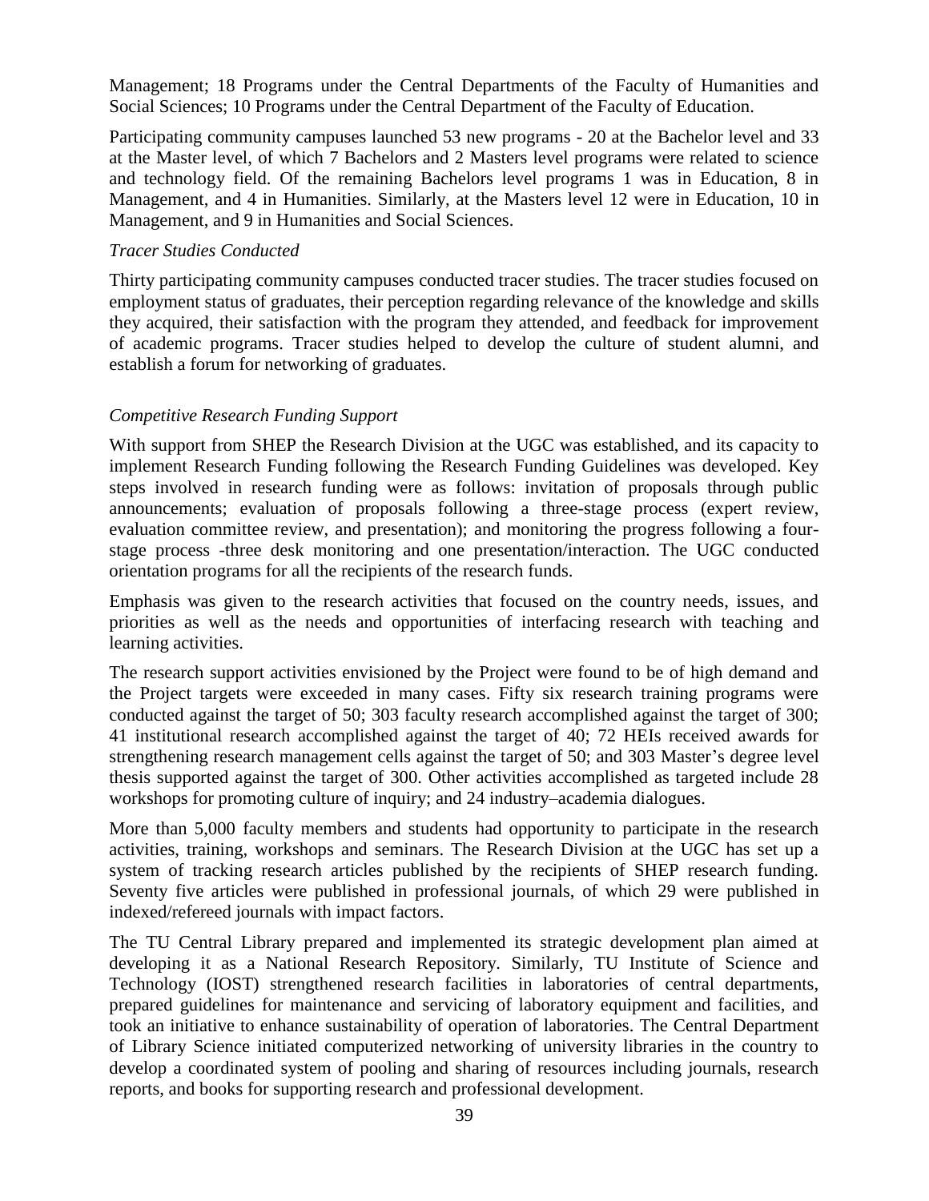Management; 18 Programs under the Central Departments of the Faculty of Humanities and Social Sciences; 10 Programs under the Central Department of the Faculty of Education.

Participating community campuses launched 53 new programs - 20 at the Bachelor level and 33 at the Master level, of which 7 Bachelors and 2 Masters level programs were related to science and technology field. Of the remaining Bachelors level programs 1 was in Education, 8 in Management, and 4 in Humanities. Similarly, at the Masters level 12 were in Education, 10 in Management, and 9 in Humanities and Social Sciences.

*Tracer Studies Conducted*

Thirty participating community campuses conducted tracer studies. The tracer studies focused on employment status of graduates, their perception regarding relevance of the knowledge and skills they acquired, their satisfaction with the program they attended, and feedback for improvement of academic programs. Tracer studies helped to develop the culture of student alumni, and establish a forum for networking of graduates.

*Competitive Research Funding Support*

With support from SHEP the Research Division at the UGC was established, and its capacity to implement Research Funding following the Research Funding Guidelines was developed. Key steps involved in research funding were as follows: invitation of proposals through public announcements; evaluation of proposals following a three-stage process (expert review, evaluation committee review, and presentation); and monitoring the progress following a four-stage process -three desk monitoring and one presentation/interaction. The UGC conducted orientation programs for all the recipients of the research funds.

Emphasis was given to the research activities that focused on the country needs, issues, and priorities as well as the needs and opportunities of interfacing research with teaching and learning activities.

The research support activities envisioned by the Project were found to be of high demand and the Project targets were exceeded in many cases. Fifty six research training programs were conducted against the target of 50; 303 faculty research accomplished against the target of 300; 41 institutional research accomplished against the target of 40; 72 HEIs received awards for strengthening research management cells against the target of 50; and 303 Master's degree level thesis supported against the target of 300. Other activities accomplished as targeted include 28 workshops for promoting culture of inquiry; and 24 industry–academia dialogues.

More than 5,000 faculty members and students had opportunity to participate in the research activities, training, workshops and seminars. The Research Division at the UGC has set up a system of tracking research articles published by the recipients of SHEP research funding. Seventy five articles were published in professional journals, of which 29 were published in indexed/refereed journals with impact factors.

The TU Central Library prepared and implemented its strategic development plan aimed at developing it as a National Research Repository. Similarly, TU Institute of Science and Technology (IOST) strengthened research facilities in laboratories of central departments, prepared guidelines for maintenance and servicing of laboratory equipment and facilities, and took an initiative to enhance sustainability of operation of laboratories. The Central Department of Library Science initiated computerized networking of university libraries in the country to develop a coordinated system of pooling and sharing of resources including journals, research reports, and books for supporting research and professional development.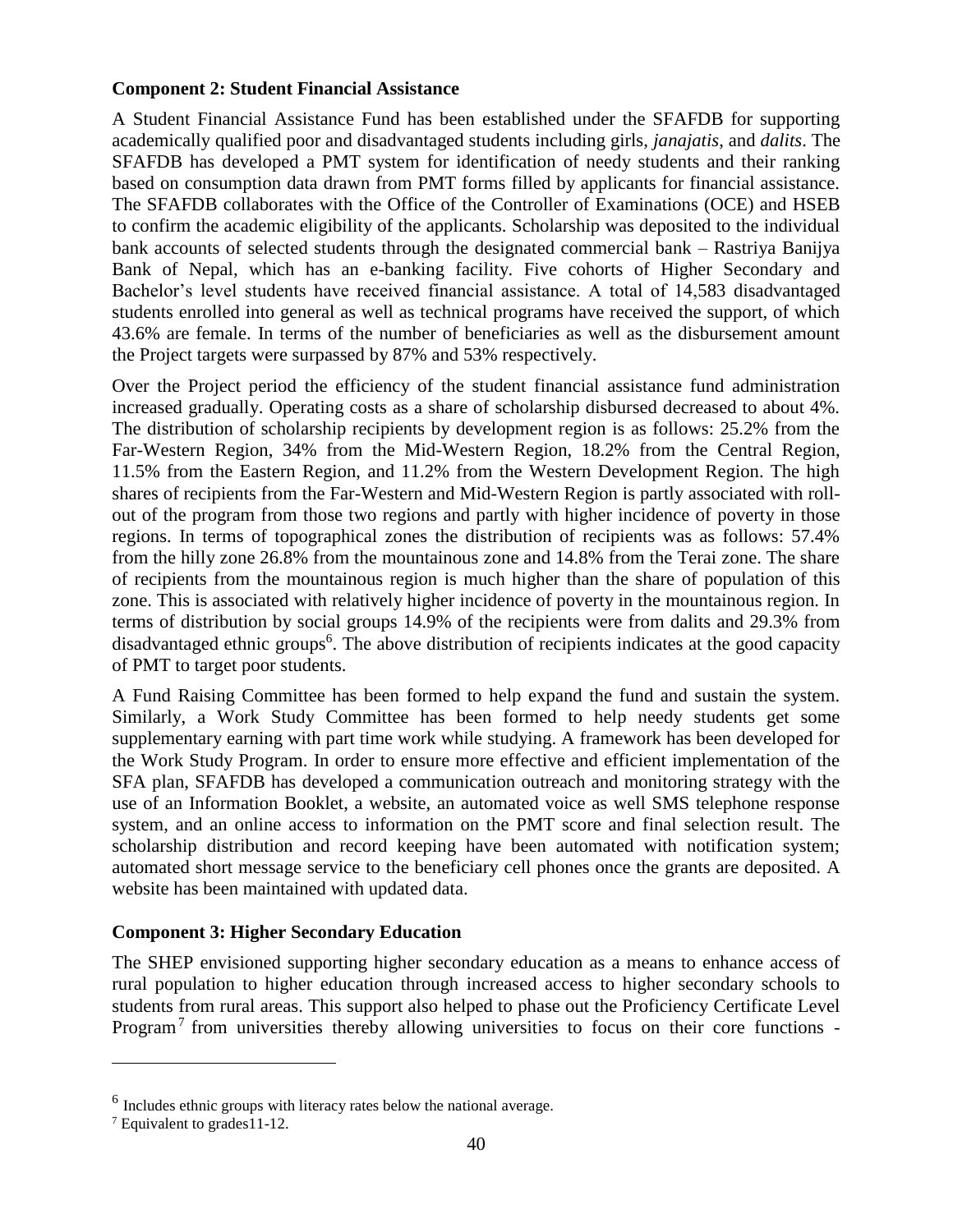**Component 2: Student Financial Assistance**

A Student Financial Assistance Fund has been established under the SFAFDB for supporting academically qualified poor and disadvantaged students including girls, *janajatis*, and *dalits*. The SFAFDB has developed a PMT system for identification of needy students and their ranking based on consumption data drawn from PMT forms filled by applicants for financial assistance. The SFAFDB collaborates with the Office of the Controller of Examinations (OCE) and HSEB to confirm the academic eligibility of the applicants. Scholarship was deposited to the individual bank accounts of selected students through the designated commercial bank – Rastriya Banijya Bank of Nepal, which has an e-banking facility. Five cohorts of Higher Secondary and Bachelor's level students have received financial assistance. A total of 14,583 disadvantaged students enrolled into general as well as technical programs have received the support, of which 43.6% are female. In terms of the number of beneficiaries as well as the disbursement amount the Project targets were surpassed by 87% and 53% respectively.

Over the Project period the efficiency of the student financial assistance fund administration increased gradually. Operating costs as a share of scholarship disbursed decreased to about 4%. The distribution of scholarship recipients by development region is as follows: 25.2% from the Far-Western Region, 34% from the Mid-Western Region, 18.2% from the Central Region, 11.5% from the Eastern Region, and 11.2% from the Western Development Region. The high shares of recipients from the Far-Western and Mid-Western Region is partly associated with roll-out of the program from those two regions and partly with higher incidence of poverty in those regions. In terms of topographical zones the distribution of recipients was as follows: 57.4% from the hilly zone 26.8% from the mountainous zone and 14.8% from the Terai zone. The share of recipients from the mountainous region is much higher than the share of population of this zone. This is associated with relatively higher incidence of poverty in the mountainous region. In terms of distribution by social groups 14.9% of the recipients were from dalits and 29.3% from disadvantaged ethnic groups[6]. The above distribution of recipients indicates at the good capacity of PMT to target poor students.

A Fund Raising Committee has been formed to help expand the fund and sustain the system. Similarly, a Work Study Committee has been formed to help needy students get some supplementary earning with part time work while studying. A framework has been developed for the Work Study Program. In order to ensure more effective and efficient implementation of the SFA plan, SFAFDB has developed a communication outreach and monitoring strategy with the use of an Information Booklet, a website, an automated voice as well SMS telephone response system, and an online access to information on the PMT score and final selection result. The scholarship distribution and record keeping have been automated with notification system; automated short message service to the beneficiary cell phones once the grants are deposited. A website has been maintained with updated data.

**Component 3: Higher Secondary Education**

The SHEP envisioned supporting higher secondary education as a means to enhance access of rural population to higher education through increased access to higher secondary schools to students from rural areas. This support also helped to phase out the Proficiency Certificate Level Program[7] from universities thereby allowing universities to focus on their core functions -

---

[6] Includes ethnic groups with literacy rates below the national average.

[7] Equivalent to grades11-12.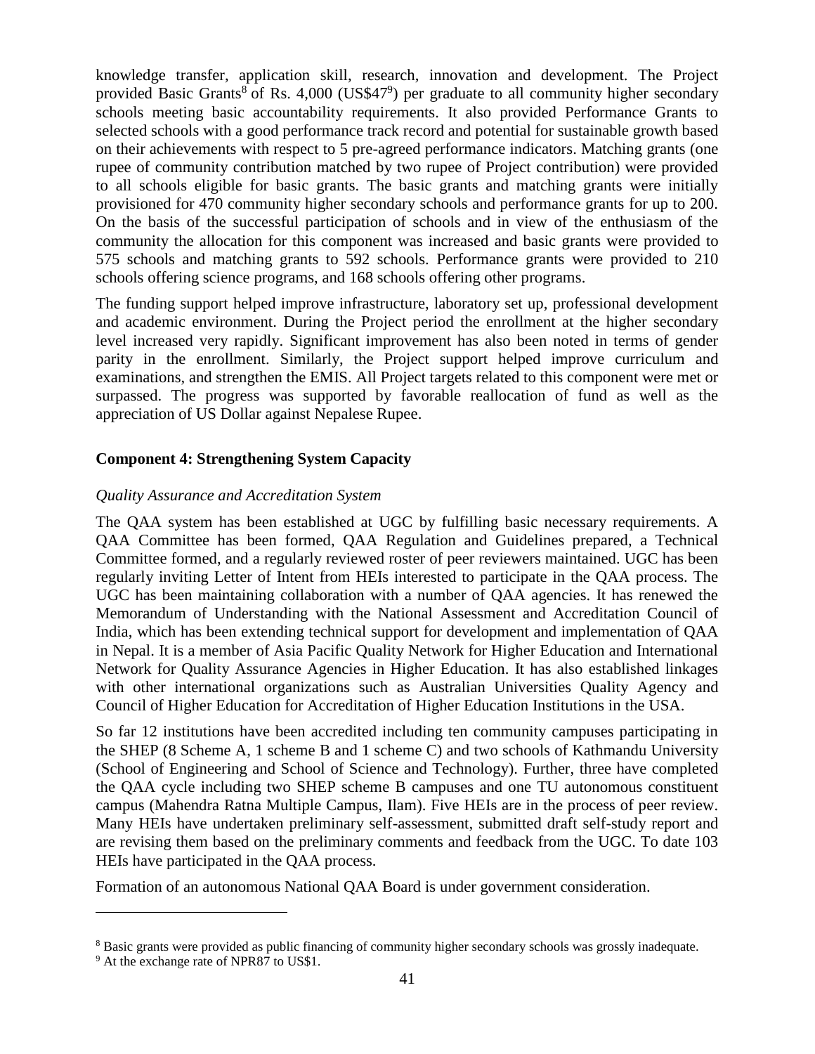knowledge transfer, application skill, research, innovation and development. The Project provided Basic Grants[8] of Rs. 4,000 (US$47[9]) per graduate to all community higher secondary schools meeting basic accountability requirements. It also provided Performance Grants to selected schools with a good performance track record and potential for sustainable growth based on their achievements with respect to 5 pre-agreed performance indicators. Matching grants (one rupee of community contribution matched by two rupee of Project contribution) were provided to all schools eligible for basic grants. The basic grants and matching grants were initially provisioned for 470 community higher secondary schools and performance grants for up to 200. On the basis of the successful participation of schools and in view of the enthusiasm of the community the allocation for this component was increased and basic grants were provided to 575 schools and matching grants to 592 schools. Performance grants were provided to 210 schools offering science programs, and 168 schools offering other programs.

The funding support helped improve infrastructure, laboratory set up, professional development and academic environment. During the Project period the enrollment at the higher secondary level increased very rapidly. Significant improvement has also been noted in terms of gender parity in the enrollment. Similarly, the Project support helped improve curriculum and examinations, and strengthen the EMIS. All Project targets related to this component were met or surpassed. The progress was supported by favorable reallocation of fund as well as the appreciation of US Dollar against Nepalese Rupee.

**Component 4: Strengthening System Capacity**

*Quality Assurance and Accreditation System*

The QAA system has been established at UGC by fulfilling basic necessary requirements. A QAA Committee has been formed, QAA Regulation and Guidelines prepared, a Technical Committee formed, and a regularly reviewed roster of peer reviewers maintained. UGC has been regularly inviting Letter of Intent from HEIs interested to participate in the QAA process. The UGC has been maintaining collaboration with a number of QAA agencies. It has renewed the Memorandum of Understanding with the National Assessment and Accreditation Council of India, which has been extending technical support for development and implementation of QAA in Nepal. It is a member of Asia Pacific Quality Network for Higher Education and International Network for Quality Assurance Agencies in Higher Education. It has also established linkages with other international organizations such as Australian Universities Quality Agency and Council of Higher Education for Accreditation of Higher Education Institutions in the USA.

So far 12 institutions have been accredited including ten community campuses participating in the SHEP (8 Scheme A, 1 scheme B and 1 scheme C) and two schools of Kathmandu University (School of Engineering and School of Science and Technology). Further, three have completed the QAA cycle including two SHEP scheme B campuses and one TU autonomous constituent campus (Mahendra Ratna Multiple Campus, Ilam). Five HEIs are in the process of peer review. Many HEIs have undertaken preliminary self-assessment, submitted draft self-study report and are revising them based on the preliminary comments and feedback from the UGC. To date 103 HEIs have participated in the QAA process.

Formation of an autonomous National QAA Board is under government consideration.

---

[8] Basic grants were provided as public financing of community higher secondary schools was grossly inadequate.

[9] At the exchange rate of NPR87 to US$1.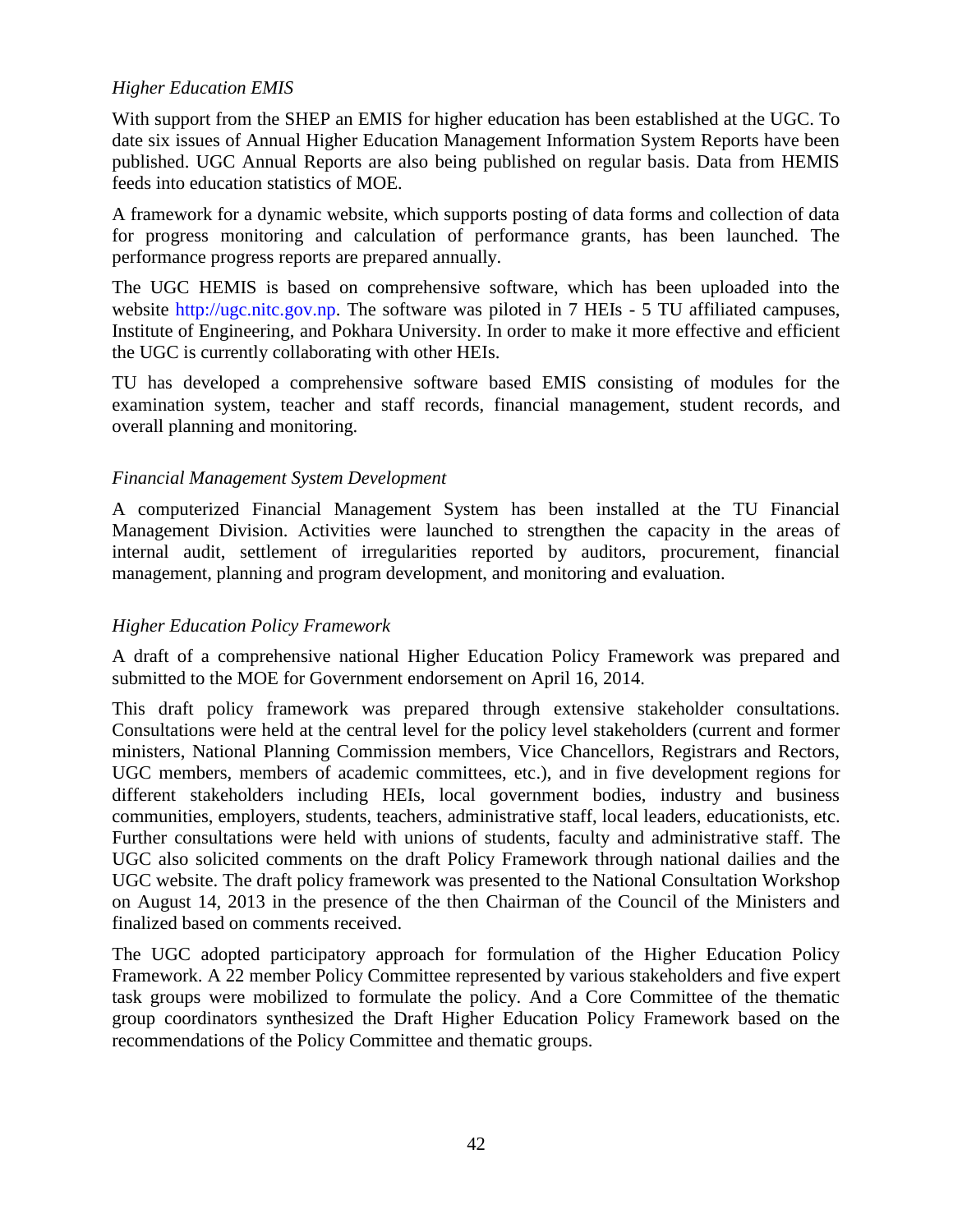*Higher Education EMIS*

With support from the SHEP an EMIS for higher education has been established at the UGC. To date six issues of Annual Higher Education Management Information System Reports have been published. UGC Annual Reports are also being published on regular basis. Data from HEMIS feeds into education statistics of MOE.

A framework for a dynamic website, which supports posting of data forms and collection of data for progress monitoring and calculation of performance grants, has been launched. The performance progress reports are prepared annually.

The UGC HEMIS is based on comprehensive software, which has been uploaded into the website http://ugc.nitc.gov.np. The software was piloted in 7 HEIs - 5 TU affiliated campuses, Institute of Engineering, and Pokhara University. In order to make it more effective and efficient the UGC is currently collaborating with other HEIs.

TU has developed a comprehensive software based EMIS consisting of modules for the examination system, teacher and staff records, financial management, student records, and overall planning and monitoring.

*Financial Management System Development*

A computerized Financial Management System has been installed at the TU Financial Management Division. Activities were launched to strengthen the capacity in the areas of internal audit, settlement of irregularities reported by auditors, procurement, financial management, planning and program development, and monitoring and evaluation.

*Higher Education Policy Framework*

A draft of a comprehensive national Higher Education Policy Framework was prepared and submitted to the MOE for Government endorsement on April 16, 2014.

This draft policy framework was prepared through extensive stakeholder consultations. Consultations were held at the central level for the policy level stakeholders (current and former ministers, National Planning Commission members, Vice Chancellors, Registrars and Rectors, UGC members, members of academic committees, etc.), and in five development regions for different stakeholders including HEIs, local government bodies, industry and business communities, employers, students, teachers, administrative staff, local leaders, educationists, etc. Further consultations were held with unions of students, faculty and administrative staff. The UGC also solicited comments on the draft Policy Framework through national dailies and the UGC website. The draft policy framework was presented to the National Consultation Workshop on August 14, 2013 in the presence of the then Chairman of the Council of the Ministers and finalized based on comments received.

The UGC adopted participatory approach for formulation of the Higher Education Policy Framework. A 22 member Policy Committee represented by various stakeholders and five expert task groups were mobilized to formulate the policy. And a Core Committee of the thematic group coordinators synthesized the Draft Higher Education Policy Framework based on the recommendations of the Policy Committee and thematic groups.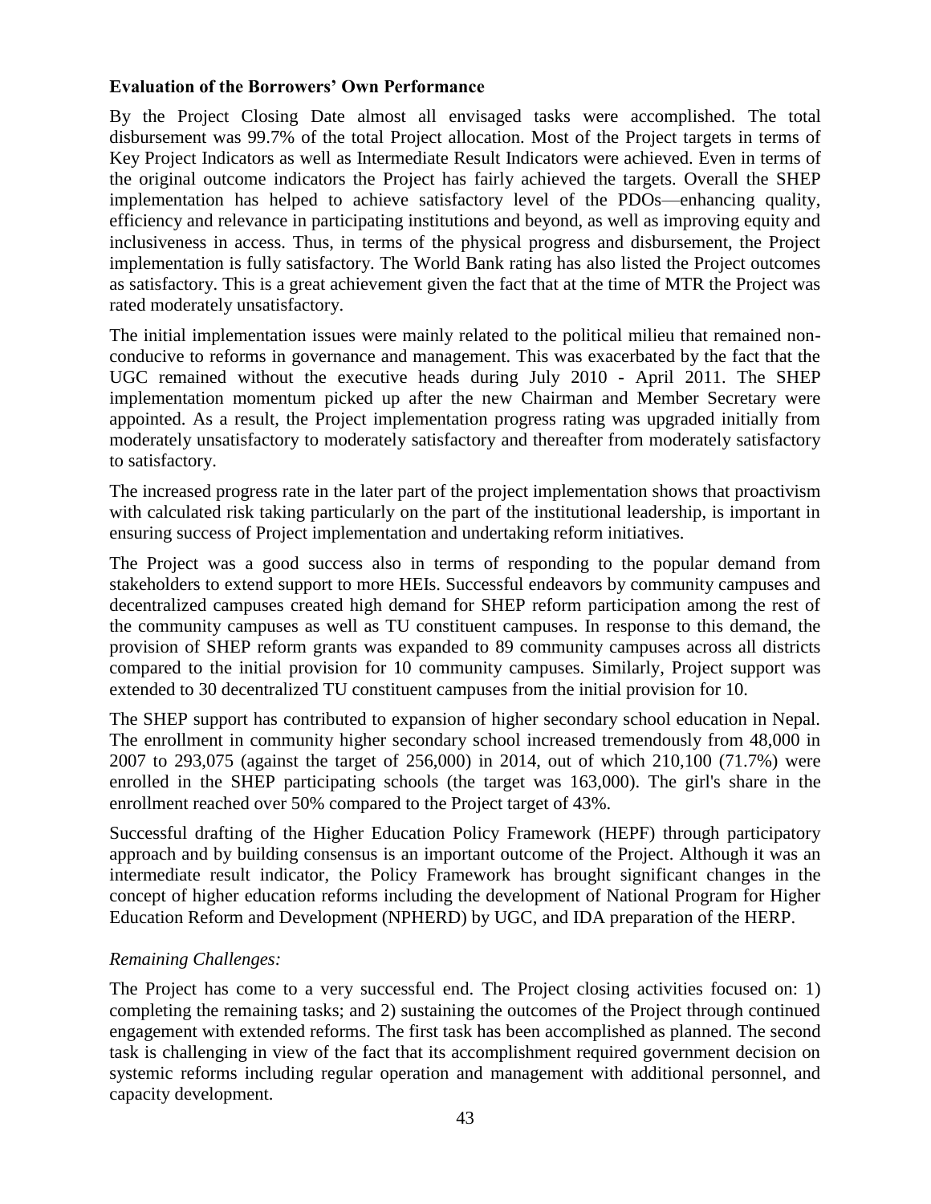**Evaluation of the Borrowers' Own Performance**

By the Project Closing Date almost all envisaged tasks were accomplished. The total disbursement was 99.7% of the total Project allocation. Most of the Project targets in terms of Key Project Indicators as well as Intermediate Result Indicators were achieved. Even in terms of the original outcome indicators the Project has fairly achieved the targets. Overall the SHEP implementation has helped to achieve satisfactory level of the PDOs—enhancing quality, efficiency and relevance in participating institutions and beyond, as well as improving equity and inclusiveness in access. Thus, in terms of the physical progress and disbursement, the Project implementation is fully satisfactory. The World Bank rating has also listed the Project outcomes as satisfactory. This is a great achievement given the fact that at the time of MTR the Project was rated moderately unsatisfactory.

The initial implementation issues were mainly related to the political milieu that remained non-conducive to reforms in governance and management. This was exacerbated by the fact that the UGC remained without the executive heads during July 2010 - April 2011. The SHEP implementation momentum picked up after the new Chairman and Member Secretary were appointed. As a result, the Project implementation progress rating was upgraded initially from moderately unsatisfactory to moderately satisfactory and thereafter from moderately satisfactory to satisfactory.

The increased progress rate in the later part of the project implementation shows that proactivism with calculated risk taking particularly on the part of the institutional leadership, is important in ensuring success of Project implementation and undertaking reform initiatives.

The Project was a good success also in terms of responding to the popular demand from stakeholders to extend support to more HEIs. Successful endeavors by community campuses and decentralized campuses created high demand for SHEP reform participation among the rest of the community campuses as well as TU constituent campuses. In response to this demand, the provision of SHEP reform grants was expanded to 89 community campuses across all districts compared to the initial provision for 10 community campuses. Similarly, Project support was extended to 30 decentralized TU constituent campuses from the initial provision for 10.

The SHEP support has contributed to expansion of higher secondary school education in Nepal. The enrollment in community higher secondary school increased tremendously from 48,000 in 2007 to 293,075 (against the target of 256,000) in 2014, out of which 210,100 (71.7%) were enrolled in the SHEP participating schools (the target was 163,000). The girl's share in the enrollment reached over 50% compared to the Project target of 43%.

Successful drafting of the Higher Education Policy Framework (HEPF) through participatory approach and by building consensus is an important outcome of the Project. Although it was an intermediate result indicator, the Policy Framework has brought significant changes in the concept of higher education reforms including the development of National Program for Higher Education Reform and Development (NPHERD) by UGC, and IDA preparation of the HERP.

*Remaining Challenges:*

The Project has come to a very successful end. The Project closing activities focused on: 1) completing the remaining tasks; and 2) sustaining the outcomes of the Project through continued engagement with extended reforms. The first task has been accomplished as planned. The second task is challenging in view of the fact that its accomplishment required government decision on systemic reforms including regular operation and management with additional personnel, and capacity development.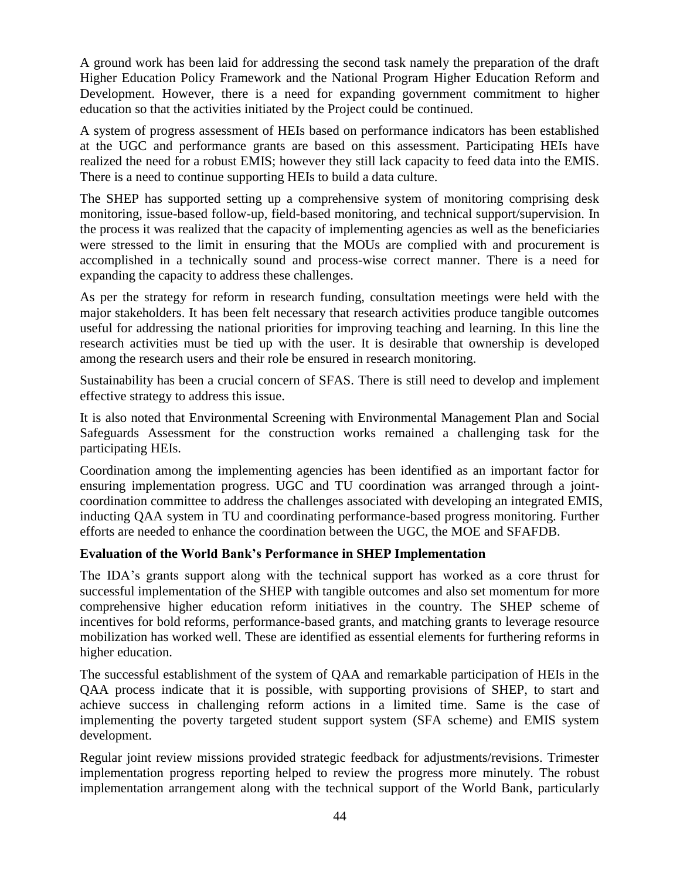A ground work has been laid for addressing the second task namely the preparation of the draft Higher Education Policy Framework and the National Program Higher Education Reform and Development. However, there is a need for expanding government commitment to higher education so that the activities initiated by the Project could be continued.

A system of progress assessment of HEIs based on performance indicators has been established at the UGC and performance grants are based on this assessment. Participating HEIs have realized the need for a robust EMIS; however they still lack capacity to feed data into the EMIS. There is a need to continue supporting HEIs to build a data culture.

The SHEP has supported setting up a comprehensive system of monitoring comprising desk monitoring, issue-based follow-up, field-based monitoring, and technical support/supervision. In the process it was realized that the capacity of implementing agencies as well as the beneficiaries were stressed to the limit in ensuring that the MOUs are complied with and procurement is accomplished in a technically sound and process-wise correct manner. There is a need for expanding the capacity to address these challenges.

As per the strategy for reform in research funding, consultation meetings were held with the major stakeholders. It has been felt necessary that research activities produce tangible outcomes useful for addressing the national priorities for improving teaching and learning. In this line the research activities must be tied up with the user. It is desirable that ownership is developed among the research users and their role be ensured in research monitoring.

Sustainability has been a crucial concern of SFAS. There is still need to develop and implement effective strategy to address this issue.

It is also noted that Environmental Screening with Environmental Management Plan and Social Safeguards Assessment for the construction works remained a challenging task for the participating HEIs.

Coordination among the implementing agencies has been identified as an important factor for ensuring implementation progress. UGC and TU coordination was arranged through a joint-coordination committee to address the challenges associated with developing an integrated EMIS, inducting QAA system in TU and coordinating performance-based progress monitoring. Further efforts are needed to enhance the coordination between the UGC, the MOE and SFAFDB.

**Evaluation of the World Bank's Performance in SHEP Implementation**

The IDA's grants support along with the technical support has worked as a core thrust for successful implementation of the SHEP with tangible outcomes and also set momentum for more comprehensive higher education reform initiatives in the country. The SHEP scheme of incentives for bold reforms, performance-based grants, and matching grants to leverage resource mobilization has worked well. These are identified as essential elements for furthering reforms in higher education.

The successful establishment of the system of QAA and remarkable participation of HEIs in the QAA process indicate that it is possible, with supporting provisions of SHEP, to start and achieve success in challenging reform actions in a limited time. Same is the case of implementing the poverty targeted student support system (SFA scheme) and EMIS system development.

Regular joint review missions provided strategic feedback for adjustments/revisions. Trimester implementation progress reporting helped to review the progress more minutely. The robust implementation arrangement along with the technical support of the World Bank, particularly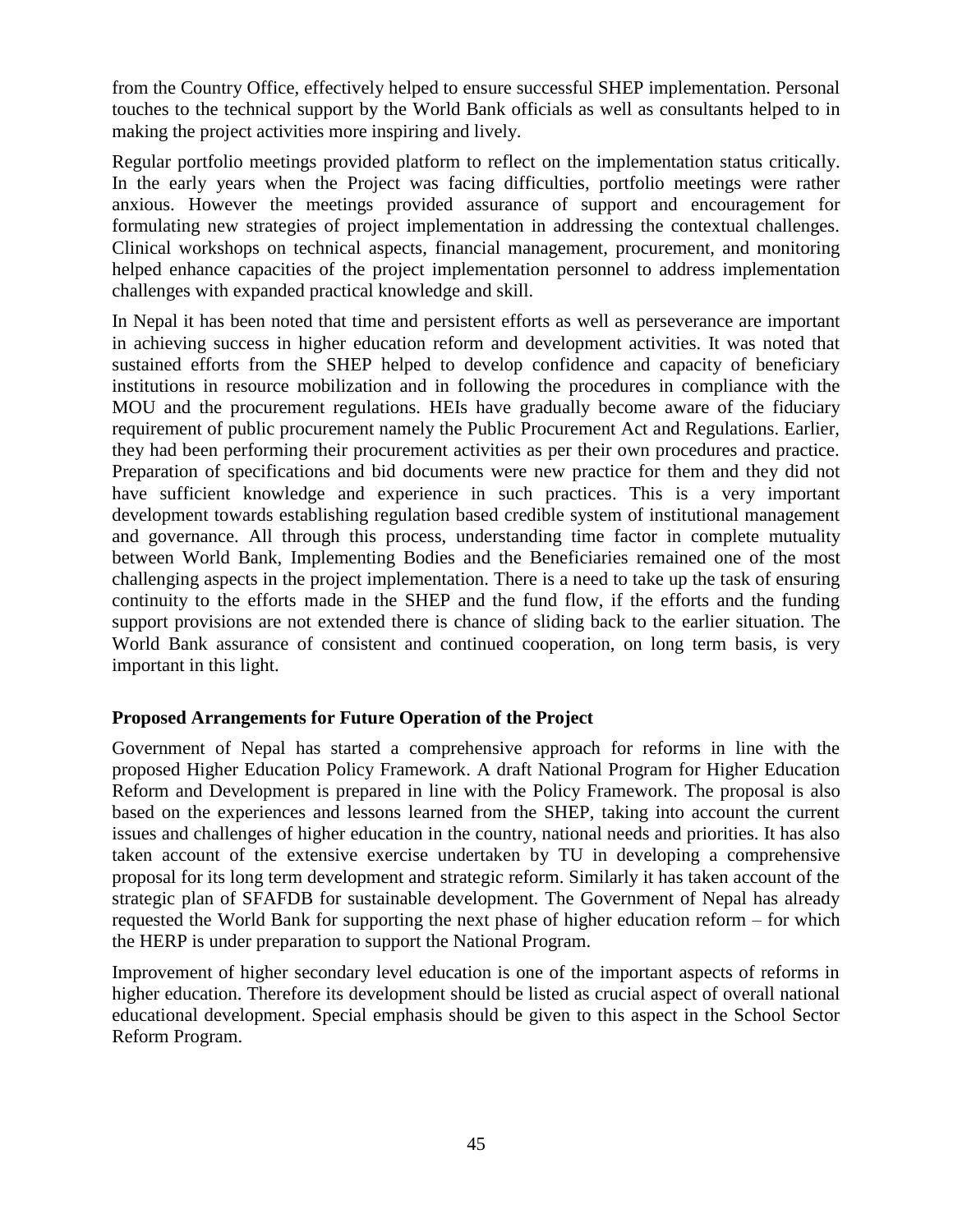from the Country Office, effectively helped to ensure successful SHEP implementation. Personal touches to the technical support by the World Bank officials as well as consultants helped to in making the project activities more inspiring and lively.

Regular portfolio meetings provided platform to reflect on the implementation status critically. In the early years when the Project was facing difficulties, portfolio meetings were rather anxious. However the meetings provided assurance of support and encouragement for formulating new strategies of project implementation in addressing the contextual challenges. Clinical workshops on technical aspects, financial management, procurement, and monitoring helped enhance capacities of the project implementation personnel to address implementation challenges with expanded practical knowledge and skill.

In Nepal it has been noted that time and persistent efforts as well as perseverance are important in achieving success in higher education reform and development activities. It was noted that sustained efforts from the SHEP helped to develop confidence and capacity of beneficiary institutions in resource mobilization and in following the procedures in compliance with the MOU and the procurement regulations. HEIs have gradually become aware of the fiduciary requirement of public procurement namely the Public Procurement Act and Regulations. Earlier, they had been performing their procurement activities as per their own procedures and practice. Preparation of specifications and bid documents were new practice for them and they did not have sufficient knowledge and experience in such practices. This is a very important development towards establishing regulation based credible system of institutional management and governance. All through this process, understanding time factor in complete mutuality between World Bank, Implementing Bodies and the Beneficiaries remained one of the most challenging aspects in the project implementation. There is a need to take up the task of ensuring continuity to the efforts made in the SHEP and the fund flow, if the efforts and the funding support provisions are not extended there is chance of sliding back to the earlier situation. The World Bank assurance of consistent and continued cooperation, on long term basis, is very important in this light.

**Proposed Arrangements for Future Operation of the Project**

Government of Nepal has started a comprehensive approach for reforms in line with the proposed Higher Education Policy Framework. A draft National Program for Higher Education Reform and Development is prepared in line with the Policy Framework. The proposal is also based on the experiences and lessons learned from the SHEP, taking into account the current issues and challenges of higher education in the country, national needs and priorities. It has also taken account of the extensive exercise undertaken by TU in developing a comprehensive proposal for its long term development and strategic reform. Similarly it has taken account of the strategic plan of SFAFDB for sustainable development. The Government of Nepal has already requested the World Bank for supporting the next phase of higher education reform – for which the HERP is under preparation to support the National Program.

Improvement of higher secondary level education is one of the important aspects of reforms in higher education. Therefore its development should be listed as crucial aspect of overall national educational development. Special emphasis should be given to this aspect in the School Sector Reform Program.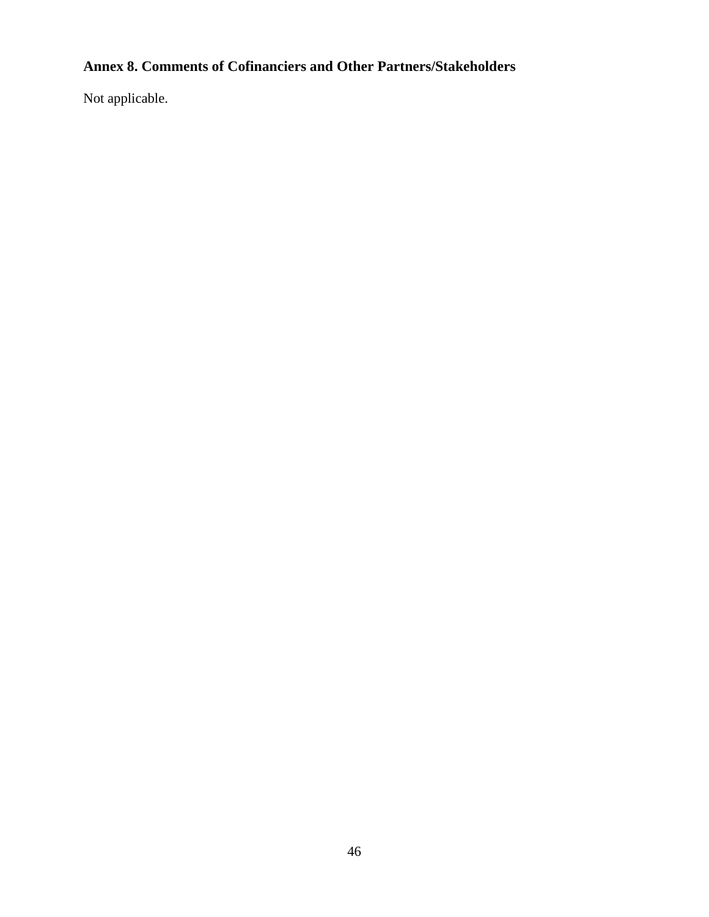## Annex 8. Comments of Cofinanciers and Other Partners/Stakeholders

Not applicable.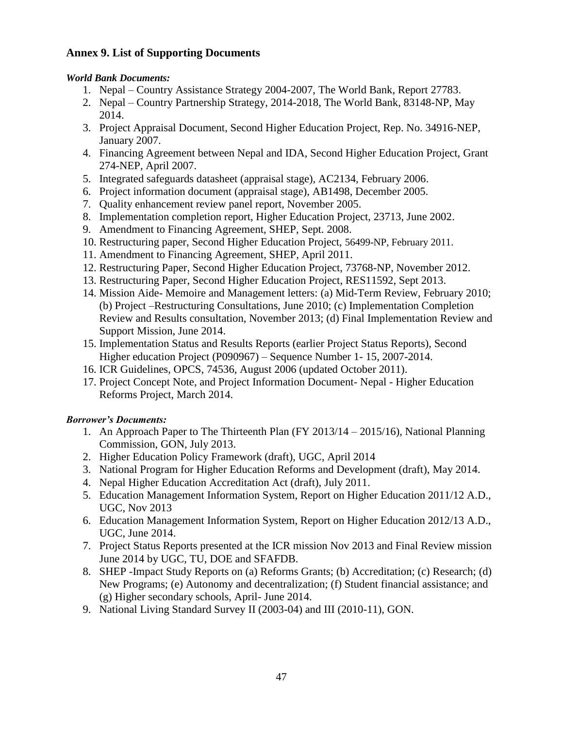## Annex 9. List of Supporting Documents

***World Bank Documents:***

1. Nepal – Country Assistance Strategy 2004-2007, The World Bank, Report 27783.
2. Nepal – Country Partnership Strategy, 2014-2018, The World Bank, 83148-NP, May 2014.
3. Project Appraisal Document, Second Higher Education Project, Rep. No. 34916-NEP, January 2007.
4. Financing Agreement between Nepal and IDA, Second Higher Education Project, Grant 274-NEP, April 2007.
5. Integrated safeguards datasheet (appraisal stage), AC2134, February 2006.
6. Project information document (appraisal stage), AB1498, December 2005.
7. Quality enhancement review panel report, November 2005.
8. Implementation completion report, Higher Education Project, 23713, June 2002.
9. Amendment to Financing Agreement, SHEP, Sept. 2008.
10. Restructuring paper, Second Higher Education Project, 56499-NP, February 2011.
11. Amendment to Financing Agreement, SHEP, April 2011.
12. Restructuring Paper, Second Higher Education Project, 73768-NP, November 2012.
13. Restructuring Paper, Second Higher Education Project, RES11592, Sept 2013.
14. Mission Aide- Memoire and Management letters: (a) Mid-Term Review, February 2010; (b) Project –Restructuring Consultations, June 2010; (c) Implementation Completion Review and Results consultation, November 2013; (d) Final Implementation Review and Support Mission, June 2014.
15. Implementation Status and Results Reports (earlier Project Status Reports), Second Higher education Project (P090967) – Sequence Number 1- 15, 2007-2014.
16. ICR Guidelines, OPCS, 74536, August 2006 (updated October 2011).
17. Project Concept Note, and Project Information Document- Nepal - Higher Education Reforms Project, March 2014.

***Borrower's Documents:***

1. An Approach Paper to The Thirteenth Plan (FY 2013/14 – 2015/16), National Planning Commission, GON, July 2013.
2. Higher Education Policy Framework (draft), UGC, April 2014
3. National Program for Higher Education Reforms and Development (draft), May 2014.
4. Nepal Higher Education Accreditation Act (draft), July 2011.
5. Education Management Information System, Report on Higher Education 2011/12 A.D., UGC, Nov 2013
6. Education Management Information System, Report on Higher Education 2012/13 A.D., UGC, June 2014.
7. Project Status Reports presented at the ICR mission Nov 2013 and Final Review mission June 2014 by UGC, TU, DOE and SFAFDB.
8. SHEP -Impact Study Reports on (a) Reforms Grants; (b) Accreditation; (c) Research; (d) New Programs; (e) Autonomy and decentralization; (f) Student financial assistance; and (g) Higher secondary schools, April- June 2014.
9. National Living Standard Survey II (2003-04) and III (2010-11), GON.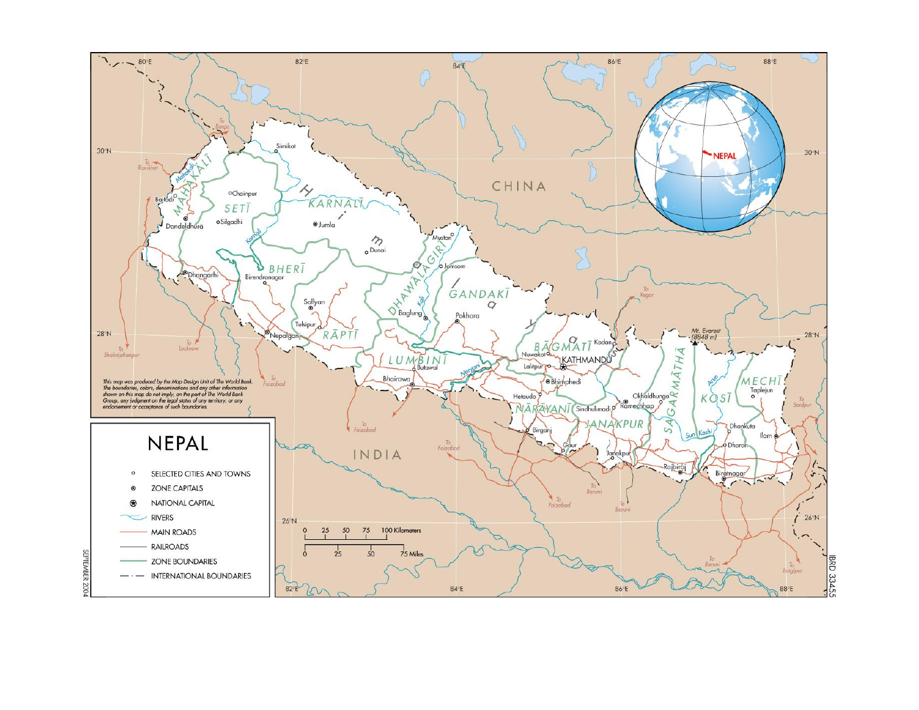# NEPAL

- SELECTED CITIES AND TOWNS
- ZONE CAPITALS
- NATIONAL CAPITAL
- RIVERS
- MAIN ROADS
- RAILROADS
- ZONE BOUNDARIES
- INTERNATIONAL BOUNDARIES

*This map was produced by the Map Design Unit of The World Bank. The boundaries, colors, denominations and any other information shown on this map do not imply, on the part of The World Bank Group, any judgment on the legal status of any territory, or any endorsement or acceptance of such boundaries.*

0 25 50 75 100 Kilometers

0 25 50 75 Miles

CHINA

INDIA

NEPAL

Himalayas

MAHAKALI
SETI
KARNALI
BHERI
RAPTI
DHAWALAGIRI
GANDAKI
LUMBINI
BAGMATI
NARAYANI
JANAKPUR
SAGARMATHA
KOSI
MECHI

KATHMANDU

Simikot, Chainpur, Baitadi, Silgadhi, Dandeldhura, Jumla, Dunai, Mustang, Jomsom, Dhangarhi, Birendranagar, Sallyan, Tulsipur, Nepalganj, Baglung, Pokhara, Butawal, Bhairawa, Nuwakot, Kodari, Lalitpur, Bhimphedi, Hetauda, Sindhulimadi, Okhaldhunga, Ramechhap, Birganj, Gaur, Janakpur, Rajbiraj, Taplejun, Dhankuta, Dharan, Ilam, Biratnagar

Mt. Everest (8848 m)

Mahakali, Karnali, Kali, Narayani, Arun, Sun Kosi

To Barga, To Ranikhet, To Shahajahanpur, To Lucknow, To Faizabad, To Xegar, To Saidpur, To Barauni, To Jangipur

80°E, 82°E, 84°E, 86°E, 88°E, 30°N, 28°N, 26°N

SEPTEMBER 2004

IBRD 33455